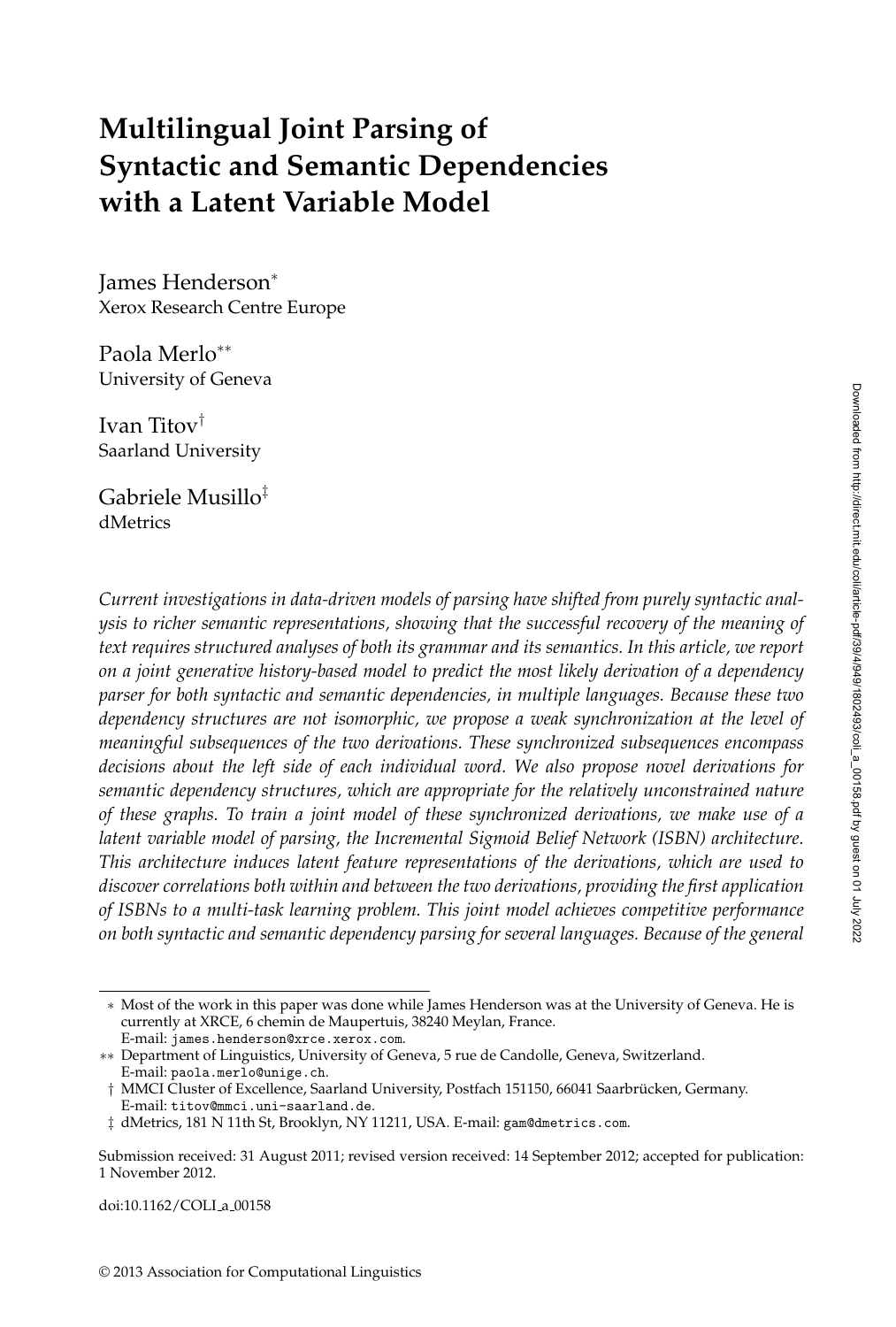# Multilingual Joint Parsing of Syntactic and Semantic Dependencies with a Latent Variable Model

James Henderson*
Xerox Research Centre Europe

Paola Merlo**
University of Geneva

Ivan Titov†
Saarland University

Gabriele Musillo‡
dMetrics

*Current investigations in data-driven models of parsing have shifted from purely syntactic analysis to richer semantic representations, showing that the successful recovery of the meaning of text requires structured analyses of both its grammar and its semantics. In this article, we report on a joint generative history-based model to predict the most likely derivation of a dependency parser for both syntactic and semantic dependencies, in multiple languages. Because these two dependency structures are not isomorphic, we propose a weak synchronization at the level of meaningful subsequences of the two derivations. These synchronized subsequences encompass decisions about the left side of each individual word. We also propose novel derivations for semantic dependency structures, which are appropriate for the relatively unconstrained nature of these graphs. To train a joint model of these synchronized derivations, we make use of a latent variable model of parsing, the Incremental Sigmoid Belief Network (ISBN) architecture. This architecture induces latent feature representations of the derivations, which are used to discover correlations both within and between the two derivations, providing the first application of ISBNs to a multi-task learning problem. This joint model achieves competitive performance on both syntactic and semantic dependency parsing for several languages. Because of the general*

---

\* Most of the work in this paper was done while James Henderson was at the University of Geneva. He is currently at XRCE, 6 chemin de Maupertuis, 38240 Meylan, France. E-mail: james.henderson@xrce.xerox.com.

\*\* Department of Linguistics, University of Geneva, 5 rue de Candolle, Geneva, Switzerland. E-mail: paola.merlo@unige.ch.

† MMCI Cluster of Excellence, Saarland University, Postfach 151150, 66041 Saarbrücken, Germany. E-mail: titov@mmci.uni-saarland.de.

‡ dMetrics, 181 N 11th St, Brooklyn, NY 11211, USA. E-mail: gam@dmetrics.com.

Submission received: 31 August 2011; revised version received: 14 September 2012; accepted for publication: 1 November 2012.

doi:10.1162/COLI_a_00158

© 2013 Association for Computational Linguistics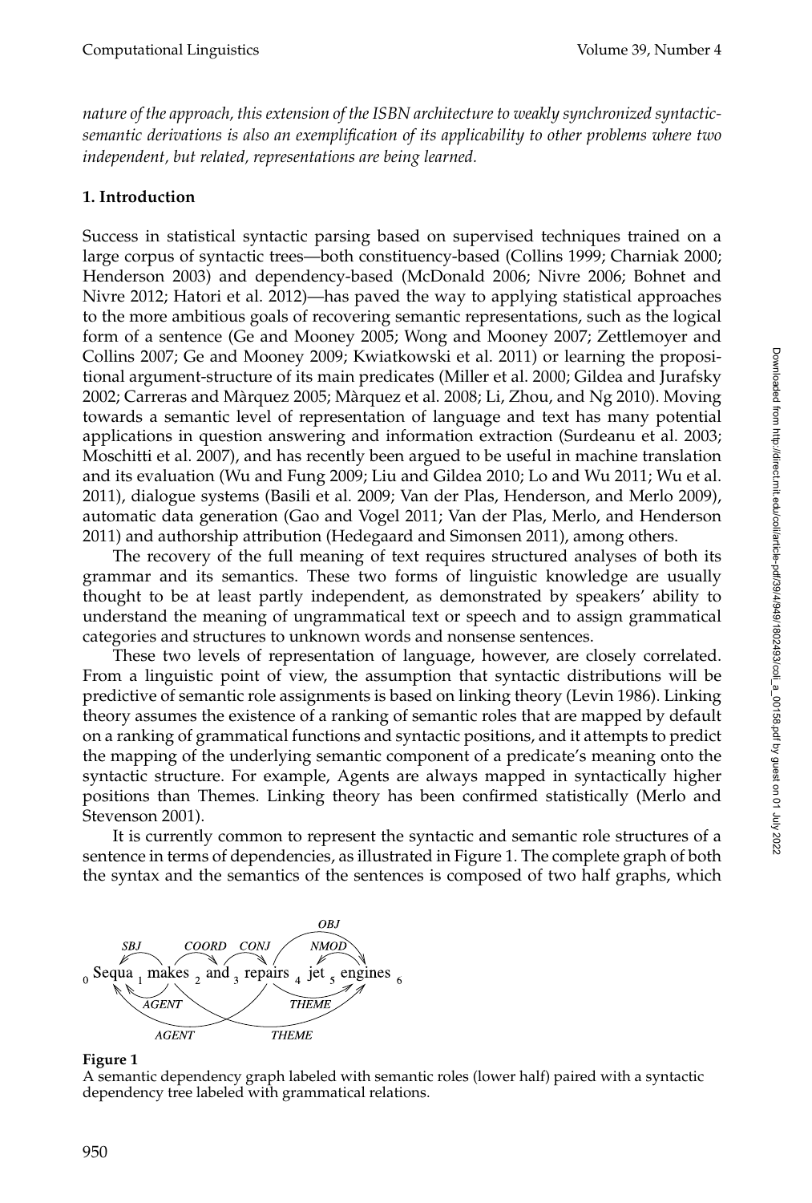*nature of the approach, this extension of the ISBN architecture to weakly synchronized syntactic-semantic derivations is also an exemplification of its applicability to other problems where two independent, but related, representations are being learned.*

## 1. Introduction

Success in statistical syntactic parsing based on supervised techniques trained on a large corpus of syntactic trees—both constituency-based (Collins 1999; Charniak 2000; Henderson 2003) and dependency-based (McDonald 2006; Nivre 2006; Bohnet and Nivre 2012; Hatori et al. 2012)—has paved the way to applying statistical approaches to the more ambitious goals of recovering semantic representations, such as the logical form of a sentence (Ge and Mooney 2005; Wong and Mooney 2007; Zettlemoyer and Collins 2007; Ge and Mooney 2009; Kwiatkowski et al. 2011) or learning the propositional argument-structure of its main predicates (Miller et al. 2000; Gildea and Jurafsky 2002; Carreras and Màrquez 2005; Màrquez et al. 2008; Li, Zhou, and Ng 2010). Moving towards a semantic level of representation of language and text has many potential applications in question answering and information extraction (Surdeanu et al. 2003; Moschitti et al. 2007), and has recently been argued to be useful in machine translation and its evaluation (Wu and Fung 2009; Liu and Gildea 2010; Lo and Wu 2011; Wu et al. 2011), dialogue systems (Basili et al. 2009; Van der Plas, Henderson, and Merlo 2009), automatic data generation (Gao and Vogel 2011; Van der Plas, Merlo, and Henderson 2011) and authorship attribution (Hedegaard and Simonsen 2011), among others.

The recovery of the full meaning of text requires structured analyses of both its grammar and its semantics. These two forms of linguistic knowledge are usually thought to be at least partly independent, as demonstrated by speakers' ability to understand the meaning of ungrammatical text or speech and to assign grammatical categories and structures to unknown words and nonsense sentences.

These two levels of representation of language, however, are closely correlated. From a linguistic point of view, the assumption that syntactic distributions will be predictive of semantic role assignments is based on linking theory (Levin 1986). Linking theory assumes the existence of a ranking of semantic roles that are mapped by default on a ranking of grammatical functions and syntactic positions, and it attempts to predict the mapping of the underlying semantic component of a predicate's meaning onto the syntactic structure. For example, Agents are always mapped in syntactically higher positions than Themes. Linking theory has been confirmed statistically (Merlo and Stevenson 2001).

It is currently common to represent the syntactic and semantic role structures of a sentence in terms of dependencies, as illustrated in Figure 1. The complete graph of both the syntax and the semantics of the sentences is composed of two half graphs, which

**Figure 1**
A semantic dependency graph labeled with semantic roles (lower half) paired with a syntactic dependency tree labeled with grammatical relations.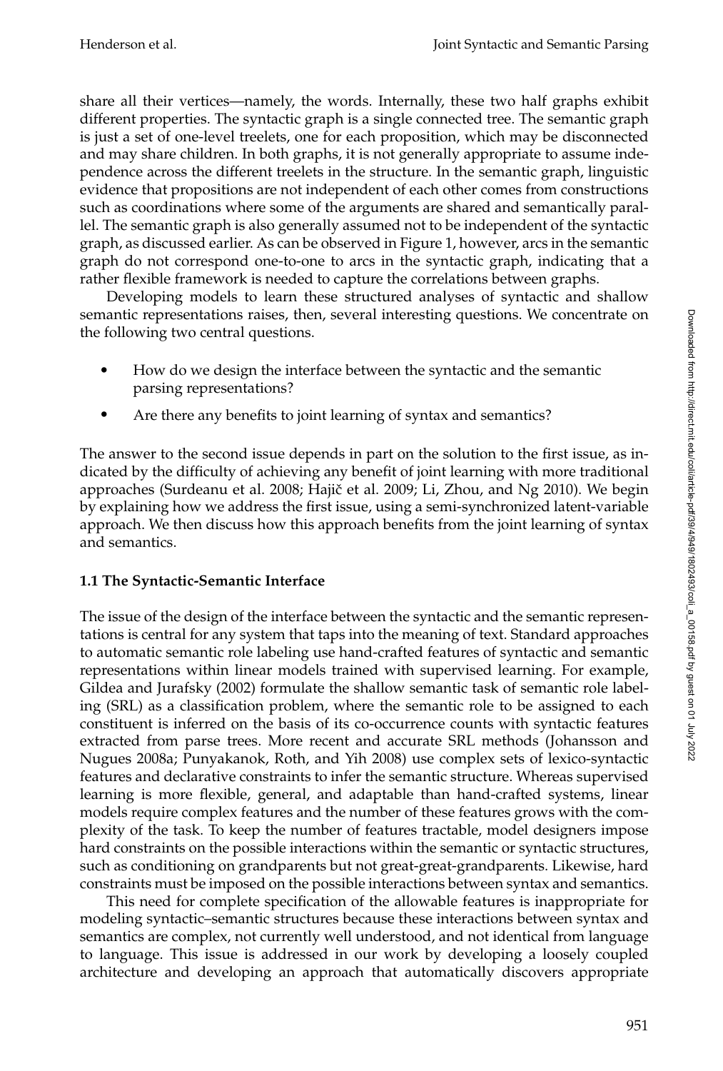share all their vertices—namely, the words. Internally, these two half graphs exhibit different properties. The syntactic graph is a single connected tree. The semantic graph is just a set of one-level treelets, one for each proposition, which may be disconnected and may share children. In both graphs, it is not generally appropriate to assume independence across the different treelets in the structure. In the semantic graph, linguistic evidence that propositions are not independent of each other comes from constructions such as coordinations where some of the arguments are shared and semantically parallel. The semantic graph is also generally assumed not to be independent of the syntactic graph, as discussed earlier. As can be observed in Figure 1, however, arcs in the semantic graph do not correspond one-to-one to arcs in the syntactic graph, indicating that a rather flexible framework is needed to capture the correlations between graphs.

Developing models to learn these structured analyses of syntactic and shallow semantic representations raises, then, several interesting questions. We concentrate on the following two central questions.

- How do we design the interface between the syntactic and the semantic parsing representations?
- Are there any benefits to joint learning of syntax and semantics?

The answer to the second issue depends in part on the solution to the first issue, as indicated by the difficulty of achieving any benefit of joint learning with more traditional approaches (Surdeanu et al. 2008; Hajič et al. 2009; Li, Zhou, and Ng 2010). We begin by explaining how we address the first issue, using a semi-synchronized latent-variable approach. We then discuss how this approach benefits from the joint learning of syntax and semantics.

### 1.1 The Syntactic-Semantic Interface

The issue of the design of the interface between the syntactic and the semantic representations is central for any system that taps into the meaning of text. Standard approaches to automatic semantic role labeling use hand-crafted features of syntactic and semantic representations within linear models trained with supervised learning. For example, Gildea and Jurafsky (2002) formulate the shallow semantic task of semantic role labeling (SRL) as a classification problem, where the semantic role to be assigned to each constituent is inferred on the basis of its co-occurrence counts with syntactic features extracted from parse trees. More recent and accurate SRL methods (Johansson and Nugues 2008a; Punyakanok, Roth, and Yih 2008) use complex sets of lexico-syntactic features and declarative constraints to infer the semantic structure. Whereas supervised learning is more flexible, general, and adaptable than hand-crafted systems, linear models require complex features and the number of these features grows with the complexity of the task. To keep the number of features tractable, model designers impose hard constraints on the possible interactions within the semantic or syntactic structures, such as conditioning on grandparents but not great-great-grandparents. Likewise, hard constraints must be imposed on the possible interactions between syntax and semantics.

This need for complete specification of the allowable features is inappropriate for modeling syntactic–semantic structures because these interactions between syntax and semantics are complex, not currently well understood, and not identical from language to language. This issue is addressed in our work by developing a loosely coupled architecture and developing an approach that automatically discovers appropriate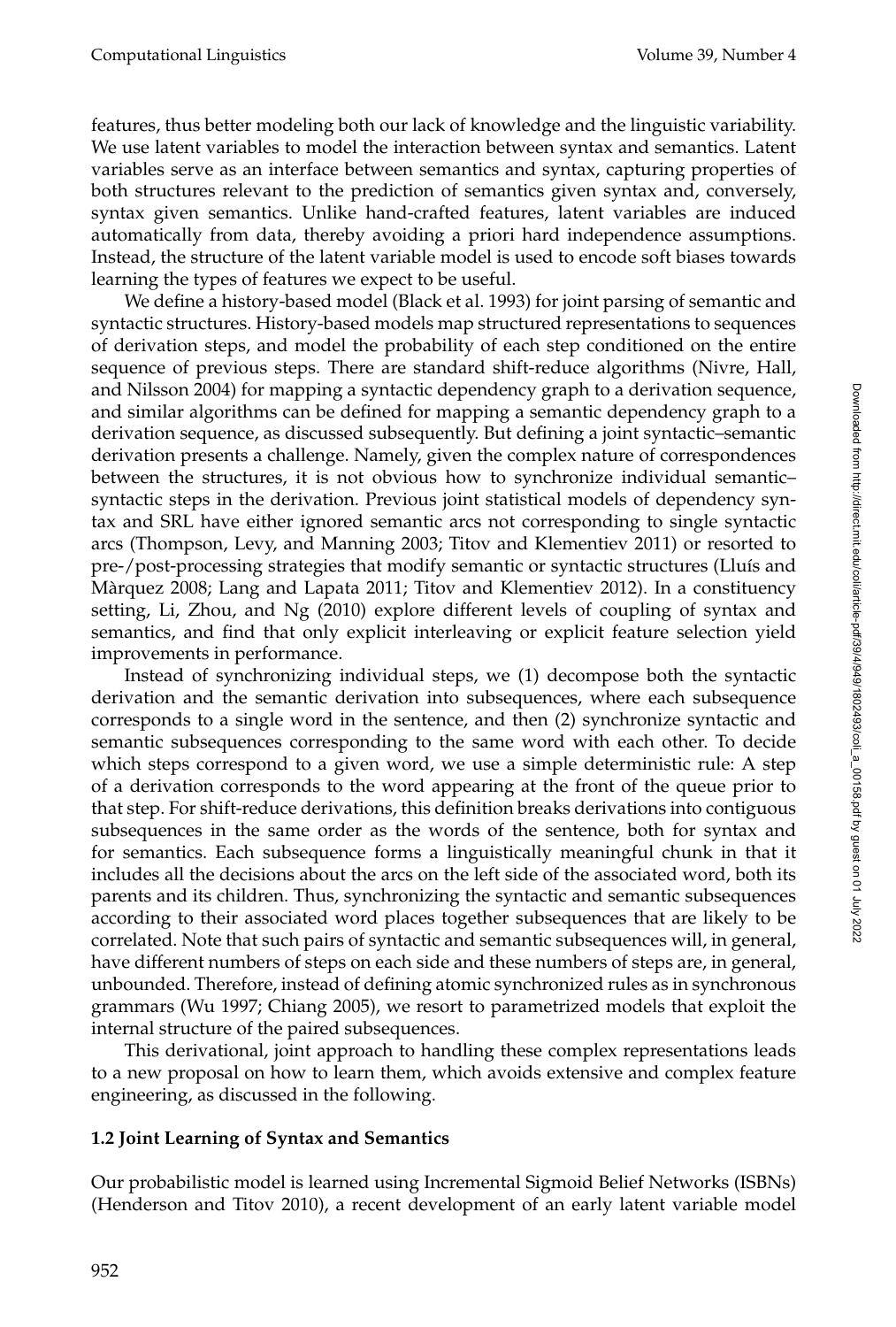features, thus better modeling both our lack of knowledge and the linguistic variability. We use latent variables to model the interaction between syntax and semantics. Latent variables serve as an interface between semantics and syntax, capturing properties of both structures relevant to the prediction of semantics given syntax and, conversely, syntax given semantics. Unlike hand-crafted features, latent variables are induced automatically from data, thereby avoiding a priori hard independence assumptions. Instead, the structure of the latent variable model is used to encode soft biases towards learning the types of features we expect to be useful.

We define a history-based model (Black et al. 1993) for joint parsing of semantic and syntactic structures. History-based models map structured representations to sequences of derivation steps, and model the probability of each step conditioned on the entire sequence of previous steps. There are standard shift-reduce algorithms (Nivre, Hall, and Nilsson 2004) for mapping a syntactic dependency graph to a derivation sequence, and similar algorithms can be defined for mapping a semantic dependency graph to a derivation sequence, as discussed subsequently. But defining a joint syntactic–semantic derivation presents a challenge. Namely, given the complex nature of correspondences between the structures, it is not obvious how to synchronize individual semantic–syntactic steps in the derivation. Previous joint statistical models of dependency syntax and SRL have either ignored semantic arcs not corresponding to single syntactic arcs (Thompson, Levy, and Manning 2003; Titov and Klementiev 2011) or resorted to pre-/post-processing strategies that modify semantic or syntactic structures (Lluís and Màrquez 2008; Lang and Lapata 2011; Titov and Klementiev 2012). In a constituency setting, Li, Zhou, and Ng (2010) explore different levels of coupling of syntax and semantics, and find that only explicit interleaving or explicit feature selection yield improvements in performance.

Instead of synchronizing individual steps, we (1) decompose both the syntactic derivation and the semantic derivation into subsequences, where each subsequence corresponds to a single word in the sentence, and then (2) synchronize syntactic and semantic subsequences corresponding to the same word with each other. To decide which steps correspond to a given word, we use a simple deterministic rule: A step of a derivation corresponds to the word appearing at the front of the queue prior to that step. For shift-reduce derivations, this definition breaks derivations into contiguous subsequences in the same order as the words of the sentence, both for syntax and for semantics. Each subsequence forms a linguistically meaningful chunk in that it includes all the decisions about the arcs on the left side of the associated word, both its parents and its children. Thus, synchronizing the syntactic and semantic subsequences according to their associated word places together subsequences that are likely to be correlated. Note that such pairs of syntactic and semantic subsequences will, in general, have different numbers of steps on each side and these numbers of steps are, in general, unbounded. Therefore, instead of defining atomic synchronized rules as in synchronous grammars (Wu 1997; Chiang 2005), we resort to parametrized models that exploit the internal structure of the paired subsequences.

This derivational, joint approach to handling these complex representations leads to a new proposal on how to learn them, which avoids extensive and complex feature engineering, as discussed in the following.

### 1.2 Joint Learning of Syntax and Semantics

Our probabilistic model is learned using Incremental Sigmoid Belief Networks (ISBNs) (Henderson and Titov 2010), a recent development of an early latent variable model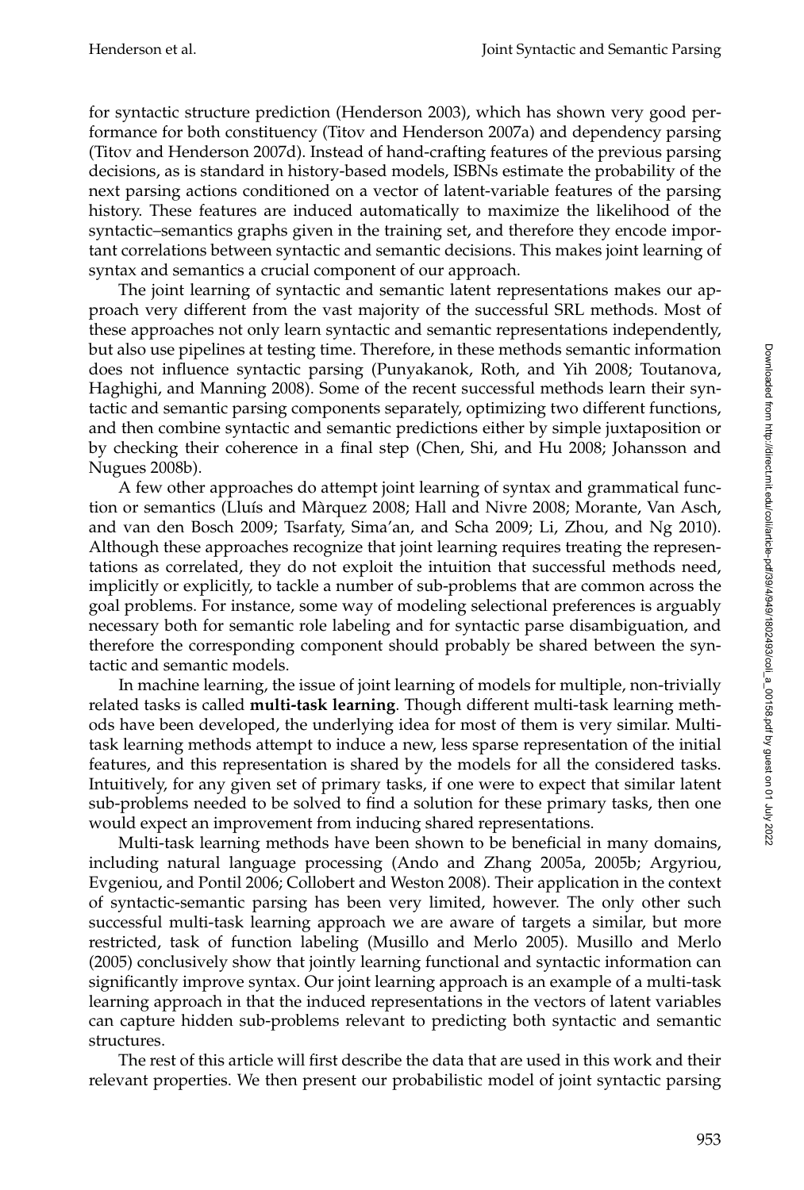for syntactic structure prediction (Henderson 2003), which has shown very good performance for both constituency (Titov and Henderson 2007a) and dependency parsing (Titov and Henderson 2007d). Instead of hand-crafting features of the previous parsing decisions, as is standard in history-based models, ISBNs estimate the probability of the next parsing actions conditioned on a vector of latent-variable features of the parsing history. These features are induced automatically to maximize the likelihood of the syntactic–semantics graphs given in the training set, and therefore they encode important correlations between syntactic and semantic decisions. This makes joint learning of syntax and semantics a crucial component of our approach.

The joint learning of syntactic and semantic latent representations makes our approach very different from the vast majority of the successful SRL methods. Most of these approaches not only learn syntactic and semantic representations independently, but also use pipelines at testing time. Therefore, in these methods semantic information does not influence syntactic parsing (Punyakanok, Roth, and Yih 2008; Toutanova, Haghighi, and Manning 2008). Some of the recent successful methods learn their syntactic and semantic parsing components separately, optimizing two different functions, and then combine syntactic and semantic predictions either by simple juxtaposition or by checking their coherence in a final step (Chen, Shi, and Hu 2008; Johansson and Nugues 2008b).

A few other approaches do attempt joint learning of syntax and grammatical function or semantics (Lluís and Màrquez 2008; Hall and Nivre 2008; Morante, Van Asch, and van den Bosch 2009; Tsarfaty, Sima'an, and Scha 2009; Li, Zhou, and Ng 2010). Although these approaches recognize that joint learning requires treating the representations as correlated, they do not exploit the intuition that successful methods need, implicitly or explicitly, to tackle a number of sub-problems that are common across the goal problems. For instance, some way of modeling selectional preferences is arguably necessary both for semantic role labeling and for syntactic parse disambiguation, and therefore the corresponding component should probably be shared between the syntactic and semantic models.

In machine learning, the issue of joint learning of models for multiple, non-trivially related tasks is called **multi-task learning**. Though different multi-task learning methods have been developed, the underlying idea for most of them is very similar. Multi-task learning methods attempt to induce a new, less sparse representation of the initial features, and this representation is shared by the models for all the considered tasks. Intuitively, for any given set of primary tasks, if one were to expect that similar latent sub-problems needed to be solved to find a solution for these primary tasks, then one would expect an improvement from inducing shared representations.

Multi-task learning methods have been shown to be beneficial in many domains, including natural language processing (Ando and Zhang 2005a, 2005b; Argyriou, Evgeniou, and Pontil 2006; Collobert and Weston 2008). Their application in the context of syntactic-semantic parsing has been very limited, however. The only other such successful multi-task learning approach we are aware of targets a similar, but more restricted, task of function labeling (Musillo and Merlo 2005). Musillo and Merlo (2005) conclusively show that jointly learning functional and syntactic information can significantly improve syntax. Our joint learning approach is an example of a multi-task learning approach in that the induced representations in the vectors of latent variables can capture hidden sub-problems relevant to predicting both syntactic and semantic structures.

The rest of this article will first describe the data that are used in this work and their relevant properties. We then present our probabilistic model of joint syntactic parsing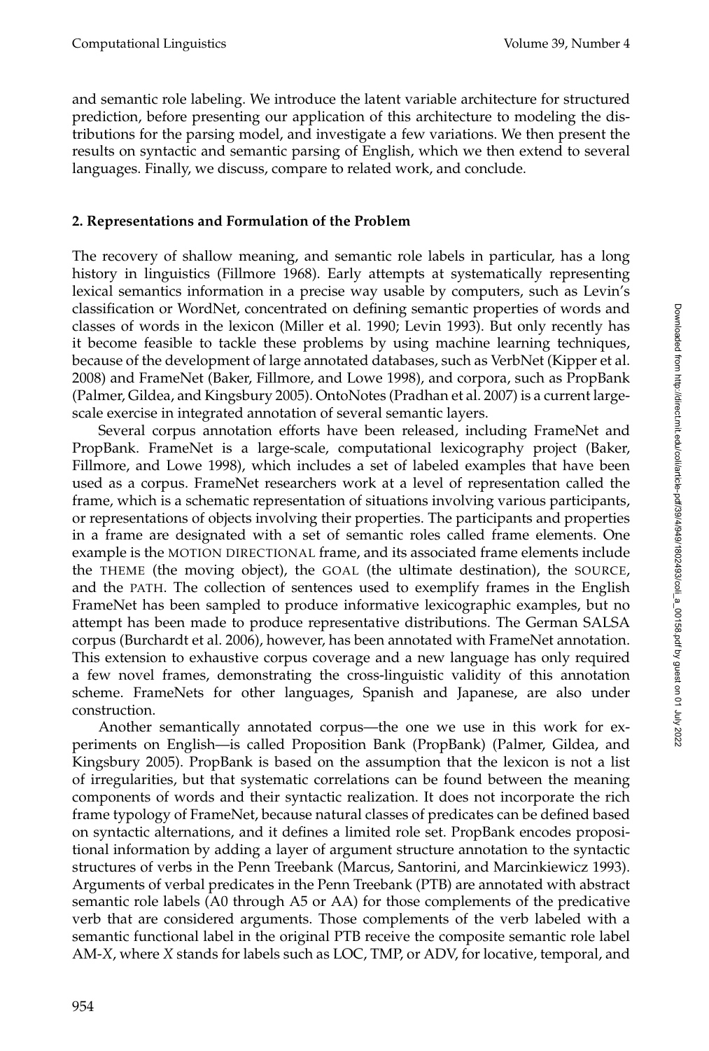and semantic role labeling. We introduce the latent variable architecture for structured prediction, before presenting our application of this architecture to modeling the distributions for the parsing model, and investigate a few variations. We then present the results on syntactic and semantic parsing of English, which we then extend to several languages. Finally, we discuss, compare to related work, and conclude.

## 2. Representations and Formulation of the Problem

The recovery of shallow meaning, and semantic role labels in particular, has a long history in linguistics (Fillmore 1968). Early attempts at systematically representing lexical semantics information in a precise way usable by computers, such as Levin's classification or WordNet, concentrated on defining semantic properties of words and classes of words in the lexicon (Miller et al. 1990; Levin 1993). But only recently has it become feasible to tackle these problems by using machine learning techniques, because of the development of large annotated databases, such as VerbNet (Kipper et al. 2008) and FrameNet (Baker, Fillmore, and Lowe 1998), and corpora, such as PropBank (Palmer, Gildea, and Kingsbury 2005). OntoNotes (Pradhan et al. 2007) is a current large-scale exercise in integrated annotation of several semantic layers.

Several corpus annotation efforts have been released, including FrameNet and PropBank. FrameNet is a large-scale, computational lexicography project (Baker, Fillmore, and Lowe 1998), which includes a set of labeled examples that have been used as a corpus. FrameNet researchers work at a level of representation called the frame, which is a schematic representation of situations involving various participants, or representations of objects involving their properties. The participants and properties in a frame are designated with a set of semantic roles called frame elements. One example is the MOTION DIRECTIONAL frame, and its associated frame elements include the THEME (the moving object), the GOAL (the ultimate destination), the SOURCE, and the PATH. The collection of sentences used to exemplify frames in the English FrameNet has been sampled to produce informative lexicographic examples, but no attempt has been made to produce representative distributions. The German SALSA corpus (Burchardt et al. 2006), however, has been annotated with FrameNet annotation. This extension to exhaustive corpus coverage and a new language has only required a few novel frames, demonstrating the cross-linguistic validity of this annotation scheme. FrameNets for other languages, Spanish and Japanese, are also under construction.

Another semantically annotated corpus—the one we use in this work for experiments on English—is called Proposition Bank (PropBank) (Palmer, Gildea, and Kingsbury 2005). PropBank is based on the assumption that the lexicon is not a list of irregularities, but that systematic correlations can be found between the meaning components of words and their syntactic realization. It does not incorporate the rich frame typology of FrameNet, because natural classes of predicates can be defined based on syntactic alternations, and it defines a limited role set. PropBank encodes propositional information by adding a layer of argument structure annotation to the syntactic structures of verbs in the Penn Treebank (Marcus, Santorini, and Marcinkiewicz 1993). Arguments of verbal predicates in the Penn Treebank (PTB) are annotated with abstract semantic role labels (A0 through A5 or AA) for those complements of the predicative verb that are considered arguments. Those complements of the verb labeled with a semantic functional label in the original PTB receive the composite semantic role label AM-*X*, where *X* stands for labels such as LOC, TMP, or ADV, for locative, temporal, and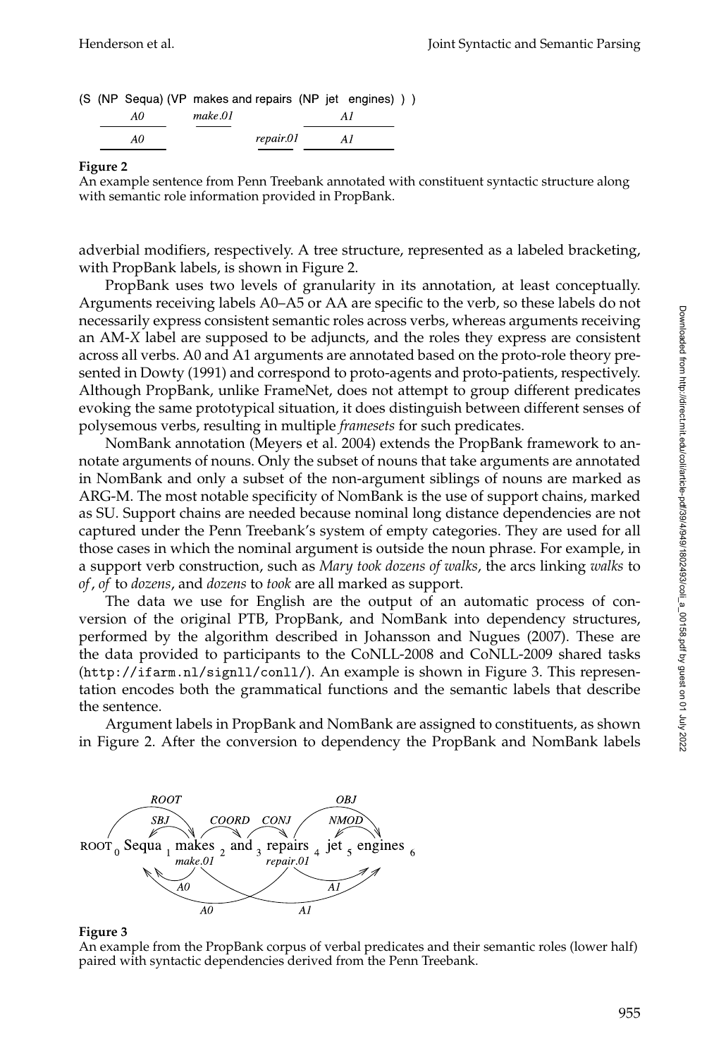(S (NP Sequa) (VP makes and repairs (NP jet engines) ) )

**Figure 2**
An example sentence from Penn Treebank annotated with constituent syntactic structure along with semantic role information provided in PropBank.

adverbial modifiers, respectively. A tree structure, represented as a labeled bracketing, with PropBank labels, is shown in Figure 2.

PropBank uses two levels of granularity in its annotation, at least conceptually. Arguments receiving labels A0–A5 or AA are specific to the verb, so these labels do not necessarily express consistent semantic roles across verbs, whereas arguments receiving an AM-*X* label are supposed to be adjuncts, and the roles they express are consistent across all verbs. A0 and A1 arguments are annotated based on the proto-role theory presented in Dowty (1991) and correspond to proto-agents and proto-patients, respectively. Although PropBank, unlike FrameNet, does not attempt to group different predicates evoking the same prototypical situation, it does distinguish between different senses of polysemous verbs, resulting in multiple *framesets* for such predicates.

NomBank annotation (Meyers et al. 2004) extends the PropBank framework to annotate arguments of nouns. Only the subset of nouns that take arguments are annotated in NomBank and only a subset of the non-argument siblings of nouns are marked as ARG-M. The most notable specificity of NomBank is the use of support chains, marked as SU. Support chains are needed because nominal long distance dependencies are not captured under the Penn Treebank's system of empty categories. They are used for all those cases in which the nominal argument is outside the noun phrase. For example, in a support verb construction, such as *Mary took dozens of walks*, the arcs linking *walks* to *of*, *of* to *dozens*, and *dozens* to *took* are all marked as support.

The data we use for English are the output of an automatic process of conversion of the original PTB, PropBank, and NomBank into dependency structures, performed by the algorithm described in Johansson and Nugues (2007). These are the data provided to participants to the CoNLL-2008 and CoNLL-2009 shared tasks (http://ifarm.nl/signll/conll/). An example is shown in Figure 3. This representation encodes both the grammatical functions and the semantic labels that describe the sentence.

Argument labels in PropBank and NomBank are assigned to constituents, as shown in Figure 2. After the conversion to dependency the PropBank and NomBank labels

**Figure 3**
An example from the PropBank corpus of verbal predicates and their semantic roles (lower half) paired with syntactic dependencies derived from the Penn Treebank.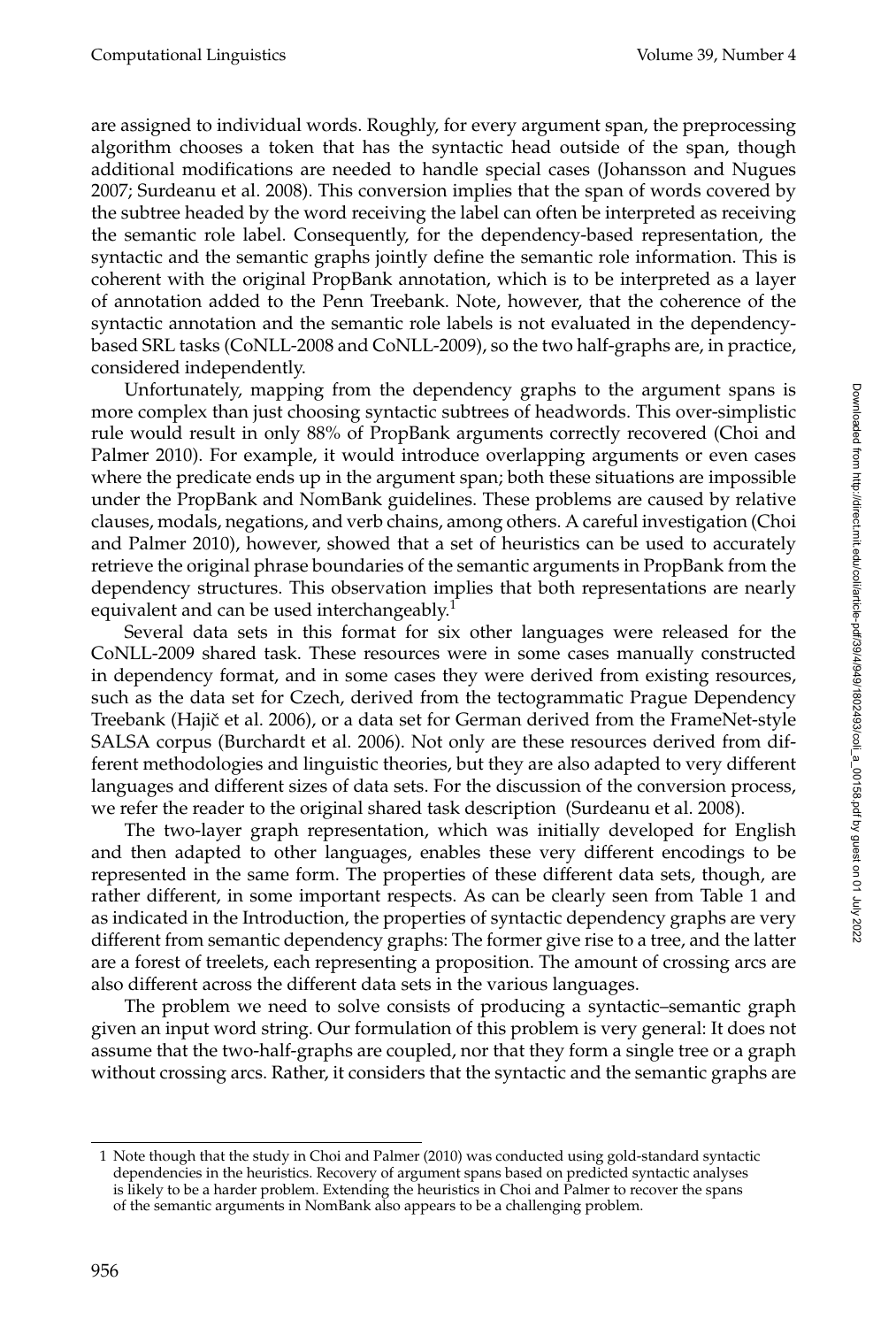are assigned to individual words. Roughly, for every argument span, the preprocessing algorithm chooses a token that has the syntactic head outside of the span, though additional modifications are needed to handle special cases (Johansson and Nugues 2007; Surdeanu et al. 2008). This conversion implies that the span of words covered by the subtree headed by the word receiving the label can often be interpreted as receiving the semantic role label. Consequently, for the dependency-based representation, the syntactic and the semantic graphs jointly define the semantic role information. This is coherent with the original PropBank annotation, which is to be interpreted as a layer of annotation added to the Penn Treebank. Note, however, that the coherence of the syntactic annotation and the semantic role labels is not evaluated in the dependency-based SRL tasks (CoNLL-2008 and CoNLL-2009), so the two half-graphs are, in practice, considered independently.

Unfortunately, mapping from the dependency graphs to the argument spans is more complex than just choosing syntactic subtrees of headwords. This over-simplistic rule would result in only 88% of PropBank arguments correctly recovered (Choi and Palmer 2010). For example, it would introduce overlapping arguments or even cases where the predicate ends up in the argument span; both these situations are impossible under the PropBank and NomBank guidelines. These problems are caused by relative clauses, modals, negations, and verb chains, among others. A careful investigation (Choi and Palmer 2010), however, showed that a set of heuristics can be used to accurately retrieve the original phrase boundaries of the semantic arguments in PropBank from the dependency structures. This observation implies that both representations are nearly equivalent and can be used interchangeably.[1]

Several data sets in this format for six other languages were released for the CoNLL-2009 shared task. These resources were in some cases manually constructed in dependency format, and in some cases they were derived from existing resources, such as the data set for Czech, derived from the tectogrammatic Prague Dependency Treebank (Hajič et al. 2006), or a data set for German derived from the FrameNet-style SALSA corpus (Burchardt et al. 2006). Not only are these resources derived from different methodologies and linguistic theories, but they are also adapted to very different languages and different sizes of data sets. For the discussion of the conversion process, we refer the reader to the original shared task description (Surdeanu et al. 2008).

The two-layer graph representation, which was initially developed for English and then adapted to other languages, enables these very different encodings to be represented in the same form. The properties of these different data sets, though, are rather different, in some important respects. As can be clearly seen from Table 1 and as indicated in the Introduction, the properties of syntactic dependency graphs are very different from semantic dependency graphs: The former give rise to a tree, and the latter are a forest of treelets, each representing a proposition. The amount of crossing arcs are also different across the different data sets in the various languages.

The problem we need to solve consists of producing a syntactic–semantic graph given an input word string. Our formulation of this problem is very general: It does not assume that the two-half-graphs are coupled, nor that they form a single tree or a graph without crossing arcs. Rather, it considers that the syntactic and the semantic graphs are

---

1 Note though that the study in Choi and Palmer (2010) was conducted using gold-standard syntactic dependencies in the heuristics. Recovery of argument spans based on predicted syntactic analyses is likely to be a harder problem. Extending the heuristics in Choi and Palmer to recover the spans of the semantic arguments in NomBank also appears to be a challenging problem.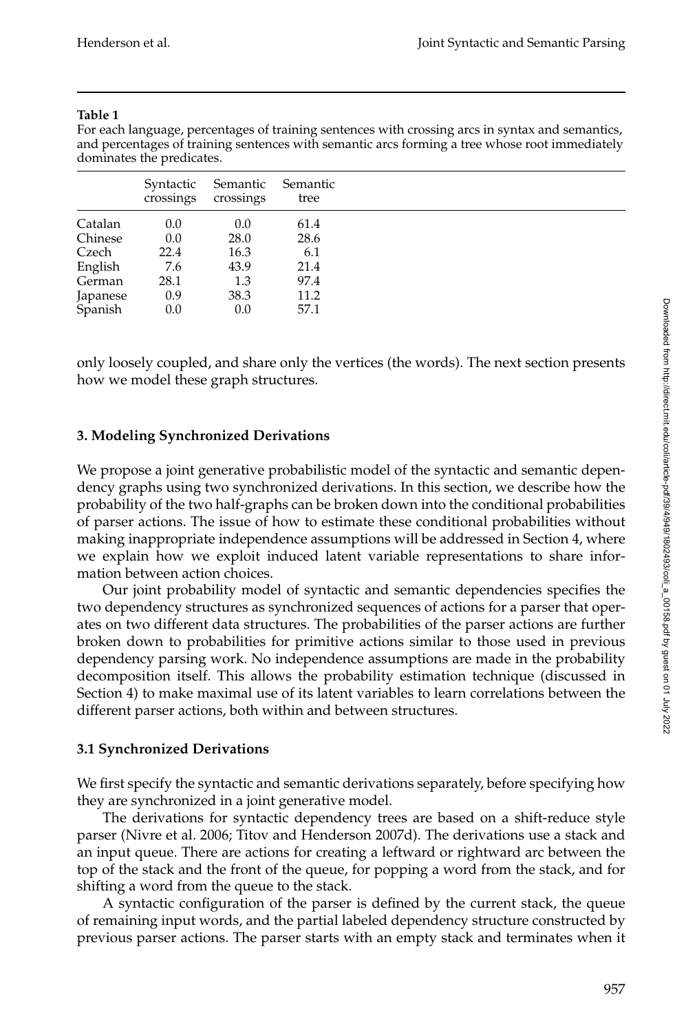**Table 1**

For each language, percentages of training sentences with crossing arcs in syntax and semantics, and percentages of training sentences with semantic arcs forming a tree whose root immediately dominates the predicates.

| | Syntactic crossings | Semantic crossings | Semantic tree |
|---|---|---|---|
| Catalan | 0.0 | 0.0 | 61.4 |
| Chinese | 0.0 | 28.0 | 28.6 |
| Czech | 22.4 | 16.3 | 6.1 |
| English | 7.6 | 43.9 | 21.4 |
| German | 28.1 | 1.3 | 97.4 |
| Japanese | 0.9 | 38.3 | 11.2 |
| Spanish | 0.0 | 0.0 | 57.1 |

only loosely coupled, and share only the vertices (the words). The next section presents how we model these graph structures.

## 3. Modeling Synchronized Derivations

We propose a joint generative probabilistic model of the syntactic and semantic dependency graphs using two synchronized derivations. In this section, we describe how the probability of the two half-graphs can be broken down into the conditional probabilities of parser actions. The issue of how to estimate these conditional probabilities without making inappropriate independence assumptions will be addressed in Section 4, where we explain how we exploit induced latent variable representations to share information between action choices.

Our joint probability model of syntactic and semantic dependencies specifies the two dependency structures as synchronized sequences of actions for a parser that operates on two different data structures. The probabilities of the parser actions are further broken down to probabilities for primitive actions similar to those used in previous dependency parsing work. No independence assumptions are made in the probability decomposition itself. This allows the probability estimation technique (discussed in Section 4) to make maximal use of its latent variables to learn correlations between the different parser actions, both within and between structures.

### 3.1 Synchronized Derivations

We first specify the syntactic and semantic derivations separately, before specifying how they are synchronized in a joint generative model.

The derivations for syntactic dependency trees are based on a shift-reduce style parser (Nivre et al. 2006; Titov and Henderson 2007d). The derivations use a stack and an input queue. There are actions for creating a leftward or rightward arc between the top of the stack and the front of the queue, for popping a word from the stack, and for shifting a word from the queue to the stack.

A syntactic configuration of the parser is defined by the current stack, the queue of remaining input words, and the partial labeled dependency structure constructed by previous parser actions. The parser starts with an empty stack and terminates when it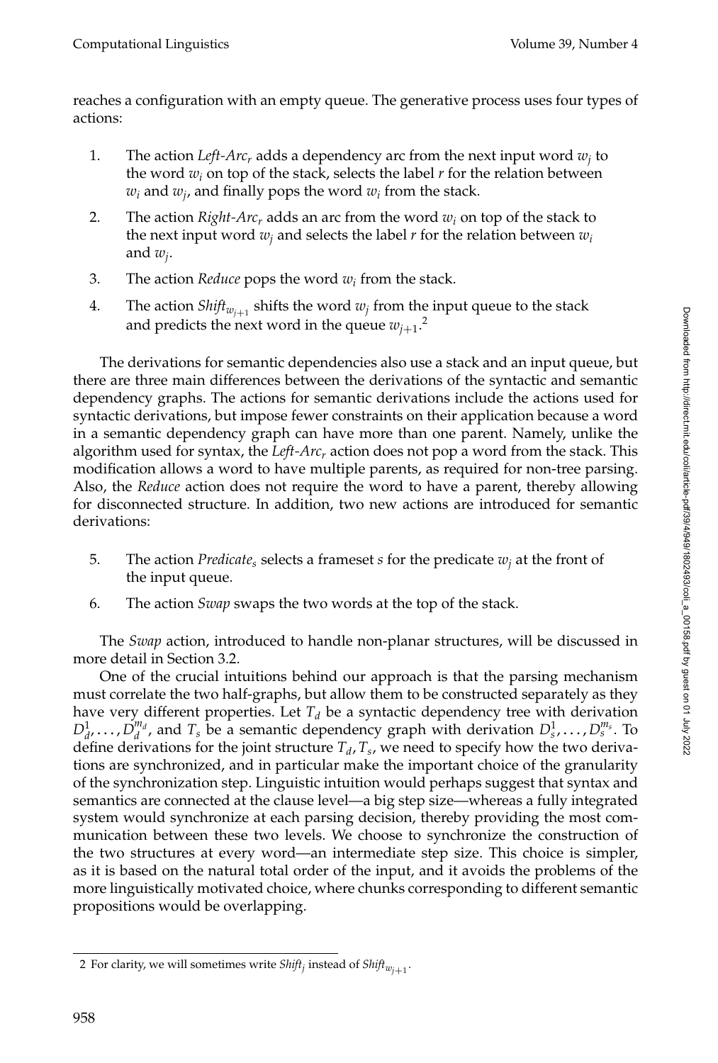reaches a configuration with an empty queue. The generative process uses four types of actions:

1. The action *Left-Arc*$_r$ adds a dependency arc from the next input word $w_j$ to the word $w_i$ on top of the stack, selects the label $r$ for the relation between $w_i$ and $w_j$, and finally pops the word $w_i$ from the stack.
2. The action *Right-Arc*$_r$ adds an arc from the word $w_i$ on top of the stack to the next input word $w_j$ and selects the label $r$ for the relation between $w_i$ and $w_j$.
3. The action *Reduce* pops the word $w_i$ from the stack.
4. The action *Shift*$_{w_{j+1}}$ shifts the word $w_j$ from the input queue to the stack and predicts the next word in the queue $w_{j+1}$.[2]

The derivations for semantic dependencies also use a stack and an input queue, but there are three main differences between the derivations of the syntactic and semantic dependency graphs. The actions for semantic derivations include the actions used for syntactic derivations, but impose fewer constraints on their application because a word in a semantic dependency graph can have more than one parent. Namely, unlike the algorithm used for syntax, the *Left-Arc*$_r$ action does not pop a word from the stack. This modification allows a word to have multiple parents, as required for non-tree parsing. Also, the *Reduce* action does not require the word to have a parent, thereby allowing for disconnected structure. In addition, two new actions are introduced for semantic derivations:

5. The action *Predicate*$_s$ selects a frameset $s$ for the predicate $w_j$ at the front of the input queue.
6. The action *Swap* swaps the two words at the top of the stack.

The *Swap* action, introduced to handle non-planar structures, will be discussed in more detail in Section 3.2.

One of the crucial intuitions behind our approach is that the parsing mechanism must correlate the two half-graphs, but allow them to be constructed separately as they have very different properties. Let $T_d$ be a syntactic dependency tree with derivation $D_d^1, \ldots, D_d^{m_d}$, and $T_s$ be a semantic dependency graph with derivation $D_s^1, \ldots, D_s^{m_s}$. To define derivations for the joint structure $T_d, T_s$, we need to specify how the two derivations are synchronized, and in particular make the important choice of the granularity of the synchronization step. Linguistic intuition would perhaps suggest that syntax and semantics are connected at the clause level—a big step size—whereas a fully integrated system would synchronize at each parsing decision, thereby providing the most communication between these two levels. We choose to synchronize the construction of the two structures at every word—an intermediate step size. This choice is simpler, as it is based on the natural total order of the input, and it avoids the problems of the more linguistically motivated choice, where chunks corresponding to different semantic propositions would be overlapping.

[2] For clarity, we will sometimes write *Shift*$_j$ instead of *Shift*$_{w_{j+1}}$.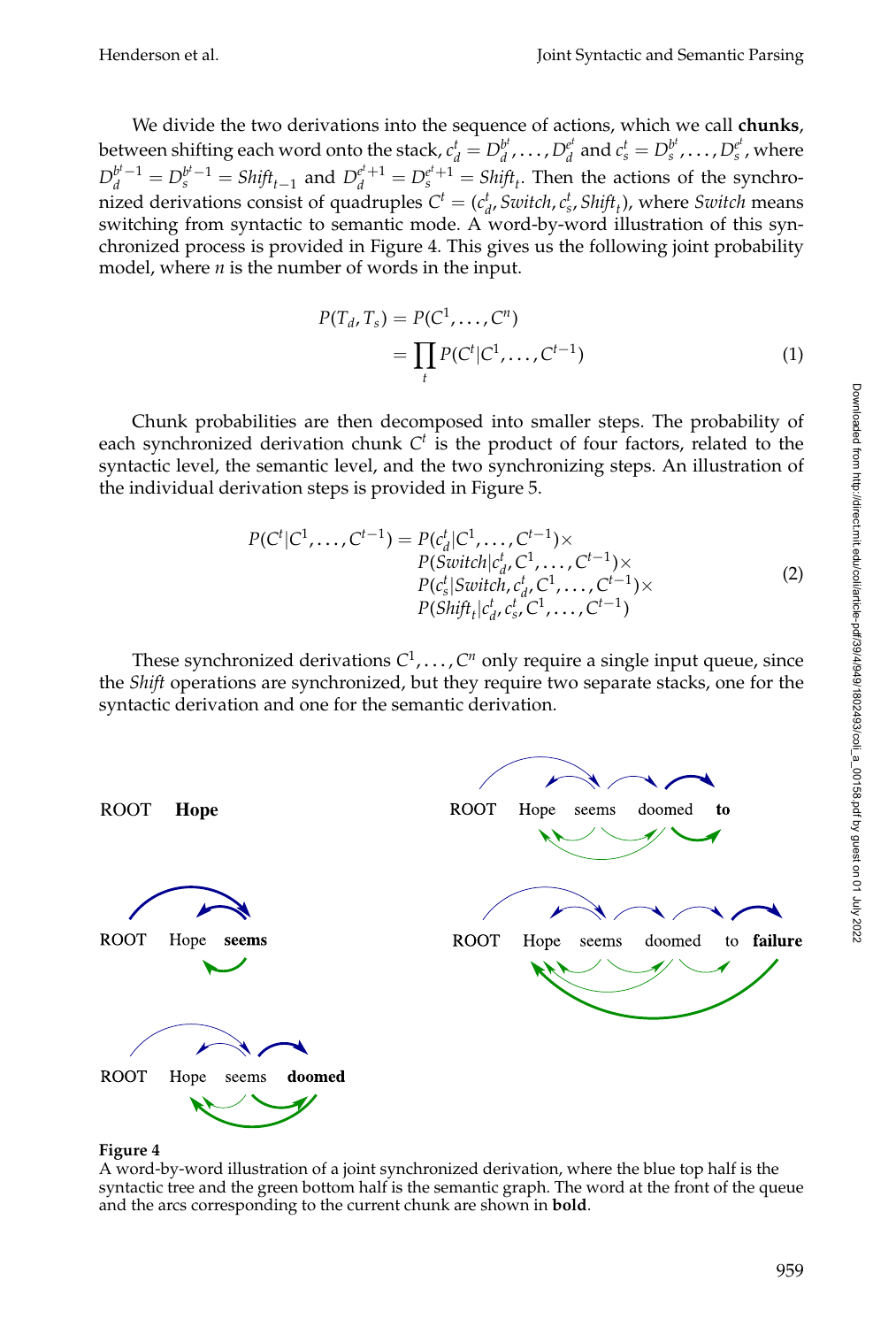We divide the two derivations into the sequence of actions, which we call **chunks**, between shifting each word onto the stack, $c_d^t = D_d^{b^t}, \ldots, D_d^{e^t}$ and $c_s^t = D_s^{b^t}, \ldots, D_s^{e^t}$, where $D_d^{b^t-1} = D_s^{b^t-1} = Shift_{t-1}$ and $D_d^{e^t+1} = D_s^{e^t+1} = Shift_t$. Then the actions of the synchronized derivations consist of quadruples $C^t = (c_d^t, Switch, c_s^t, Shift_t)$, where *Switch* means switching from syntactic to semantic mode. A word-by-word illustration of this synchronized process is provided in Figure 4. This gives us the following joint probability model, where $n$ is the number of words in the input.

$$
\begin{aligned}
P(T_d, T_s) &= P(C^1, \ldots, C^n) \\
&= \prod_t P(C^t | C^1, \ldots, C^{t-1})
\end{aligned}
\tag{1}
$$

Chunk probabilities are then decomposed into smaller steps. The probability of each synchronized derivation chunk $C^t$ is the product of four factors, related to the syntactic level, the semantic level, and the two synchronizing steps. An illustration of the individual derivation steps is provided in Figure 5.

$$
\begin{aligned}
P(C^t | C^1, \ldots, C^{t-1}) = \; & P(c_d^t | C^1, \ldots, C^{t-1}) \times \\
& P(Switch | c_d^t, C^1, \ldots, C^{t-1}) \times \\
& P(c_s^t | Switch, c_d^t, C^1, \ldots, C^{t-1}) \times \\
& P(Shift_t | c_d^t, c_s^t, C^1, \ldots, C^{t-1})
\end{aligned}
\tag{2}
$$

These synchronized derivations $C^1, \ldots, C^n$ only require a single input queue, since the *Shift* operations are synchronized, but they require two separate stacks, one for the syntactic derivation and one for the semantic derivation.

**Figure 4**
A word-by-word illustration of a joint synchronized derivation, where the blue top half is the syntactic tree and the green bottom half is the semantic graph. The word at the front of the queue and the arcs corresponding to the current chunk are shown in **bold**.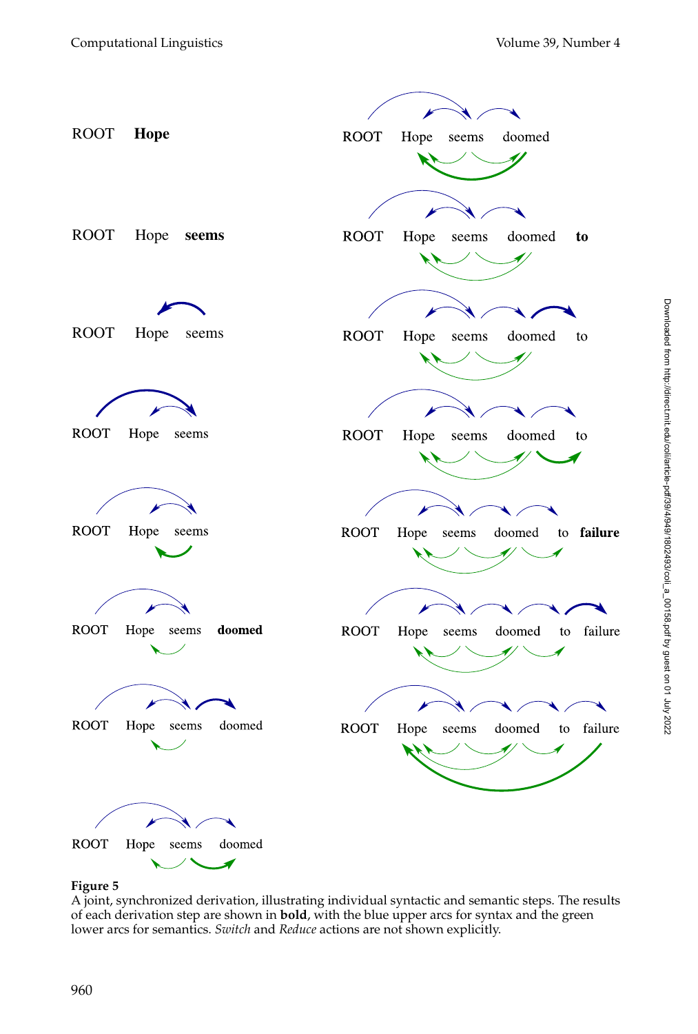ROOT **Hope**

ROOT Hope **seems**

ROOT Hope seems

ROOT Hope seems

ROOT Hope seems

ROOT Hope seems **doomed**

ROOT Hope seems doomed

ROOT Hope seems doomed

ROOT Hope seems doomed

ROOT Hope seems doomed **to**

ROOT Hope seems doomed to

ROOT Hope seems doomed to

ROOT Hope seems doomed to **failure**

ROOT Hope seems doomed to failure

ROOT Hope seems doomed to failure

**Figure 5**
A joint, synchronized derivation, illustrating individual syntactic and semantic steps. The results of each derivation step are shown in **bold**, with the blue upper arcs for syntax and the green lower arcs for semantics. *Switch* and *Reduce* actions are not shown explicitly.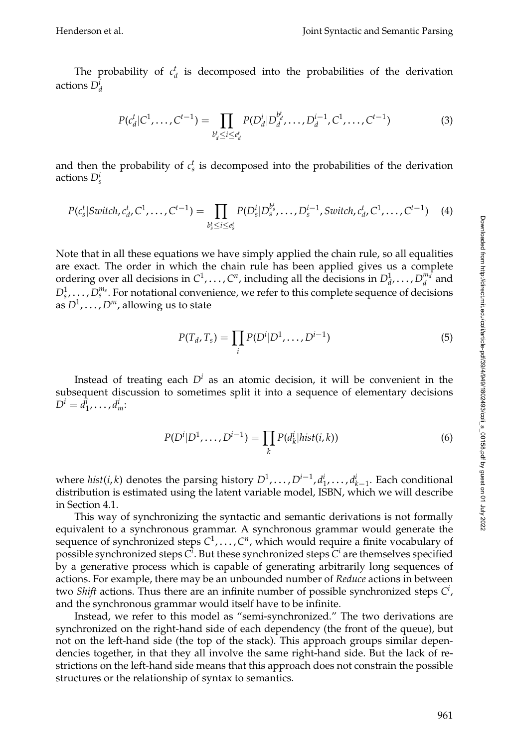The probability of $c_d^t$ is decomposed into the probabilities of the derivation actions $D_d^i$

$$P(c_d^t | C^1, \ldots, C^{t-1}) = \prod_{b_d^t \leq i \leq e_d^t} P(D_d^i | D_d^{b_d^t}, \ldots, D_d^{i-1}, C^1, \ldots, C^{t-1}) \tag{3}$$

and then the probability of $c_s^t$ is decomposed into the probabilities of the derivation actions $D_s^i$

$$P(c_s^t | Switch, c_d^t, C^1, \ldots, C^{t-1}) = \prod_{b_s^t \leq i \leq e_s^t} P(D_s^i | D_s^{b_s^t}, \ldots, D_s^{i-1}, Switch, c_d^t, C^1, \ldots, C^{t-1}) \tag{4}$$

Note that in all these equations we have simply applied the chain rule, so all equalities are exact. The order in which the chain rule has been applied gives us a complete ordering over all decisions in $C^1, \ldots, C^n$, including all the decisions in $D_d^1, \ldots, D_d^{m_d}$ and $D_s^1, \ldots, D_s^{m_s}$. For notational convenience, we refer to this complete sequence of decisions as $D^1, \ldots, D^m$, allowing us to state

$$P(T_d, T_s) = \prod_i P(D^i | D^1, \ldots, D^{i-1}) \tag{5}$$

Instead of treating each $D^i$ as an atomic decision, it will be convenient in the subsequent discussion to sometimes split it into a sequence of elementary decisions $D^i = d_1^i, \ldots, d_m^i$:

$$P(D^i | D^1, \ldots, D^{i-1}) = \prod_k P(d_k^i | hist(i,k)) \tag{6}$$

where $hist(i,k)$ denotes the parsing history $D^1, \ldots, D^{i-1}, d_1^i, \ldots, d_{k-1}^i$. Each conditional distribution is estimated using the latent variable model, ISBN, which we will describe in Section 4.1.

This way of synchronizing the syntactic and semantic derivations is not formally equivalent to a synchronous grammar. A synchronous grammar would generate the sequence of synchronized steps $C^1, \ldots, C^n$, which would require a finite vocabulary of possible synchronized steps $C^i$. But these synchronized steps $C^i$ are themselves specified by a generative process which is capable of generating arbitrarily long sequences of actions. For example, there may be an unbounded number of *Reduce* actions in between two *Shift* actions. Thus there are an infinite number of possible synchronized steps $C^i$, and the synchronous grammar would itself have to be infinite.

Instead, we refer to this model as "semi-synchronized." The two derivations are synchronized on the right-hand side of each dependency (the front of the queue), but not on the left-hand side (the top of the stack). This approach groups similar dependencies together, in that they all involve the same right-hand side. But the lack of restrictions on the left-hand side means that this approach does not constrain the possible structures or the relationship of syntax to semantics.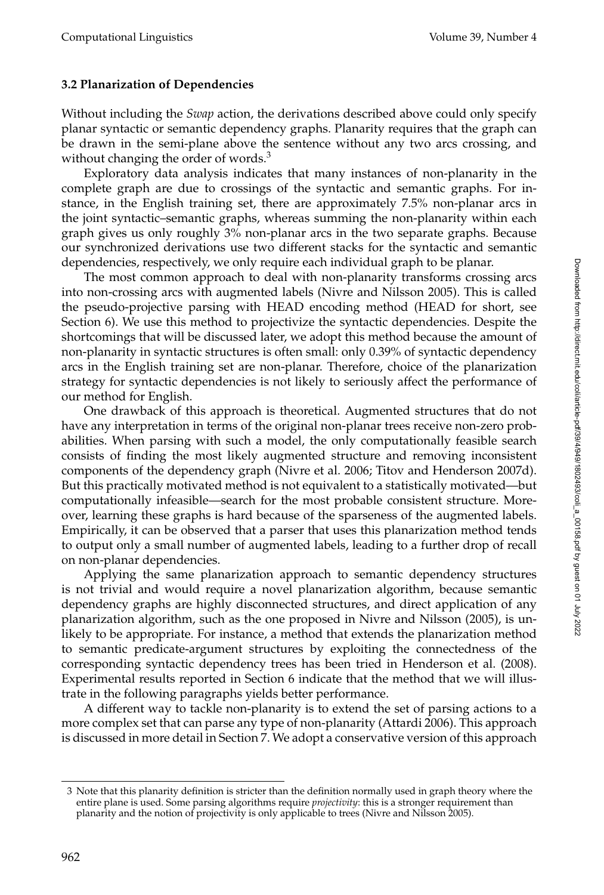### 3.2 Planarization of Dependencies

Without including the *Swap* action, the derivations described above could only specify planar syntactic or semantic dependency graphs. Planarity requires that the graph can be drawn in the semi-plane above the sentence without any two arcs crossing, and without changing the order of words.[3]

Exploratory data analysis indicates that many instances of non-planarity in the complete graph are due to crossings of the syntactic and semantic graphs. For instance, in the English training set, there are approximately 7.5% non-planar arcs in the joint syntactic–semantic graphs, whereas summing the non-planarity within each graph gives us only roughly 3% non-planar arcs in the two separate graphs. Because our synchronized derivations use two different stacks for the syntactic and semantic dependencies, respectively, we only require each individual graph to be planar.

The most common approach to deal with non-planarity transforms crossing arcs into non-crossing arcs with augmented labels (Nivre and Nilsson 2005). This is called the pseudo-projective parsing with HEAD encoding method (HEAD for short, see Section 6). We use this method to projectivize the syntactic dependencies. Despite the shortcomings that will be discussed later, we adopt this method because the amount of non-planarity in syntactic structures is often small: only 0.39% of syntactic dependency arcs in the English training set are non-planar. Therefore, choice of the planarization strategy for syntactic dependencies is not likely to seriously affect the performance of our method for English.

One drawback of this approach is theoretical. Augmented structures that do not have any interpretation in terms of the original non-planar trees receive non-zero probabilities. When parsing with such a model, the only computationally feasible search consists of finding the most likely augmented structure and removing inconsistent components of the dependency graph (Nivre et al. 2006; Titov and Henderson 2007d). But this practically motivated method is not equivalent to a statistically motivated—but computationally infeasible—search for the most probable consistent structure. Moreover, learning these graphs is hard because of the sparseness of the augmented labels. Empirically, it can be observed that a parser that uses this planarization method tends to output only a small number of augmented labels, leading to a further drop of recall on non-planar dependencies.

Applying the same planarization approach to semantic dependency structures is not trivial and would require a novel planarization algorithm, because semantic dependency graphs are highly disconnected structures, and direct application of any planarization algorithm, such as the one proposed in Nivre and Nilsson (2005), is unlikely to be appropriate. For instance, a method that extends the planarization method to semantic predicate-argument structures by exploiting the connectedness of the corresponding syntactic dependency trees has been tried in Henderson et al. (2008). Experimental results reported in Section 6 indicate that the method that we will illustrate in the following paragraphs yields better performance.

A different way to tackle non-planarity is to extend the set of parsing actions to a more complex set that can parse any type of non-planarity (Attardi 2006). This approach is discussed in more detail in Section 7. We adopt a conservative version of this approach

---

[3] Note that this planarity definition is stricter than the definition normally used in graph theory where the entire plane is used. Some parsing algorithms require *projectivity*: this is a stronger requirement than planarity and the notion of projectivity is only applicable to trees (Nivre and Nilsson 2005).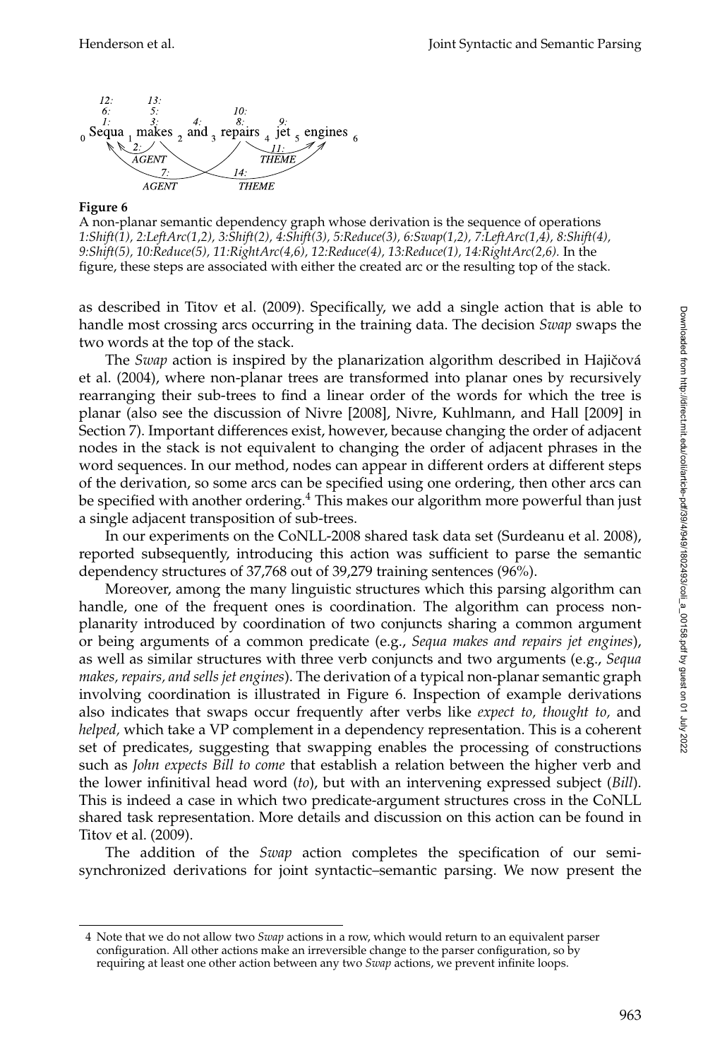**Figure 6**
A non-planar semantic dependency graph whose derivation is the sequence of operations *1:Shift(1), 2:LeftArc(1,2), 3:Shift(2), 4:Shift(3), 5:Reduce(3), 6:Swap(1,2), 7:LeftArc(1,4), 8:Shift(4), 9:Shift(5), 10:Reduce(5), 11:RightArc(4,6), 12:Reduce(4), 13:Reduce(1), 14:RightArc(2,6).* In the figure, these steps are associated with either the created arc or the resulting top of the stack.

as described in Titov et al. (2009). Specifically, we add a single action that is able to handle most crossing arcs occurring in the training data. The decision *Swap* swaps the two words at the top of the stack.

The *Swap* action is inspired by the planarization algorithm described in Hajičová et al. (2004), where non-planar trees are transformed into planar ones by recursively rearranging their sub-trees to find a linear order of the words for which the tree is planar (also see the discussion of Nivre [2008], Nivre, Kuhlmann, and Hall [2009] in Section 7). Important differences exist, however, because changing the order of adjacent nodes in the stack is not equivalent to changing the order of adjacent phrases in the word sequences. In our method, nodes can appear in different orders at different steps of the derivation, so some arcs can be specified using one ordering, then other arcs can be specified with another ordering.[4] This makes our algorithm more powerful than just a single adjacent transposition of sub-trees.

In our experiments on the CoNLL-2008 shared task data set (Surdeanu et al. 2008), reported subsequently, introducing this action was sufficient to parse the semantic dependency structures of 37,768 out of 39,279 training sentences (96%).

Moreover, among the many linguistic structures which this parsing algorithm can handle, one of the frequent ones is coordination. The algorithm can process non-planarity introduced by coordination of two conjuncts sharing a common argument or being arguments of a common predicate (e.g., *Sequa makes and repairs jet engines*), as well as similar structures with three verb conjuncts and two arguments (e.g., *Sequa makes, repairs, and sells jet engines*). The derivation of a typical non-planar semantic graph involving coordination is illustrated in Figure 6. Inspection of example derivations also indicates that swaps occur frequently after verbs like *expect to, thought to,* and *helped,* which take a VP complement in a dependency representation. This is a coherent set of predicates, suggesting that swapping enables the processing of constructions such as *John expects Bill to come* that establish a relation between the higher verb and the lower infinitival head word (*to*), but with an intervening expressed subject (*Bill*). This is indeed a case in which two predicate-argument structures cross in the CoNLL shared task representation. More details and discussion on this action can be found in Titov et al. (2009).

The addition of the *Swap* action completes the specification of our semi-synchronized derivations for joint syntactic–semantic parsing. We now present the

---

4 Note that we do not allow two *Swap* actions in a row, which would return to an equivalent parser configuration. All other actions make an irreversible change to the parser configuration, so by requiring at least one other action between any two *Swap* actions, we prevent infinite loops.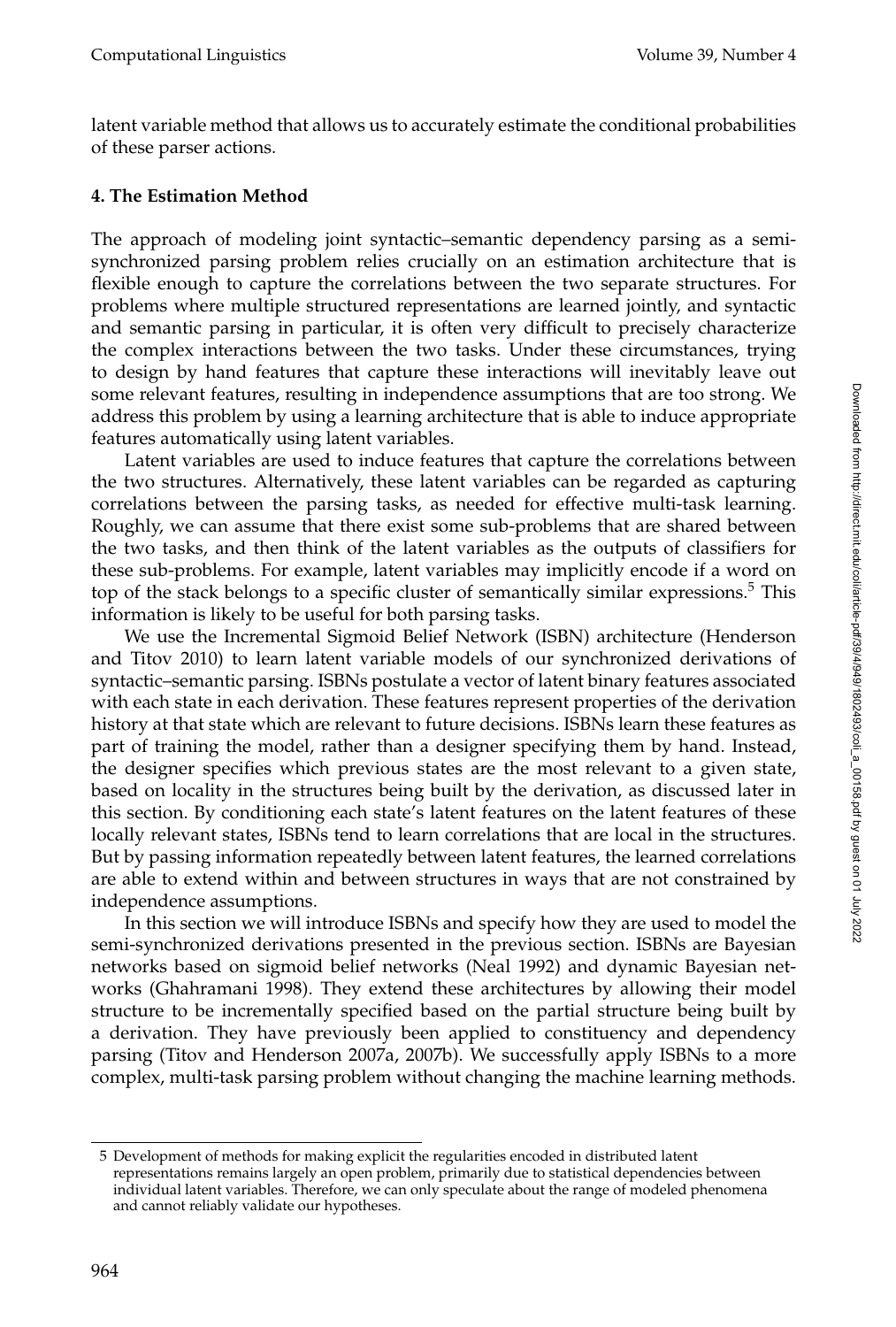latent variable method that allows us to accurately estimate the conditional probabilities of these parser actions.

## 4. The Estimation Method

The approach of modeling joint syntactic–semantic dependency parsing as a semi-synchronized parsing problem relies crucially on an estimation architecture that is flexible enough to capture the correlations between the two separate structures. For problems where multiple structured representations are learned jointly, and syntactic and semantic parsing in particular, it is often very difficult to precisely characterize the complex interactions between the two tasks. Under these circumstances, trying to design by hand features that capture these interactions will inevitably leave out some relevant features, resulting in independence assumptions that are too strong. We address this problem by using a learning architecture that is able to induce appropriate features automatically using latent variables.

Latent variables are used to induce features that capture the correlations between the two structures. Alternatively, these latent variables can be regarded as capturing correlations between the parsing tasks, as needed for effective multi-task learning. Roughly, we can assume that there exist some sub-problems that are shared between the two tasks, and then think of the latent variables as the outputs of classifiers for these sub-problems. For example, latent variables may implicitly encode if a word on top of the stack belongs to a specific cluster of semantically similar expressions.[5] This information is likely to be useful for both parsing tasks.

We use the Incremental Sigmoid Belief Network (ISBN) architecture (Henderson and Titov 2010) to learn latent variable models of our synchronized derivations of syntactic–semantic parsing. ISBNs postulate a vector of latent binary features associated with each state in each derivation. These features represent properties of the derivation history at that state which are relevant to future decisions. ISBNs learn these features as part of training the model, rather than a designer specifying them by hand. Instead, the designer specifies which previous states are the most relevant to a given state, based on locality in the structures being built by the derivation, as discussed later in this section. By conditioning each state's latent features on the latent features of these locally relevant states, ISBNs tend to learn correlations that are local in the structures. But by passing information repeatedly between latent features, the learned correlations are able to extend within and between structures in ways that are not constrained by independence assumptions.

In this section we will introduce ISBNs and specify how they are used to model the semi-synchronized derivations presented in the previous section. ISBNs are Bayesian networks based on sigmoid belief networks (Neal 1992) and dynamic Bayesian networks (Ghahramani 1998). They extend these architectures by allowing their model structure to be incrementally specified based on the partial structure being built by a derivation. They have previously been applied to constituency and dependency parsing (Titov and Henderson 2007a, 2007b). We successfully apply ISBNs to a more complex, multi-task parsing problem without changing the machine learning methods.

5 Development of methods for making explicit the regularities encoded in distributed latent representations remains largely an open problem, primarily due to statistical dependencies between individual latent variables. Therefore, we can only speculate about the range of modeled phenomena and cannot reliably validate our hypotheses.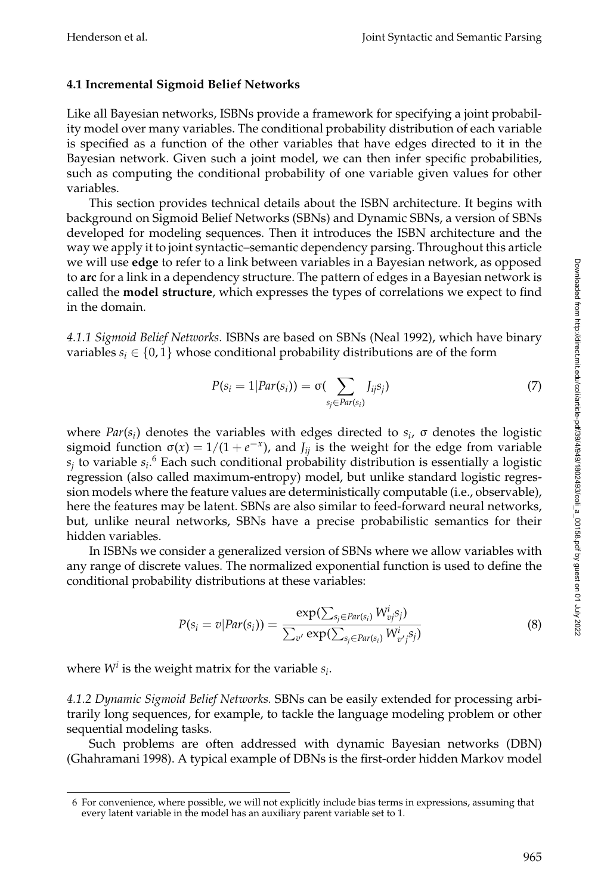### 4.1 Incremental Sigmoid Belief Networks

Like all Bayesian networks, ISBNs provide a framework for specifying a joint probability model over many variables. The conditional probability distribution of each variable is specified as a function of the other variables that have edges directed to it in the Bayesian network. Given such a joint model, we can then infer specific probabilities, such as computing the conditional probability of one variable given values for other variables.

This section provides technical details about the ISBN architecture. It begins with background on Sigmoid Belief Networks (SBNs) and Dynamic SBNs, a version of SBNs developed for modeling sequences. Then it introduces the ISBN architecture and the way we apply it to joint syntactic–semantic dependency parsing. Throughout this article we will use **edge** to refer to a link between variables in a Bayesian network, as opposed to **arc** for a link in a dependency structure. The pattern of edges in a Bayesian network is called the **model structure**, which expresses the types of correlations we expect to find in the domain.

*4.1.1 Sigmoid Belief Networks.* ISBNs are based on SBNs (Neal 1992), which have binary variables $s_i \in \{0, 1\}$ whose conditional probability distributions are of the form

$$P(s_i = 1 | Par(s_i)) = \sigma\left(\sum_{s_j \in Par(s_i)} J_{ij} s_j\right) \tag{7}$$

where $Par(s_i)$ denotes the variables with edges directed to $s_i$, $\sigma$ denotes the logistic sigmoid function $\sigma(x) = 1/(1 + e^{-x})$, and $J_{ij}$ is the weight for the edge from variable $s_j$ to variable $s_i$.[6] Each such conditional probability distribution is essentially a logistic regression (also called maximum-entropy) model, but unlike standard logistic regression models where the feature values are deterministically computable (i.e., observable), here the features may be latent. SBNs are also similar to feed-forward neural networks, but, unlike neural networks, SBNs have a precise probabilistic semantics for their hidden variables.

In ISBNs we consider a generalized version of SBNs where we allow variables with any range of discrete values. The normalized exponential function is used to define the conditional probability distributions at these variables:

$$P(s_i = v | Par(s_i)) = \frac{\exp(\sum_{s_j \in Par(s_i)} W^i_{vj} s_j)}{\sum_{v'} \exp(\sum_{s_j \in Par(s_i)} W^i_{v'j} s_j)} \tag{8}$$

where $W^i$ is the weight matrix for the variable $s_i$.

*4.1.2 Dynamic Sigmoid Belief Networks.* SBNs can be easily extended for processing arbitrarily long sequences, for example, to tackle the language modeling problem or other sequential modeling tasks.

Such problems are often addressed with dynamic Bayesian networks (DBN) (Ghahramani 1998). A typical example of DBNs is the first-order hidden Markov model

6 For convenience, where possible, we will not explicitly include bias terms in expressions, assuming that every latent variable in the model has an auxiliary parent variable set to 1.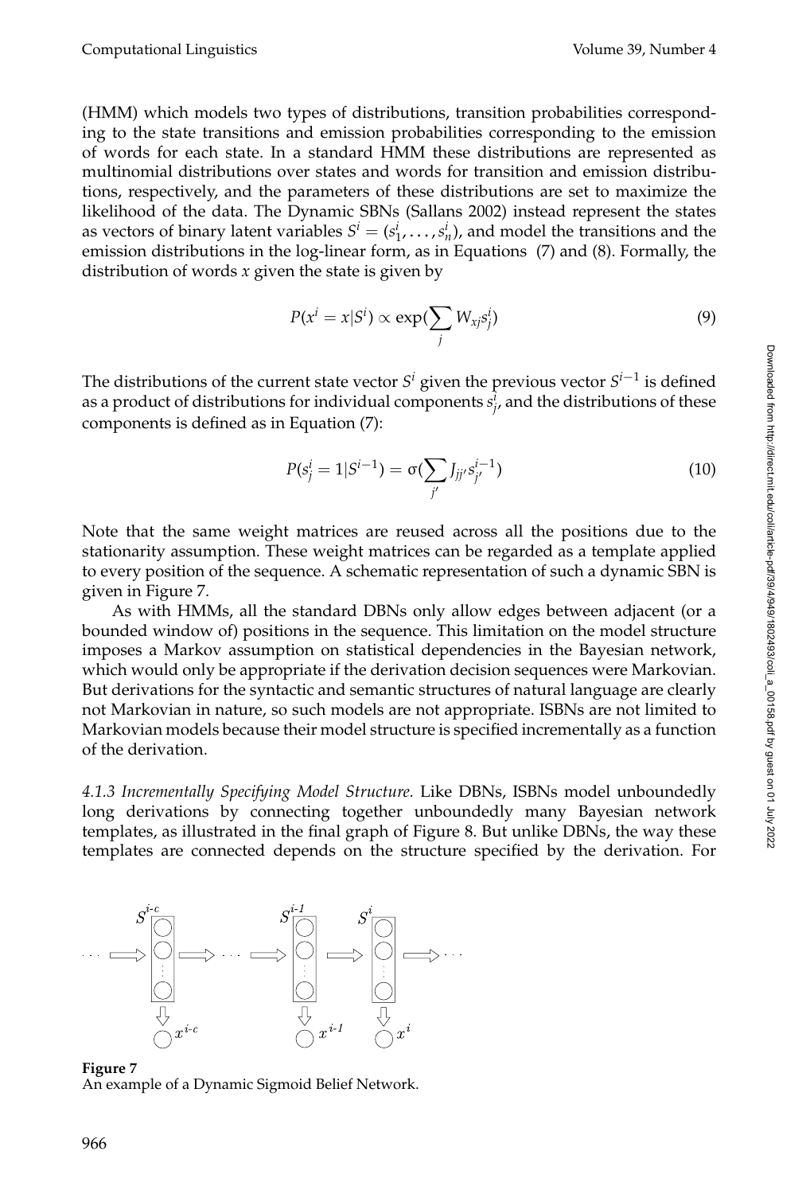(HMM) which models two types of distributions, transition probabilities corresponding to the state transitions and emission probabilities corresponding to the emission of words for each state. In a standard HMM these distributions are represented as multinomial distributions over states and words for transition and emission distributions, respectively, and the parameters of these distributions are set to maximize the likelihood of the data. The Dynamic SBNs (Sallans 2002) instead represent the states as vectors of binary latent variables $S^i = (s^i_1, \ldots, s^i_n)$, and model the transitions and the emission distributions in the log-linear form, as in Equations (7) and (8). Formally, the distribution of words $x$ given the state is given by

$$P(x^i = x | S^i) \propto \exp(\sum_j W_{xj} s^i_j) \tag{9}$$

The distributions of the current state vector $S^i$ given the previous vector $S^{i-1}$ is defined as a product of distributions for individual components $s^i_j$, and the distributions of these components is defined as in Equation (7):

$$P(s^i_j = 1 | S^{i-1}) = \sigma(\sum_{j'} J_{jj'} s^{i-1}_{j'}) \tag{10}$$

Note that the same weight matrices are reused across all the positions due to the stationarity assumption. These weight matrices can be regarded as a template applied to every position of the sequence. A schematic representation of such a dynamic SBN is given in Figure 7.

As with HMMs, all the standard DBNs only allow edges between adjacent (or a bounded window of) positions in the sequence. This limitation on the model structure imposes a Markov assumption on statistical dependencies in the Bayesian network, which would only be appropriate if the derivation decision sequences were Markovian. But derivations for the syntactic and semantic structures of natural language are clearly not Markovian in nature, so such models are not appropriate. ISBNs are not limited to Markovian models because their model structure is specified incrementally as a function of the derivation.

*4.1.3 Incrementally Specifying Model Structure.* Like DBNs, ISBNs model unboundedly long derivations by connecting together unboundedly many Bayesian network templates, as illustrated in the final graph of Figure 8. But unlike DBNs, the way these templates are connected depends on the structure specified by the derivation. For

**Figure 7**
An example of a Dynamic Sigmoid Belief Network.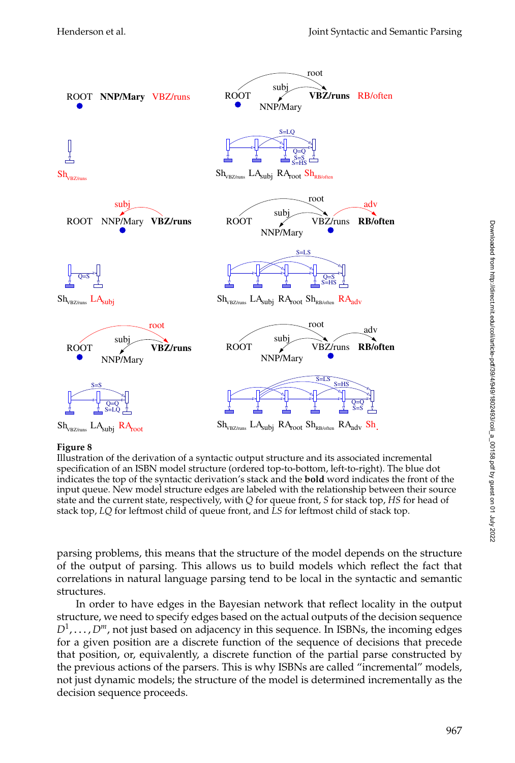**Figure 8**
Illustration of the derivation of a syntactic output structure and its associated incremental specification of an ISBN model structure (ordered top-to-bottom, left-to-right). The blue dot indicates the top of the syntactic derivation's stack and the **bold** word indicates the front of the input queue. New model structure edges are labeled with the relationship between their source state and the current state, respectively, with *Q* for queue front, *S* for stack top, *HS* for head of stack top, *LQ* for leftmost child of queue front, and *LS* for leftmost child of stack top.

parsing problems, this means that the structure of the model depends on the structure of the output of parsing. This allows us to build models which reflect the fact that correlations in natural language parsing tend to be local in the syntactic and semantic structures.

In order to have edges in the Bayesian network that reflect locality in the output structure, we need to specify edges based on the actual outputs of the decision sequence $D^1, \ldots, D^m$, not just based on adjacency in this sequence. In ISBNs, the incoming edges for a given position are a discrete function of the sequence of decisions that precede that position, or, equivalently, a discrete function of the partial parse constructed by the previous actions of the parsers. This is why ISBNs are called "incremental" models, not just dynamic models; the structure of the model is determined incrementally as the decision sequence proceeds.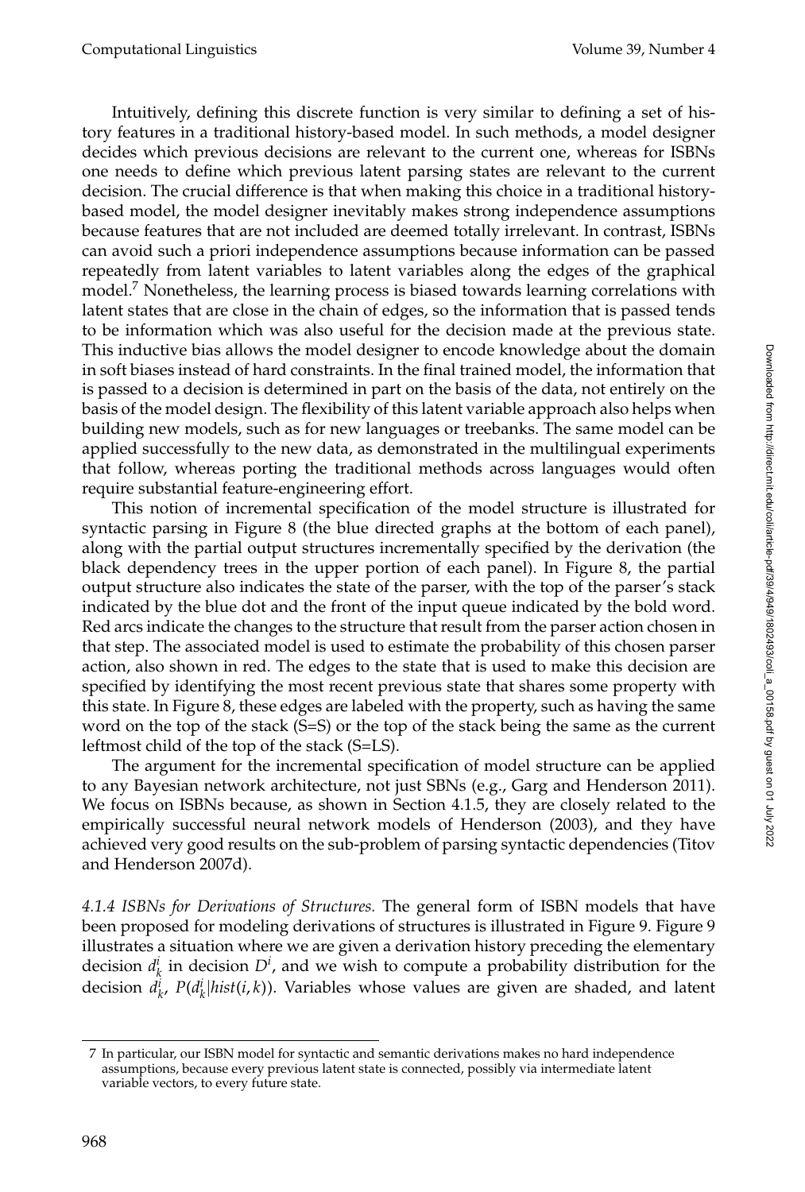Intuitively, defining this discrete function is very similar to defining a set of history features in a traditional history-based model. In such methods, a model designer decides which previous decisions are relevant to the current one, whereas for ISBNs one needs to define which previous latent parsing states are relevant to the current decision. The crucial difference is that when making this choice in a traditional history-based model, the model designer inevitably makes strong independence assumptions because features that are not included are deemed totally irrelevant. In contrast, ISBNs can avoid such a priori independence assumptions because information can be passed repeatedly from latent variables to latent variables along the edges of the graphical model.[7] Nonetheless, the learning process is biased towards learning correlations with latent states that are close in the chain of edges, so the information that is passed tends to be information which was also useful for the decision made at the previous state. This inductive bias allows the model designer to encode knowledge about the domain in soft biases instead of hard constraints. In the final trained model, the information that is passed to a decision is determined in part on the basis of the data, not entirely on the basis of the model design. The flexibility of this latent variable approach also helps when building new models, such as for new languages or treebanks. The same model can be applied successfully to the new data, as demonstrated in the multilingual experiments that follow, whereas porting the traditional methods across languages would often require substantial feature-engineering effort.

This notion of incremental specification of the model structure is illustrated for syntactic parsing in Figure 8 (the blue directed graphs at the bottom of each panel), along with the partial output structures incrementally specified by the derivation (the black dependency trees in the upper portion of each panel). In Figure 8, the partial output structure also indicates the state of the parser, with the top of the parser's stack indicated by the blue dot and the front of the input queue indicated by the bold word. Red arcs indicate the changes to the structure that result from the parser action chosen in that step. The associated model is used to estimate the probability of this chosen parser action, also shown in red. The edges to the state that is used to make this decision are specified by identifying the most recent previous state that shares some property with this state. In Figure 8, these edges are labeled with the property, such as having the same word on the top of the stack (S=S) or the top of the stack being the same as the current leftmost child of the top of the stack (S=LS).

The argument for the incremental specification of model structure can be applied to any Bayesian network architecture, not just SBNs (e.g., Garg and Henderson 2011). We focus on ISBNs because, as shown in Section 4.1.5, they are closely related to the empirically successful neural network models of Henderson (2003), and they have achieved very good results on the sub-problem of parsing syntactic dependencies (Titov and Henderson 2007d).

*4.1.4 ISBNs for Derivations of Structures.* The general form of ISBN models that have been proposed for modeling derivations of structures is illustrated in Figure 9. Figure 9 illustrates a situation where we are given a derivation history preceding the elementary decision $d^i_k$ in decision $D^i$, and we wish to compute a probability distribution for the decision $d^i_k$, $P(d^i_k|hist(i,k))$. Variables whose values are given are shaded, and latent

[7] In particular, our ISBN model for syntactic and semantic derivations makes no hard independence assumptions, because every previous latent state is connected, possibly via intermediate latent variable vectors, to every future state.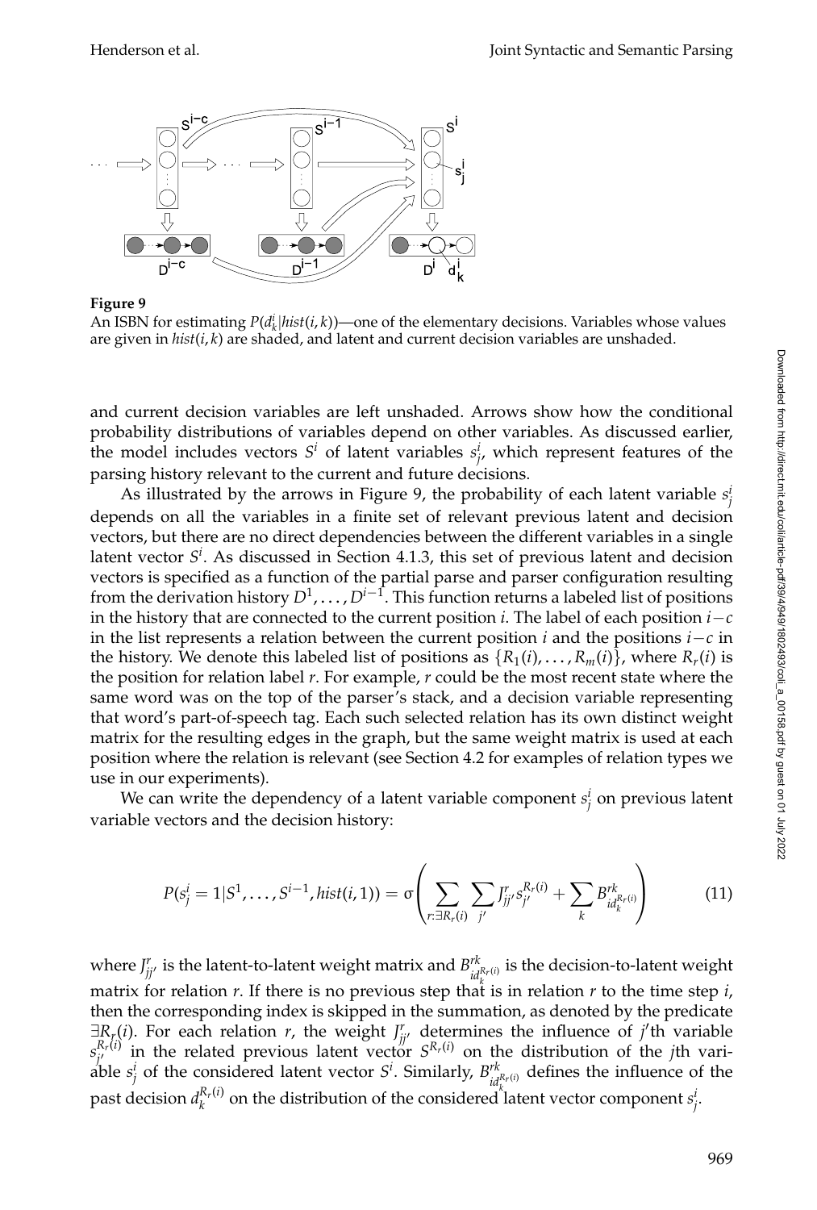**Figure 9**

An ISBN for estimating $P(d_k^i|hist(i,k))$—one of the elementary decisions. Variables whose values are given in $hist(i,k)$ are shaded, and latent and current decision variables are unshaded.

and current decision variables are left unshaded. Arrows show how the conditional probability distributions of variables depend on other variables. As discussed earlier, the model includes vectors $S^i$ of latent variables $s_j^i$, which represent features of the parsing history relevant to the current and future decisions.

As illustrated by the arrows in Figure 9, the probability of each latent variable $s_j^i$ depends on all the variables in a finite set of relevant previous latent and decision vectors, but there are no direct dependencies between the different variables in a single latent vector $S^i$. As discussed in Section 4.1.3, this set of previous latent and decision vectors is specified as a function of the partial parse and parser configuration resulting from the derivation history $D^1, \ldots, D^{i-1}$. This function returns a labeled list of positions in the history that are connected to the current position $i$. The label of each position $i-c$ in the list represents a relation between the current position $i$ and the positions $i-c$ in the history. We denote this labeled list of positions as $\{R_1(i), \ldots, R_m(i)\}$, where $R_r(i)$ is the position for relation label $r$. For example, $r$ could be the most recent state where the same word was on the top of the parser's stack, and a decision variable representing that word's part-of-speech tag. Each such selected relation has its own distinct weight matrix for the resulting edges in the graph, but the same weight matrix is used at each position where the relation is relevant (see Section 4.2 for examples of relation types we use in our experiments).

We can write the dependency of a latent variable component $s_j^i$ on previous latent variable vectors and the decision history:

$$P(s_j^i = 1|S^1, \ldots, S^{i-1}, hist(i,1)) = \sigma\left(\sum_{r:\exists R_r(i)} \sum_{j'} J_{jj'}^r s_{j'}^{R_r(i)} + \sum_k B_{id_k^{R_r(i)}}^{rk}\right) \tag{11}$$

where $J_{jj'}^r$ is the latent-to-latent weight matrix and $B_{id_k^{R_r(i)}}^{rk}$ is the decision-to-latent weight matrix for relation $r$. If there is no previous step that is in relation $r$ to the time step $i$, then the corresponding index is skipped in the summation, as denoted by the predicate $\exists R_r(i)$. For each relation $r$, the weight $J_{jj'}^r$ determines the influence of $j'$th variable $s_{j'}^{R_r(i)}$ in the related previous latent vector $S^{R_r(i)}$ on the distribution of the $j$th variable $s_j^i$ of the considered latent vector $S^i$. Similarly, $B_{id_k^{R_r(i)}}^{rk}$ defines the influence of the past decision $d_k^{R_r(i)}$ on the distribution of the considered latent vector component $s_j^i$.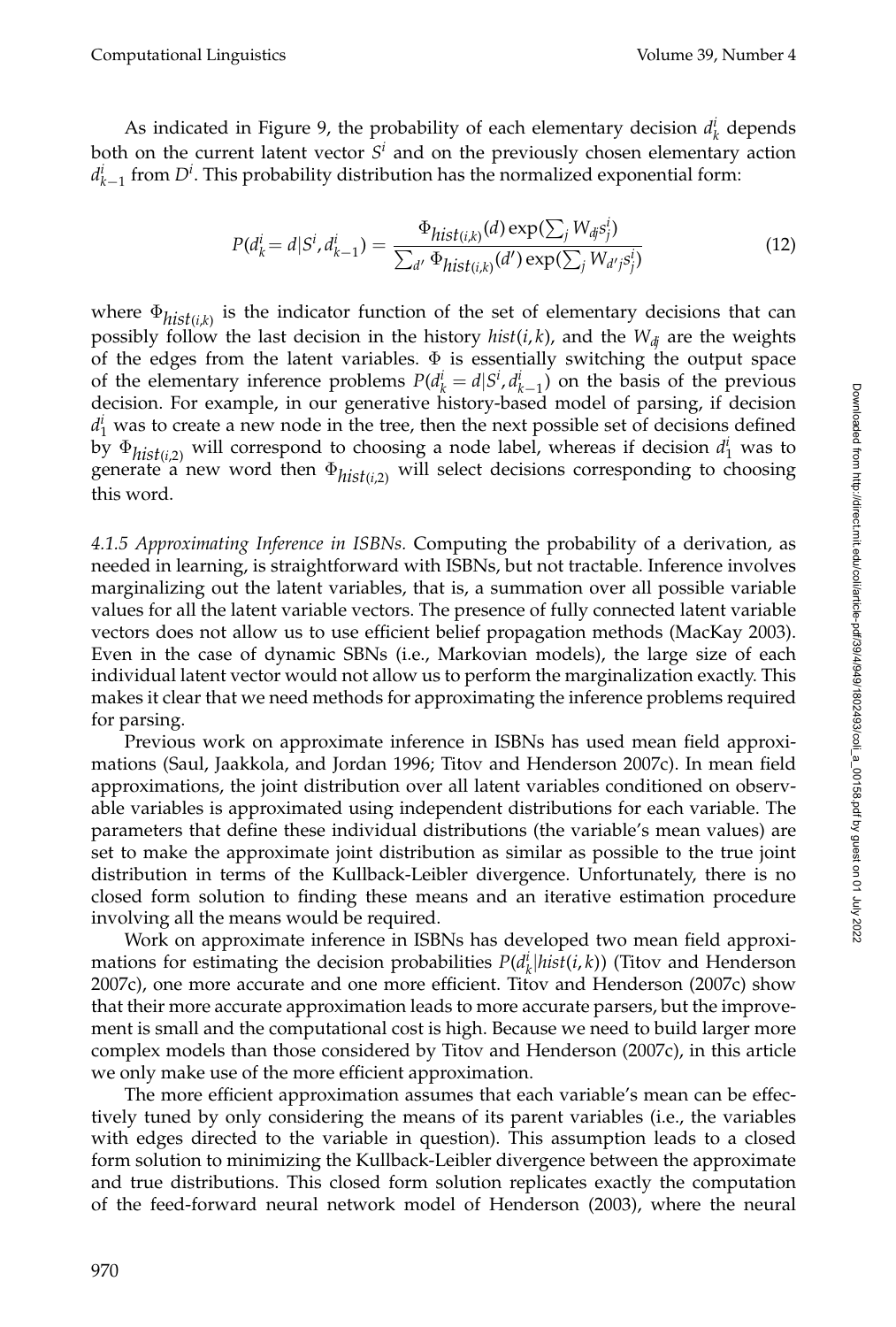As indicated in Figure 9, the probability of each elementary decision $d_k^i$ depends both on the current latent vector $S^i$ and on the previously chosen elementary action $d_{k-1}^i$ from $D^i$. This probability distribution has the normalized exponential form:

$$P(d_k^i = d | S^i, d_{k-1}^i) = \frac{\Phi_{hist(i,k)}(d) \exp(\sum_j W_{dj} s_j^i)}{\sum_{d'} \Phi_{hist(i,k)}(d') \exp(\sum_j W_{d'j} s_j^i)} \tag{12}$$

where $\Phi_{hist(i,k)}$ is the indicator function of the set of elementary decisions that can possibly follow the last decision in the history $hist(i,k)$, and the $W_{dj}$ are the weights of the edges from the latent variables. $\Phi$ is essentially switching the output space of the elementary inference problems $P(d_k^i = d|S^i, d_{k-1}^i)$ on the basis of the previous decision. For example, in our generative history-based model of parsing, if decision $d_1^i$ was to create a new node in the tree, then the next possible set of decisions defined by $\Phi_{hist(i,2)}$ will correspond to choosing a node label, whereas if decision $d_1^i$ was to generate a new word then $\Phi_{hist(i,2)}$ will select decisions corresponding to choosing this word.

*4.1.5 Approximating Inference in ISBNs.* Computing the probability of a derivation, as needed in learning, is straightforward with ISBNs, but not tractable. Inference involves marginalizing out the latent variables, that is, a summation over all possible variable values for all the latent variable vectors. The presence of fully connected latent variable vectors does not allow us to use efficient belief propagation methods (MacKay 2003). Even in the case of dynamic SBNs (i.e., Markovian models), the large size of each individual latent vector would not allow us to perform the marginalization exactly. This makes it clear that we need methods for approximating the inference problems required for parsing.

Previous work on approximate inference in ISBNs has used mean field approximations (Saul, Jaakkola, and Jordan 1996; Titov and Henderson 2007c). In mean field approximations, the joint distribution over all latent variables conditioned on observable variables is approximated using independent distributions for each variable. The parameters that define these individual distributions (the variable's mean values) are set to make the approximate joint distribution as similar as possible to the true joint distribution in terms of the Kullback-Leibler divergence. Unfortunately, there is no closed form solution to finding these means and an iterative estimation procedure involving all the means would be required.

Work on approximate inference in ISBNs has developed two mean field approximations for estimating the decision probabilities $P(d_k^i|hist(i,k))$ (Titov and Henderson 2007c), one more accurate and one more efficient. Titov and Henderson (2007c) show that their more accurate approximation leads to more accurate parsers, but the improvement is small and the computational cost is high. Because we need to build larger more complex models than those considered by Titov and Henderson (2007c), in this article we only make use of the more efficient approximation.

The more efficient approximation assumes that each variable's mean can be effectively tuned by only considering the means of its parent variables (i.e., the variables with edges directed to the variable in question). This assumption leads to a closed form solution to minimizing the Kullback-Leibler divergence between the approximate and true distributions. This closed form solution replicates exactly the computation of the feed-forward neural network model of Henderson (2003), where the neural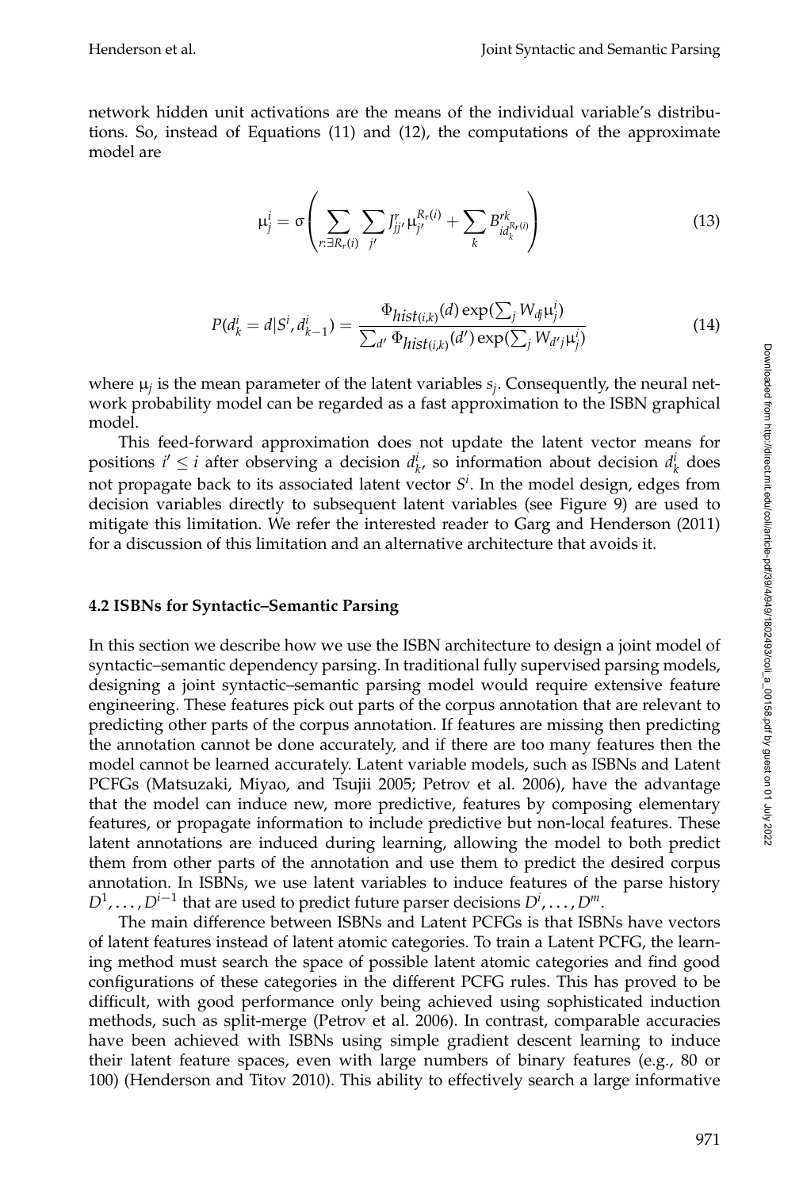network hidden unit activations are the means of the individual variable's distributions. So, instead of Equations (11) and (12), the computations of the approximate model are

$$\mu_j^i = \sigma\left( \sum_{r:\exists R_r(i)} \sum_{j'} J_{jj'}^r \mu_{j'}^{R_r(i)} + \sum_k B_{id_k^{R_r(i)}}^{rk} \right) \tag{13}$$

$$P(d_k^i = d | S^i, d_{k-1}^i) = \frac{\Phi_{hist(i,k)}(d) \exp(\sum_j W_{dj} \mu_j^i)}{\sum_{d'} \Phi_{hist(i,k)}(d') \exp(\sum_j W_{d'j} \mu_j^i)} \tag{14}$$

where $\mu_j$ is the mean parameter of the latent variables $s_j$. Consequently, the neural network probability model can be regarded as a fast approximation to the ISBN graphical model.

This feed-forward approximation does not update the latent vector means for positions $i' \leq i$ after observing a decision $d_k^i$, so information about decision $d_k^i$ does not propagate back to its associated latent vector $S^i$. In the model design, edges from decision variables directly to subsequent latent variables (see Figure 9) are used to mitigate this limitation. We refer the interested reader to Garg and Henderson (2011) for a discussion of this limitation and an alternative architecture that avoids it.

### 4.2 ISBNs for Syntactic–Semantic Parsing

In this section we describe how we use the ISBN architecture to design a joint model of syntactic–semantic dependency parsing. In traditional fully supervised parsing models, designing a joint syntactic–semantic parsing model would require extensive feature engineering. These features pick out parts of the corpus annotation that are relevant to predicting other parts of the corpus annotation. If features are missing then predicting the annotation cannot be done accurately, and if there are too many features then the model cannot be learned accurately. Latent variable models, such as ISBNs and Latent PCFGs (Matsuzaki, Miyao, and Tsujii 2005; Petrov et al. 2006), have the advantage that the model can induce new, more predictive, features by composing elementary features, or propagate information to include predictive but non-local features. These latent annotations are induced during learning, allowing the model to both predict them from other parts of the annotation and use them to predict the desired corpus annotation. In ISBNs, we use latent variables to induce features of the parse history $D^1, \ldots, D^{i-1}$ that are used to predict future parser decisions $D^i, \ldots, D^m$.

The main difference between ISBNs and Latent PCFGs is that ISBNs have vectors of latent features instead of latent atomic categories. To train a Latent PCFG, the learning method must search the space of possible latent atomic categories and find good configurations of these categories in the different PCFG rules. This has proved to be difficult, with good performance only being achieved using sophisticated induction methods, such as split-merge (Petrov et al. 2006). In contrast, comparable accuracies have been achieved with ISBNs using simple gradient descent learning to induce their latent feature spaces, even with large numbers of binary features (e.g., 80 or 100) (Henderson and Titov 2010). This ability to effectively search a large informative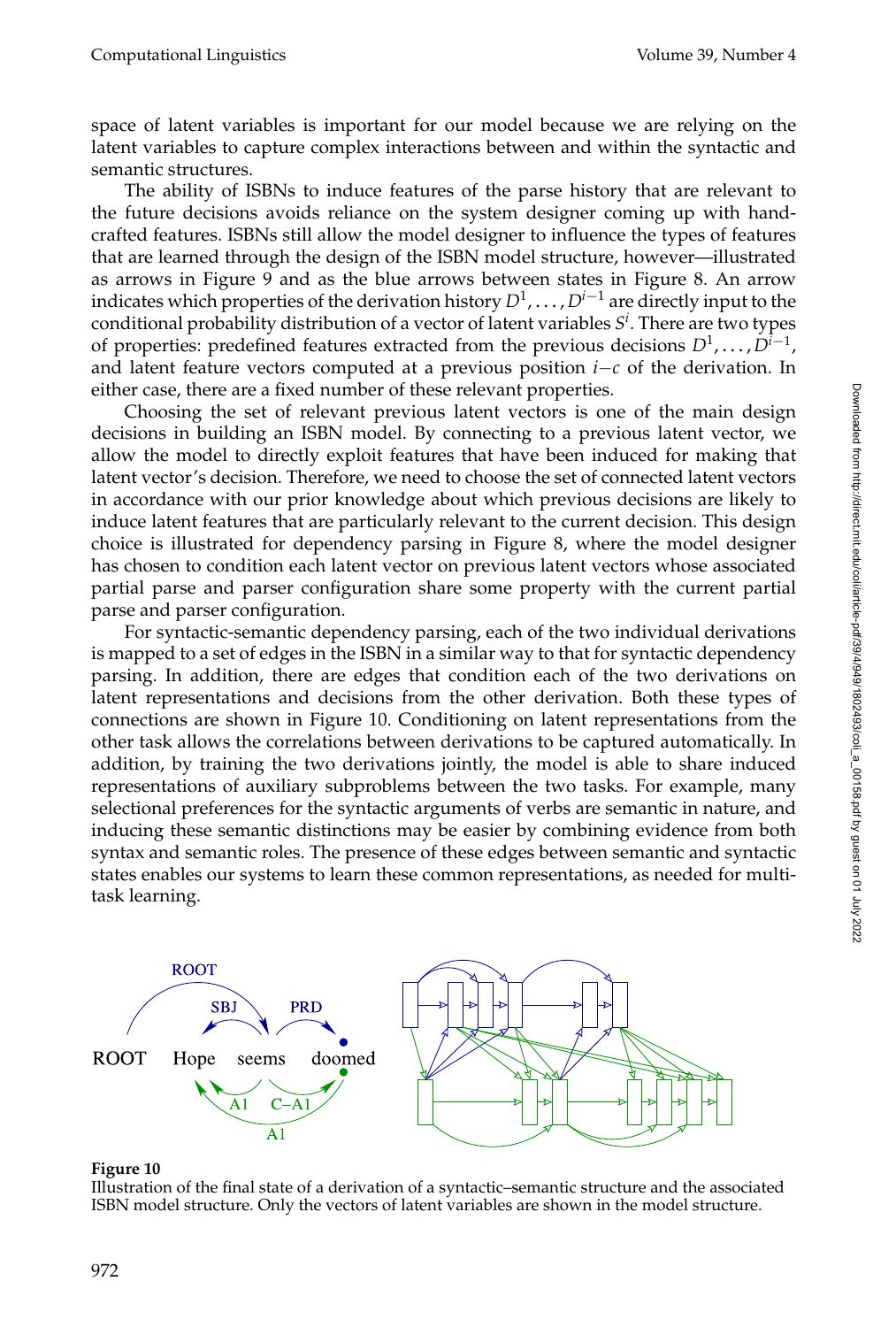space of latent variables is important for our model because we are relying on the latent variables to capture complex interactions between and within the syntactic and semantic structures.

The ability of ISBNs to induce features of the parse history that are relevant to the future decisions avoids reliance on the system designer coming up with hand-crafted features. ISBNs still allow the model designer to influence the types of features that are learned through the design of the ISBN model structure, however—illustrated as arrows in Figure 9 and as the blue arrows between states in Figure 8. An arrow indicates which properties of the derivation history $D^1, \ldots, D^{i-1}$ are directly input to the conditional probability distribution of a vector of latent variables $S^i$. There are two types of properties: predefined features extracted from the previous decisions $D^1, \ldots, D^{i-1}$, and latent feature vectors computed at a previous position $i-c$ of the derivation. In either case, there are a fixed number of these relevant properties.

Choosing the set of relevant previous latent vectors is one of the main design decisions in building an ISBN model. By connecting to a previous latent vector, we allow the model to directly exploit features that have been induced for making that latent vector's decision. Therefore, we need to choose the set of connected latent vectors in accordance with our prior knowledge about which previous decisions are likely to induce latent features that are particularly relevant to the current decision. This design choice is illustrated for dependency parsing in Figure 8, where the model designer has chosen to condition each latent vector on previous latent vectors whose associated partial parse and parser configuration share some property with the current partial parse and parser configuration.

For syntactic-semantic dependency parsing, each of the two individual derivations is mapped to a set of edges in the ISBN in a similar way to that for syntactic dependency parsing. In addition, there are edges that condition each of the two derivations on latent representations and decisions from the other derivation. Both these types of connections are shown in Figure 10. Conditioning on latent representations from the other task allows the correlations between derivations to be captured automatically. In addition, by training the two derivations jointly, the model is able to share induced representations of auxiliary subproblems between the two tasks. For example, many selectional preferences for the syntactic arguments of verbs are semantic in nature, and inducing these semantic distinctions may be easier by combining evidence from both syntax and semantic roles. The presence of these edges between semantic and syntactic states enables our systems to learn these common representations, as needed for multi-task learning.

**Figure 10**
Illustration of the final state of a derivation of a syntactic–semantic structure and the associated ISBN model structure. Only the vectors of latent variables are shown in the model structure.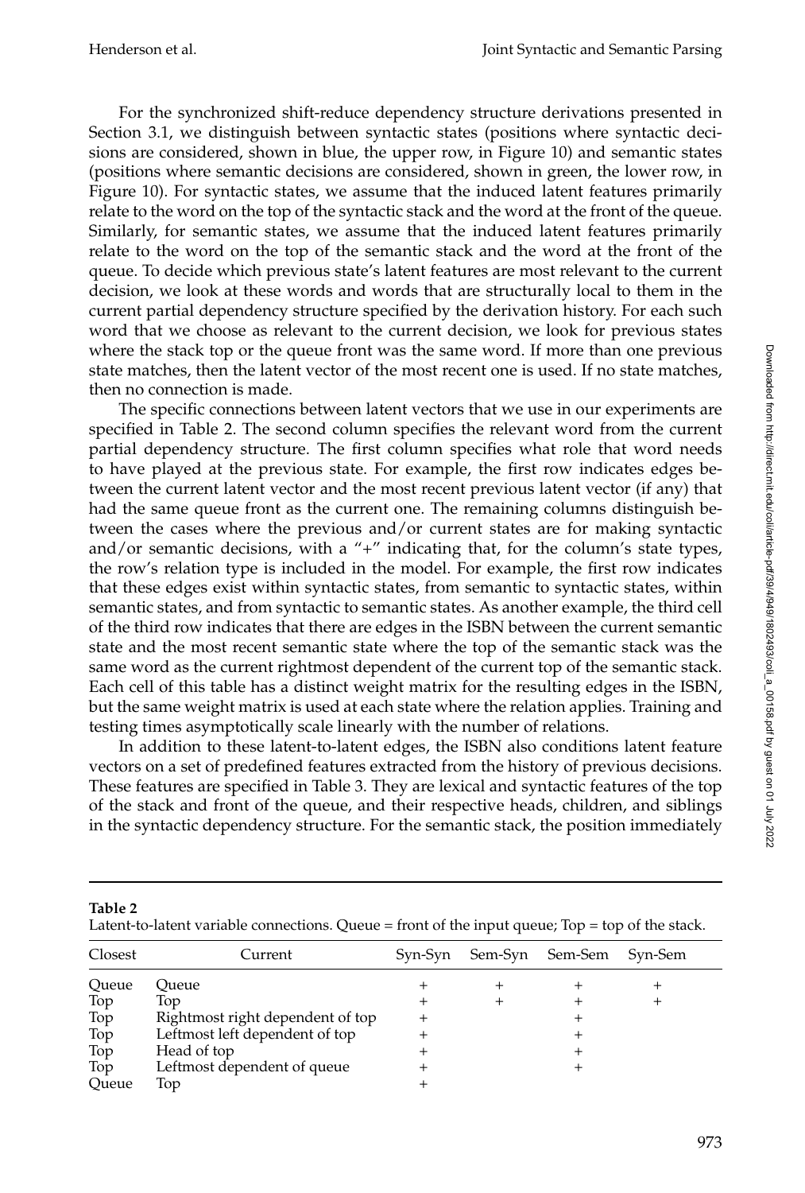For the synchronized shift-reduce dependency structure derivations presented in Section 3.1, we distinguish between syntactic states (positions where syntactic decisions are considered, shown in blue, the upper row, in Figure 10) and semantic states (positions where semantic decisions are considered, shown in green, the lower row, in Figure 10). For syntactic states, we assume that the induced latent features primarily relate to the word on the top of the syntactic stack and the word at the front of the queue. Similarly, for semantic states, we assume that the induced latent features primarily relate to the word on the top of the semantic stack and the word at the front of the queue. To decide which previous state's latent features are most relevant to the current decision, we look at these words and words that are structurally local to them in the current partial dependency structure specified by the derivation history. For each such word that we choose as relevant to the current decision, we look for previous states where the stack top or the queue front was the same word. If more than one previous state matches, then the latent vector of the most recent one is used. If no state matches, then no connection is made.

The specific connections between latent vectors that we use in our experiments are specified in Table 2. The second column specifies the relevant word from the current partial dependency structure. The first column specifies what role that word needs to have played at the previous state. For example, the first row indicates edges between the current latent vector and the most recent previous latent vector (if any) that had the same queue front as the current one. The remaining columns distinguish between the cases where the previous and/or current states are for making syntactic and/or semantic decisions, with a "+" indicating that, for the column's state types, the row's relation type is included in the model. For example, the first row indicates that these edges exist within syntactic states, from semantic to syntactic states, within semantic states, and from syntactic to semantic states. As another example, the third cell of the third row indicates that there are edges in the ISBN between the current semantic state and the most recent semantic state where the top of the semantic stack was the same word as the current rightmost dependent of the current top of the semantic stack. Each cell of this table has a distinct weight matrix for the resulting edges in the ISBN, but the same weight matrix is used at each state where the relation applies. Training and testing times asymptotically scale linearly with the number of relations.

In addition to these latent-to-latent edges, the ISBN also conditions latent feature vectors on a set of predefined features extracted from the history of previous decisions. These features are specified in Table 3. They are lexical and syntactic features of the top of the stack and front of the queue, and their respective heads, children, and siblings in the syntactic dependency structure. For the semantic stack, the position immediately

**Table 2**
Latent-to-latent variable connections. Queue = front of the input queue; Top = top of the stack.

| Closest | Current | Syn-Syn | Sem-Syn | Sem-Sem | Syn-Sem |
|---|---|---|---|---|---|
| Queue | Queue | + | + | + | + |
| Top | Top | + | + | + | + |
| Top | Rightmost right dependent of top | + | | + | |
| Top | Leftmost left dependent of top | + | | + | |
| Top | Head of top | + | | + | |
| Top | Leftmost dependent of queue | + | | + | |
| Queue | Top | + | | | |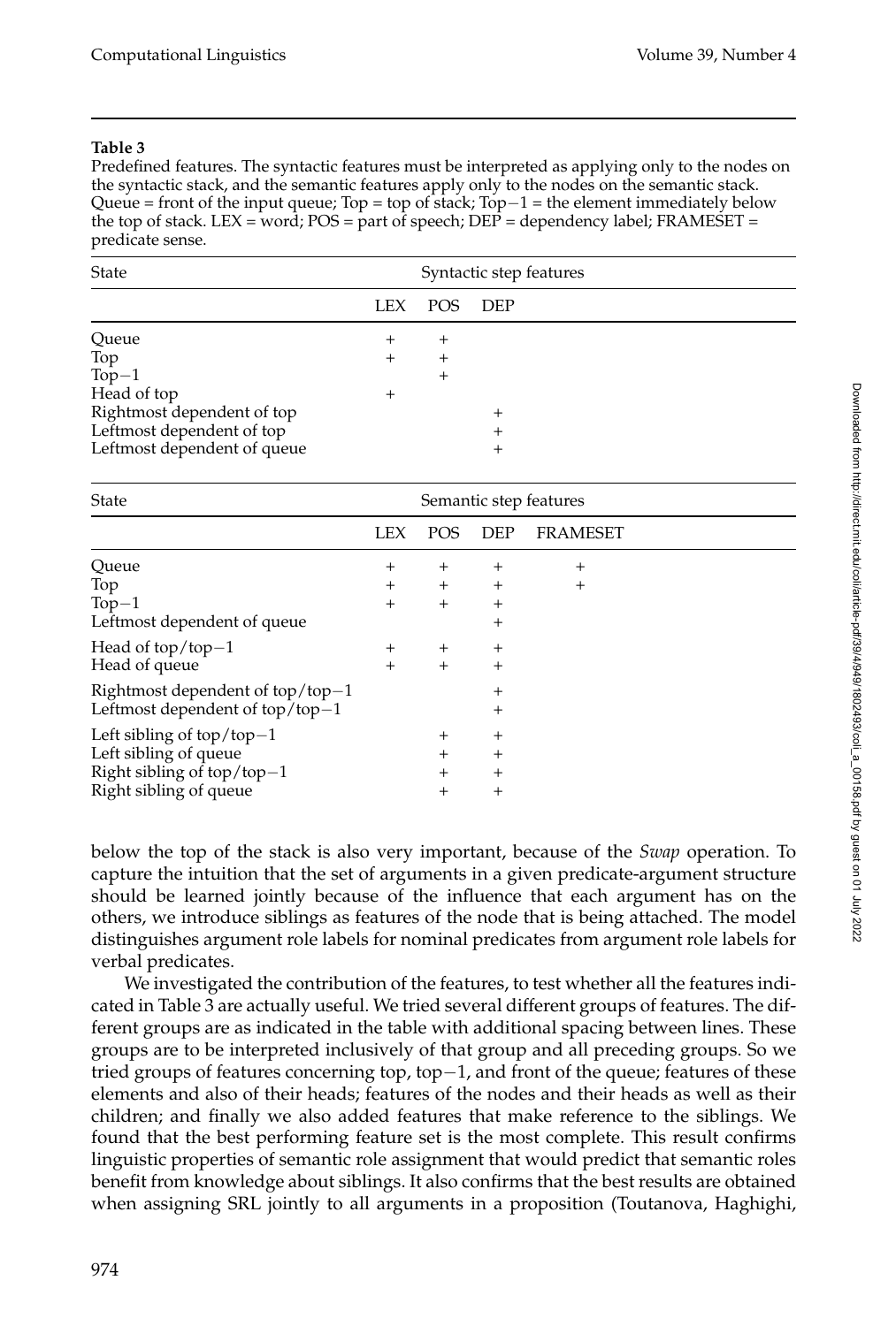**Table 3**

Predefined features. The syntactic features must be interpreted as applying only to the nodes on the syntactic stack, and the semantic features apply only to the nodes on the semantic stack. Queue = front of the input queue; Top = top of stack; Top−1 = the element immediately below the top of stack. LEX = word; POS = part of speech; DEP = dependency label; FRAMESET = predicate sense.

| State | Syntactic step features | | |
|---|---|---|---|
| | LEX | POS | DEP |
| Queue | + | + | |
| Top | + | + | |
| Top−1 | | + | |
| Head of top | + | | |
| Rightmost dependent of top | | | + |
| Leftmost dependent of top | | | + |
| Leftmost dependent of queue | | | + |

| State | Semantic step features | | | |
|---|---|---|---|---|
| | LEX | POS | DEP | FRAMESET |
| Queue | + | + | + | + |
| Top | + | + | + | + |
| Top−1 | + | + | + | |
| Leftmost dependent of queue | | | + | |
| Head of top/top−1 | + | + | + | |
| Head of queue | + | + | + | |
| Rightmost dependent of top/top−1 | | | + | |
| Leftmost dependent of top/top−1 | | | + | |
| Left sibling of top/top−1 | | + | + | |
| Left sibling of queue | | + | + | |
| Right sibling of top/top−1 | | + | + | |
| Right sibling of queue | | + | + | |

below the top of the stack is also very important, because of the *Swap* operation. To capture the intuition that the set of arguments in a given predicate-argument structure should be learned jointly because of the influence that each argument has on the others, we introduce siblings as features of the node that is being attached. The model distinguishes argument role labels for nominal predicates from argument role labels for verbal predicates.

We investigated the contribution of the features, to test whether all the features indicated in Table 3 are actually useful. We tried several different groups of features. The different groups are as indicated in the table with additional spacing between lines. These groups are to be interpreted inclusively of that group and all preceding groups. So we tried groups of features concerning top, top−1, and front of the queue; features of these elements and also of their heads; features of the nodes and their heads as well as their children; and finally we also added features that make reference to the siblings. We found that the best performing feature set is the most complete. This result confirms linguistic properties of semantic role assignment that would predict that semantic roles benefit from knowledge about siblings. It also confirms that the best results are obtained when assigning SRL jointly to all arguments in a proposition (Toutanova, Haghighi,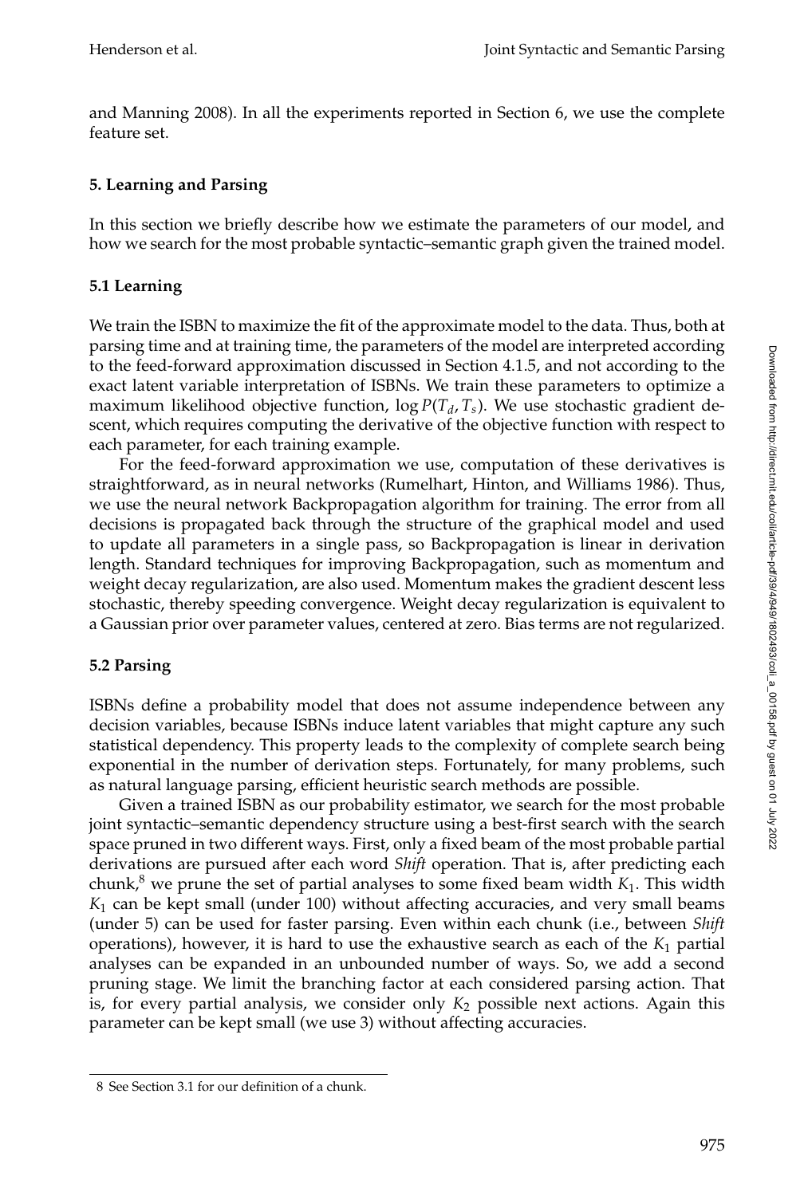and Manning 2008). In all the experiments reported in Section 6, we use the complete feature set.

## 5. Learning and Parsing

In this section we briefly describe how we estimate the parameters of our model, and how we search for the most probable syntactic–semantic graph given the trained model.

### 5.1 Learning

We train the ISBN to maximize the fit of the approximate model to the data. Thus, both at parsing time and at training time, the parameters of the model are interpreted according to the feed-forward approximation discussed in Section 4.1.5, and not according to the exact latent variable interpretation of ISBNs. We train these parameters to optimize a maximum likelihood objective function, $\log P(T_d, T_s)$. We use stochastic gradient descent, which requires computing the derivative of the objective function with respect to each parameter, for each training example.

For the feed-forward approximation we use, computation of these derivatives is straightforward, as in neural networks (Rumelhart, Hinton, and Williams 1986). Thus, we use the neural network Backpropagation algorithm for training. The error from all decisions is propagated back through the structure of the graphical model and used to update all parameters in a single pass, so Backpropagation is linear in derivation length. Standard techniques for improving Backpropagation, such as momentum and weight decay regularization, are also used. Momentum makes the gradient descent less stochastic, thereby speeding convergence. Weight decay regularization is equivalent to a Gaussian prior over parameter values, centered at zero. Bias terms are not regularized.

### 5.2 Parsing

ISBNs define a probability model that does not assume independence between any decision variables, because ISBNs induce latent variables that might capture any such statistical dependency. This property leads to the complexity of complete search being exponential in the number of derivation steps. Fortunately, for many problems, such as natural language parsing, efficient heuristic search methods are possible.

Given a trained ISBN as our probability estimator, we search for the most probable joint syntactic–semantic dependency structure using a best-first search with the search space pruned in two different ways. First, only a fixed beam of the most probable partial derivations are pursued after each word *Shift* operation. That is, after predicting each chunk,[8] we prune the set of partial analyses to some fixed beam width $K_1$. This width $K_1$ can be kept small (under 100) without affecting accuracies, and very small beams (under 5) can be used for faster parsing. Even within each chunk (i.e., between *Shift* operations), however, it is hard to use the exhaustive search as each of the $K_1$ partial analyses can be expanded in an unbounded number of ways. So, we add a second pruning stage. We limit the branching factor at each considered parsing action. That is, for every partial analysis, we consider only $K_2$ possible next actions. Again this parameter can be kept small (we use 3) without affecting accuracies.

8 See Section 3.1 for our definition of a chunk.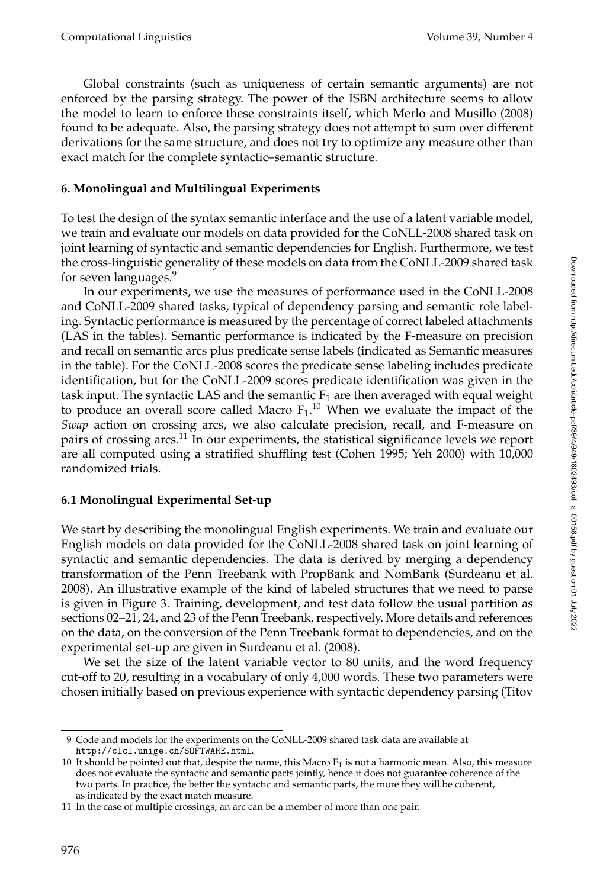Global constraints (such as uniqueness of certain semantic arguments) are not enforced by the parsing strategy. The power of the ISBN architecture seems to allow the model to learn to enforce these constraints itself, which Merlo and Musillo (2008) found to be adequate. Also, the parsing strategy does not attempt to sum over different derivations for the same structure, and does not try to optimize any measure other than exact match for the complete syntactic–semantic structure.

## 6. Monolingual and Multilingual Experiments

To test the design of the syntax semantic interface and the use of a latent variable model, we train and evaluate our models on data provided for the CoNLL-2008 shared task on joint learning of syntactic and semantic dependencies for English. Furthermore, we test the cross-linguistic generality of these models on data from the CoNLL-2009 shared task for seven languages.[9]

In our experiments, we use the measures of performance used in the CoNLL-2008 and CoNLL-2009 shared tasks, typical of dependency parsing and semantic role labeling. Syntactic performance is measured by the percentage of correct labeled attachments (LAS in the tables). Semantic performance is indicated by the F-measure on precision and recall on semantic arcs plus predicate sense labels (indicated as Semantic measures in the table). For the CoNLL-2008 scores the predicate sense labeling includes predicate identification, but for the CoNLL-2009 scores predicate identification was given in the task input. The syntactic LAS and the semantic $F_1$ are then averaged with equal weight to produce an overall score called Macro $F_1$.[10] When we evaluate the impact of the *Swap* action on crossing arcs, we also calculate precision, recall, and F-measure on pairs of crossing arcs.[11] In our experiments, the statistical significance levels we report are all computed using a stratified shuffling test (Cohen 1995; Yeh 2000) with 10,000 randomized trials.

### 6.1 Monolingual Experimental Set-up

We start by describing the monolingual English experiments. We train and evaluate our English models on data provided for the CoNLL-2008 shared task on joint learning of syntactic and semantic dependencies. The data is derived by merging a dependency transformation of the Penn Treebank with PropBank and NomBank (Surdeanu et al. 2008). An illustrative example of the kind of labeled structures that we need to parse is given in Figure 3. Training, development, and test data follow the usual partition as sections 02–21, 24, and 23 of the Penn Treebank, respectively. More details and references on the data, on the conversion of the Penn Treebank format to dependencies, and on the experimental set-up are given in Surdeanu et al. (2008).

We set the size of the latent variable vector to 80 units, and the word frequency cut-off to 20, resulting in a vocabulary of only 4,000 words. These two parameters were chosen initially based on previous experience with syntactic dependency parsing (Titov

---

9 Code and models for the experiments on the CoNLL-2009 shared task data are available at `http://clcl.unige.ch/SOFTWARE.html`.

10 It should be pointed out that, despite the name, this Macro $F_1$ is not a harmonic mean. Also, this measure does not evaluate the syntactic and semantic parts jointly, hence it does not guarantee coherence of the two parts. In practice, the better the syntactic and semantic parts, the more they will be coherent, as indicated by the exact match measure.

11 In the case of multiple crossings, an arc can be a member of more than one pair.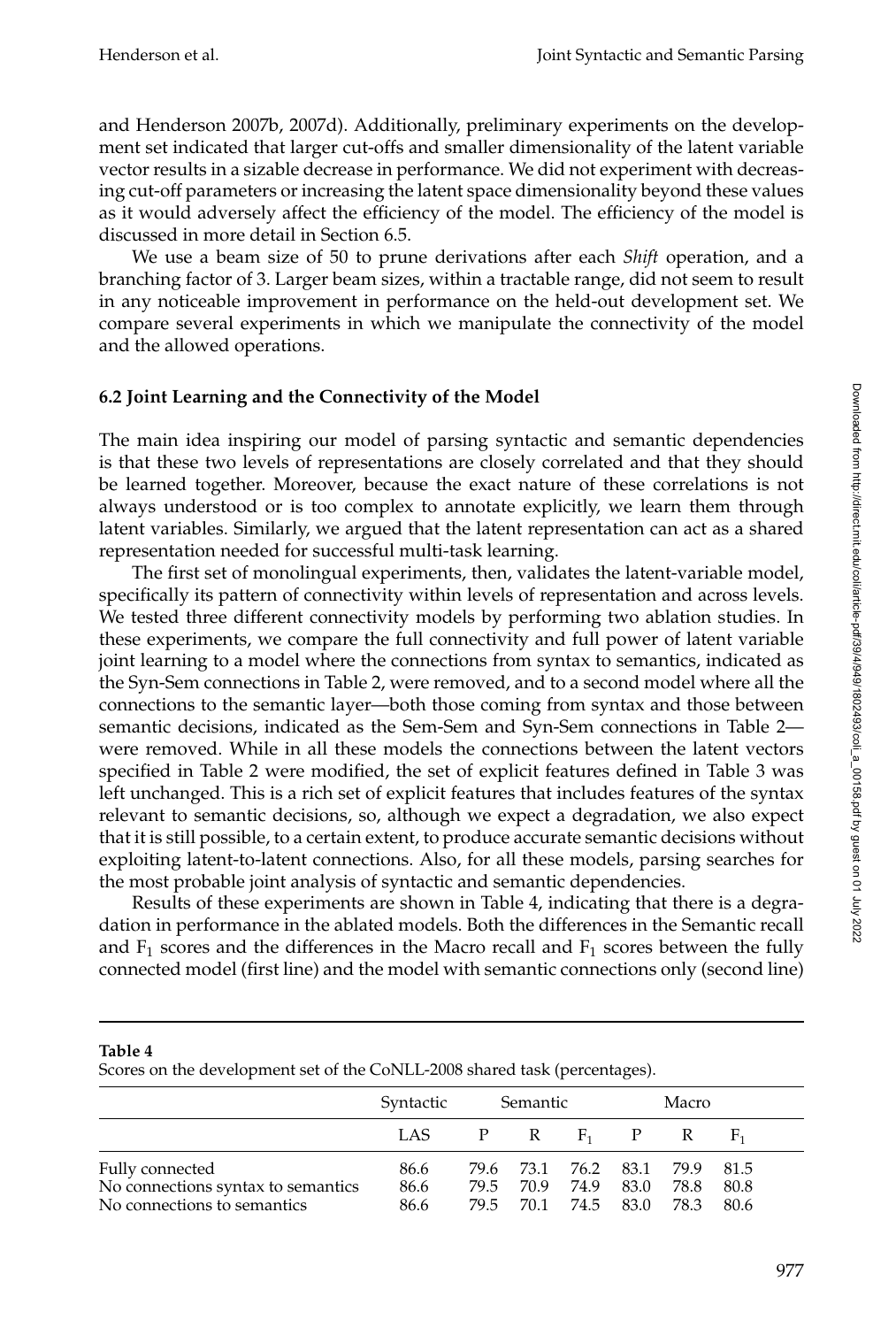and Henderson 2007b, 2007d). Additionally, preliminary experiments on the development set indicated that larger cut-offs and smaller dimensionality of the latent variable vector results in a sizable decrease in performance. We did not experiment with decreasing cut-off parameters or increasing the latent space dimensionality beyond these values as it would adversely affect the efficiency of the model. The efficiency of the model is discussed in more detail in Section 6.5.

We use a beam size of 50 to prune derivations after each *Shift* operation, and a branching factor of 3. Larger beam sizes, within a tractable range, did not seem to result in any noticeable improvement in performance on the held-out development set. We compare several experiments in which we manipulate the connectivity of the model and the allowed operations.

### 6.2 Joint Learning and the Connectivity of the Model

The main idea inspiring our model of parsing syntactic and semantic dependencies is that these two levels of representations are closely correlated and that they should be learned together. Moreover, because the exact nature of these correlations is not always understood or is too complex to annotate explicitly, we learn them through latent variables. Similarly, we argued that the latent representation can act as a shared representation needed for successful multi-task learning.

The first set of monolingual experiments, then, validates the latent-variable model, specifically its pattern of connectivity within levels of representation and across levels. We tested three different connectivity models by performing two ablation studies. In these experiments, we compare the full connectivity and full power of latent variable joint learning to a model where the connections from syntax to semantics, indicated as the Syn-Sem connections in Table 2, were removed, and to a second model where all the connections to the semantic layer—both those coming from syntax and those between semantic decisions, indicated as the Sem-Sem and Syn-Sem connections in Table 2—were removed. While in all these models the connections between the latent vectors specified in Table 2 were modified, the set of explicit features defined in Table 3 was left unchanged. This is a rich set of explicit features that includes features of the syntax relevant to semantic decisions, so, although we expect a degradation, we also expect that it is still possible, to a certain extent, to produce accurate semantic decisions without exploiting latent-to-latent connections. Also, for all these models, parsing searches for the most probable joint analysis of syntactic and semantic dependencies.

Results of these experiments are shown in Table 4, indicating that there is a degradation in performance in the ablated models. Both the differences in the Semantic recall and $F_1$ scores and the differences in the Macro recall and $F_1$ scores between the fully connected model (first line) and the model with semantic connections only (second line)

**Table 4**
Scores on the development set of the CoNLL-2008 shared task (percentages).

| | Syntactic | Semantic | | | Macro | | |
|---|---|---|---|---|---|---|---|
| | LAS | P | R | $F_1$ | P | R | $F_1$ |
| Fully connected | 86.6 | 79.6 | 73.1 | 76.2 | 83.1 | 79.9 | 81.5 |
| No connections syntax to semantics | 86.6 | 79.5 | 70.9 | 74.9 | 83.0 | 78.8 | 80.8 |
| No connections to semantics | 86.6 | 79.5 | 70.1 | 74.5 | 83.0 | 78.3 | 80.6 |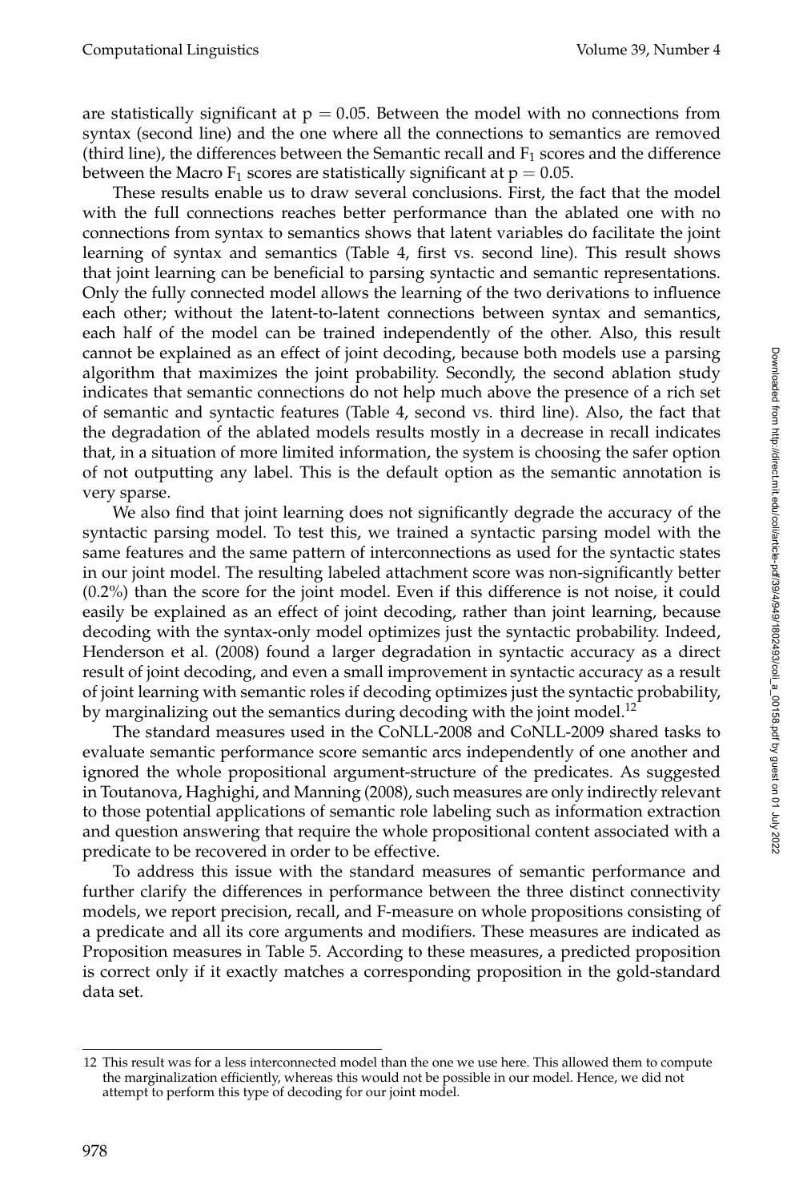are statistically significant at $p = 0.05$. Between the model with no connections from syntax (second line) and the one where all the connections to semantics are removed (third line), the differences between the Semantic recall and $F_1$ scores and the difference between the Macro $F_1$ scores are statistically significant at $p = 0.05$.

These results enable us to draw several conclusions. First, the fact that the model with the full connections reaches better performance than the ablated one with no connections from syntax to semantics shows that latent variables do facilitate the joint learning of syntax and semantics (Table 4, first vs. second line). This result shows that joint learning can be beneficial to parsing syntactic and semantic representations. Only the fully connected model allows the learning of the two derivations to influence each other; without the latent-to-latent connections between syntax and semantics, each half of the model can be trained independently of the other. Also, this result cannot be explained as an effect of joint decoding, because both models use a parsing algorithm that maximizes the joint probability. Secondly, the second ablation study indicates that semantic connections do not help much above the presence of a rich set of semantic and syntactic features (Table 4, second vs. third line). Also, the fact that the degradation of the ablated models results mostly in a decrease in recall indicates that, in a situation of more limited information, the system is choosing the safer option of not outputting any label. This is the default option as the semantic annotation is very sparse.

We also find that joint learning does not significantly degrade the accuracy of the syntactic parsing model. To test this, we trained a syntactic parsing model with the same features and the same pattern of interconnections as used for the syntactic states in our joint model. The resulting labeled attachment score was non-significantly better (0.2%) than the score for the joint model. Even if this difference is not noise, it could easily be explained as an effect of joint decoding, rather than joint learning, because decoding with the syntax-only model optimizes just the syntactic probability. Indeed, Henderson et al. (2008) found a larger degradation in syntactic accuracy as a direct result of joint decoding, and even a small improvement in syntactic accuracy as a result of joint learning with semantic roles if decoding optimizes just the syntactic probability, by marginalizing out the semantics during decoding with the joint model.[12]

The standard measures used in the CoNLL-2008 and CoNLL-2009 shared tasks to evaluate semantic performance score semantic arcs independently of one another and ignored the whole propositional argument-structure of the predicates. As suggested in Toutanova, Haghighi, and Manning (2008), such measures are only indirectly relevant to those potential applications of semantic role labeling such as information extraction and question answering that require the whole propositional content associated with a predicate to be recovered in order to be effective.

To address this issue with the standard measures of semantic performance and further clarify the differences in performance between the three distinct connectivity models, we report precision, recall, and F-measure on whole propositions consisting of a predicate and all its core arguments and modifiers. These measures are indicated as Proposition measures in Table 5. According to these measures, a predicted proposition is correct only if it exactly matches a corresponding proposition in the gold-standard data set.

---

12 This result was for a less interconnected model than the one we use here. This allowed them to compute the marginalization efficiently, whereas this would not be possible in our model. Hence, we did not attempt to perform this type of decoding for our joint model.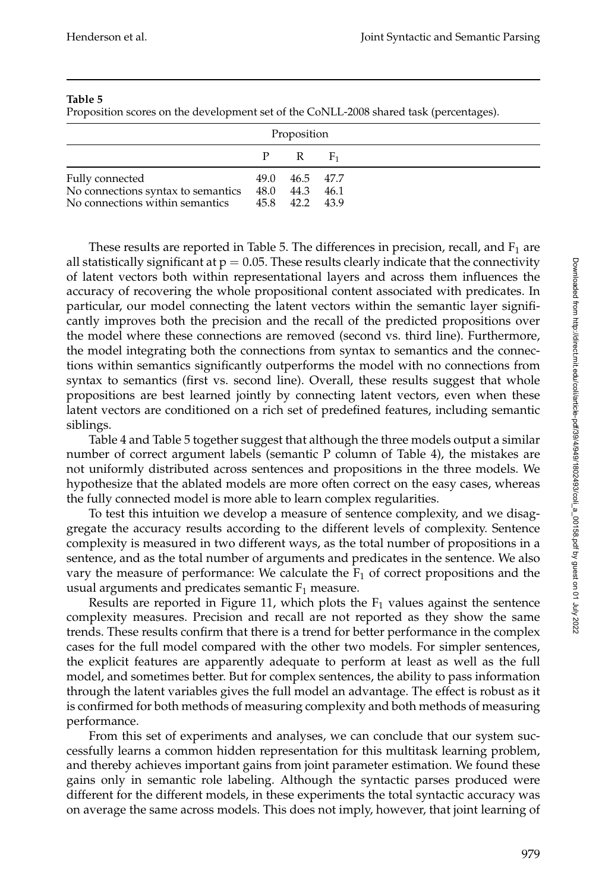**Table 5**
Proposition scores on the development set of the CoNLL-2008 shared task (percentages).

| | Proposition | | |
|---|---|---|---|
| | P | R | $F_1$ |
| Fully connected | 49.0 | 46.5 | 47.7 |
| No connections syntax to semantics | 48.0 | 44.3 | 46.1 |
| No connections within semantics | 45.8 | 42.2 | 43.9 |

These results are reported in Table 5. The differences in precision, recall, and $F_1$ are all statistically significant at $p = 0.05$. These results clearly indicate that the connectivity of latent vectors both within representational layers and across them influences the accuracy of recovering the whole propositional content associated with predicates. In particular, our model connecting the latent vectors within the semantic layer significantly improves both the precision and the recall of the predicted propositions over the model where these connections are removed (second vs. third line). Furthermore, the model integrating both the connections from syntax to semantics and the connections within semantics significantly outperforms the model with no connections from syntax to semantics (first vs. second line). Overall, these results suggest that whole propositions are best learned jointly by connecting latent vectors, even when these latent vectors are conditioned on a rich set of predefined features, including semantic siblings.

Table 4 and Table 5 together suggest that although the three models output a similar number of correct argument labels (semantic P column of Table 4), the mistakes are not uniformly distributed across sentences and propositions in the three models. We hypothesize that the ablated models are more often correct on the easy cases, whereas the fully connected model is more able to learn complex regularities.

To test this intuition we develop a measure of sentence complexity, and we disaggregate the accuracy results according to the different levels of complexity. Sentence complexity is measured in two different ways, as the total number of propositions in a sentence, and as the total number of arguments and predicates in the sentence. We also vary the measure of performance: We calculate the $F_1$ of correct propositions and the usual arguments and predicates semantic $F_1$ measure.

Results are reported in Figure 11, which plots the $F_1$ values against the sentence complexity measures. Precision and recall are not reported as they show the same trends. These results confirm that there is a trend for better performance in the complex cases for the full model compared with the other two models. For simpler sentences, the explicit features are apparently adequate to perform at least as well as the full model, and sometimes better. But for complex sentences, the ability to pass information through the latent variables gives the full model an advantage. The effect is robust as it is confirmed for both methods of measuring complexity and both methods of measuring performance.

From this set of experiments and analyses, we can conclude that our system successfully learns a common hidden representation for this multitask learning problem, and thereby achieves important gains from joint parameter estimation. We found these gains only in semantic role labeling. Although the syntactic parses produced were different for the different models, in these experiments the total syntactic accuracy was on average the same across models. This does not imply, however, that joint learning of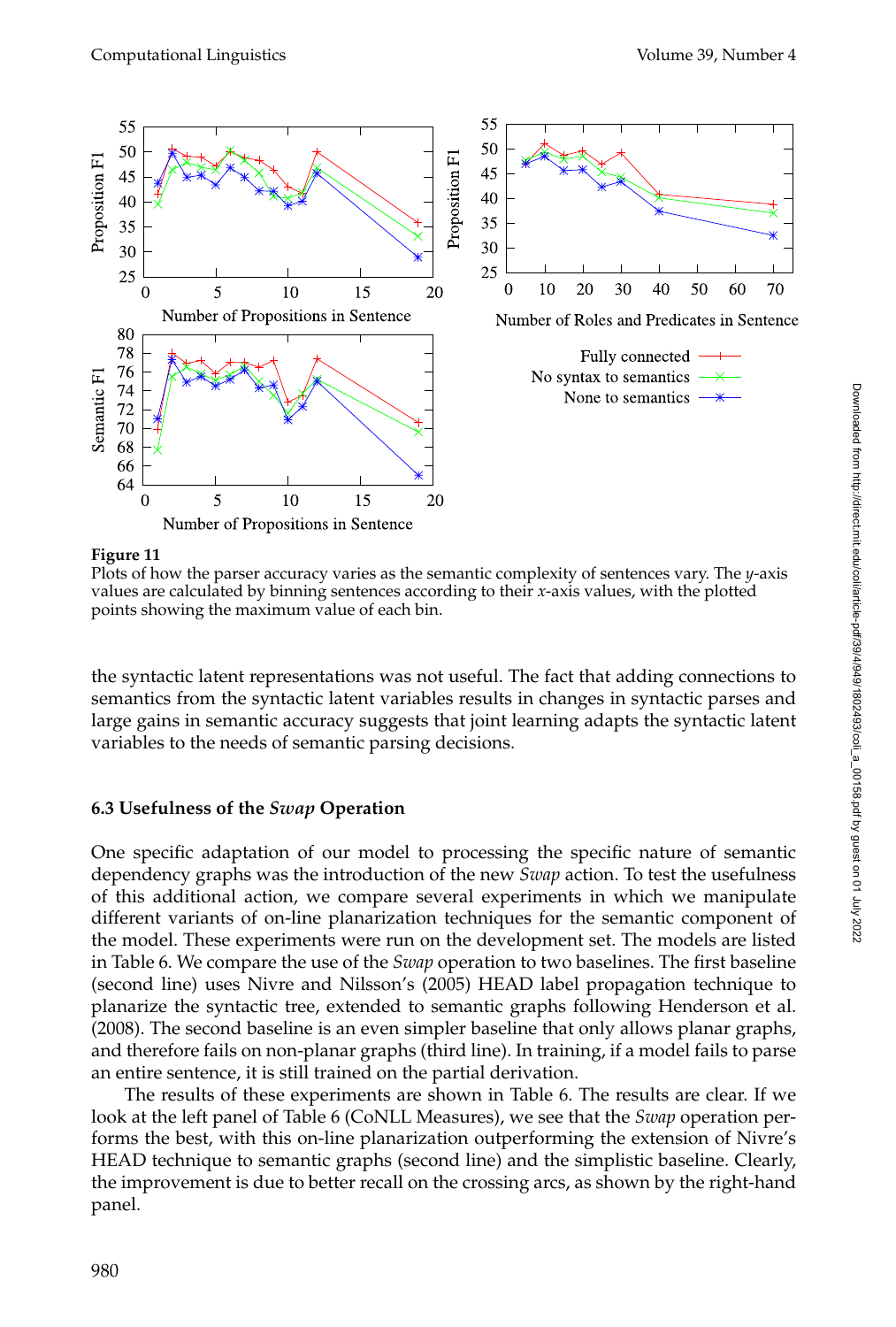**Figure 11**
Plots of how the parser accuracy varies as the semantic complexity of sentences vary. The $y$-axis values are calculated by binning sentences according to their $x$-axis values, with the plotted points showing the maximum value of each bin.

the syntactic latent representations was not useful. The fact that adding connections to semantics from the syntactic latent variables results in changes in syntactic parses and large gains in semantic accuracy suggests that joint learning adapts the syntactic latent variables to the needs of semantic parsing decisions.

### 6.3 Usefulness of the *Swap* Operation

One specific adaptation of our model to processing the specific nature of semantic dependency graphs was the introduction of the new *Swap* action. To test the usefulness of this additional action, we compare several experiments in which we manipulate different variants of on-line planarization techniques for the semantic component of the model. These experiments were run on the development set. The models are listed in Table 6. We compare the use of the *Swap* operation to two baselines. The first baseline (second line) uses Nivre and Nilsson's (2005) HEAD label propagation technique to planarize the syntactic tree, extended to semantic graphs following Henderson et al. (2008). The second baseline is an even simpler baseline that only allows planar graphs, and therefore fails on non-planar graphs (third line). In training, if a model fails to parse an entire sentence, it is still trained on the partial derivation.

The results of these experiments are shown in Table 6. The results are clear. If we look at the left panel of Table 6 (CoNLL Measures), we see that the *Swap* operation performs the best, with this on-line planarization outperforming the extension of Nivre's HEAD technique to semantic graphs (second line) and the simplistic baseline. Clearly, the improvement is due to better recall on the crossing arcs, as shown by the right-hand panel.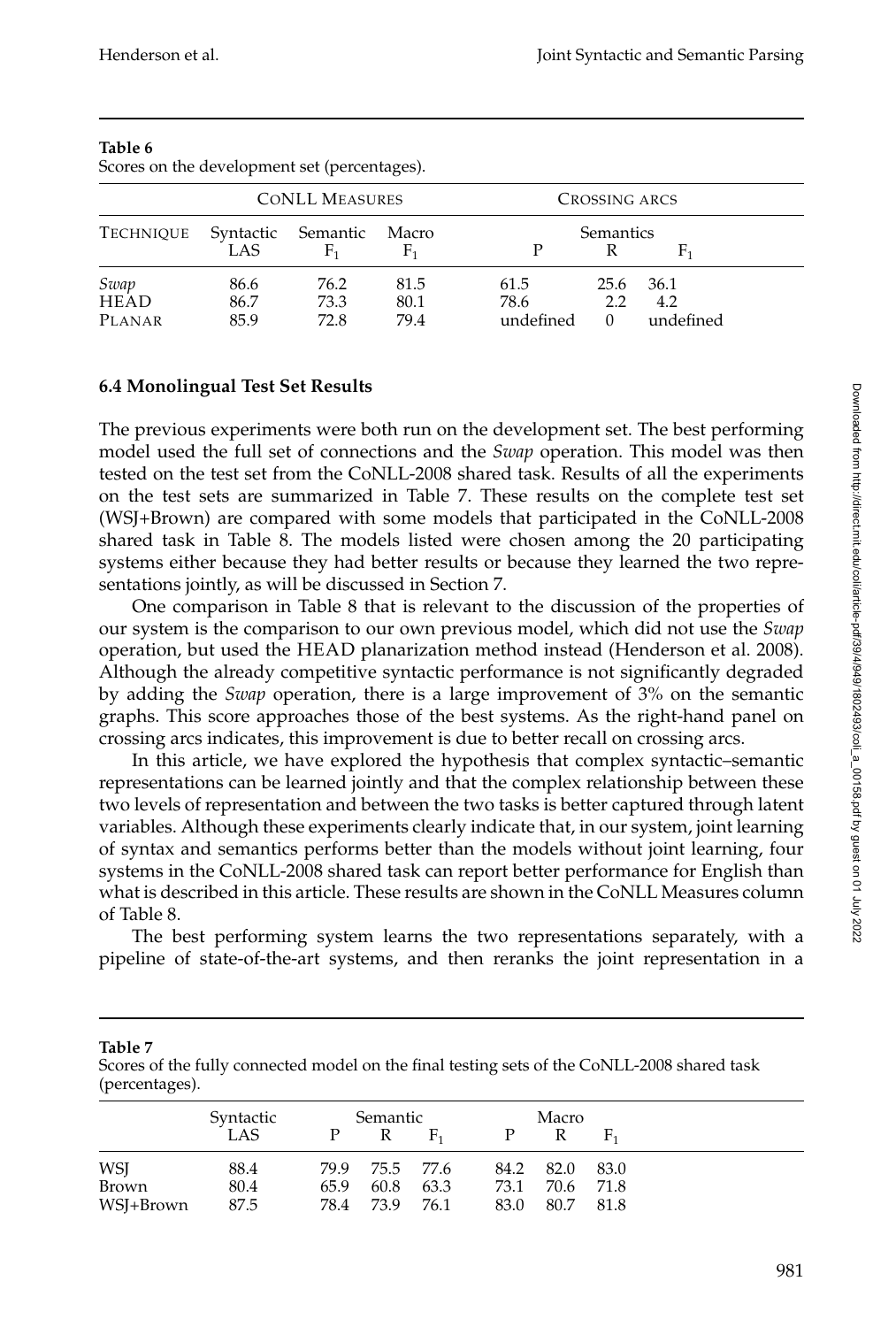**Table 6**
Scores on the development set (percentages).

| | CoNLL Measures | | | Crossing arcs | | |
|---|---|---|---|---|---|---|
| Technique | Syntactic LAS | Semantic $F_1$ | Macro $F_1$ | Semantics P | R | $F_1$ |
| *Swap* | 86.6 | 76.2 | 81.5 | 61.5 | 25.6 | 36.1 |
| HEAD | 86.7 | 73.3 | 80.1 | 78.6 | 2.2 | 4.2 |
| PLANAR | 85.9 | 72.8 | 79.4 | undefined | 0 | undefined |

### 6.4 Monolingual Test Set Results

The previous experiments were both run on the development set. The best performing model used the full set of connections and the *Swap* operation. This model was then tested on the test set from the CoNLL-2008 shared task. Results of all the experiments on the test sets are summarized in Table 7. These results on the complete test set (WSJ+Brown) are compared with some models that participated in the CoNLL-2008 shared task in Table 8. The models listed were chosen among the 20 participating systems either because they had better results or because they learned the two representations jointly, as will be discussed in Section 7.

One comparison in Table 8 that is relevant to the discussion of the properties of our system is the comparison to our own previous model, which did not use the *Swap* operation, but used the HEAD planarization method instead (Henderson et al. 2008). Although the already competitive syntactic performance is not significantly degraded by adding the *Swap* operation, there is a large improvement of 3% on the semantic graphs. This score approaches those of the best systems. As the right-hand panel on crossing arcs indicates, this improvement is due to better recall on crossing arcs.

In this article, we have explored the hypothesis that complex syntactic–semantic representations can be learned jointly and that the complex relationship between these two levels of representation and between the two tasks is better captured through latent variables. Although these experiments clearly indicate that, in our system, joint learning of syntax and semantics performs better than the models without joint learning, four systems in the CoNLL-2008 shared task can report better performance for English than what is described in this article. These results are shown in the CoNLL Measures column of Table 8.

The best performing system learns the two representations separately, with a pipeline of state-of-the-art systems, and then reranks the joint representation in a

**Table 7**
Scores of the fully connected model on the final testing sets of the CoNLL-2008 shared task (percentages).

| | Syntactic LAS | Semantic P | R | $F_1$ | Macro P | R | $F_1$ |
|---|---|---|---|---|---|---|---|
| WSJ | 88.4 | 79.9 | 75.5 | 77.6 | 84.2 | 82.0 | 83.0 |
| Brown | 80.4 | 65.9 | 60.8 | 63.3 | 73.1 | 70.6 | 71.8 |
| WSJ+Brown | 87.5 | 78.4 | 73.9 | 76.1 | 83.0 | 80.7 | 81.8 |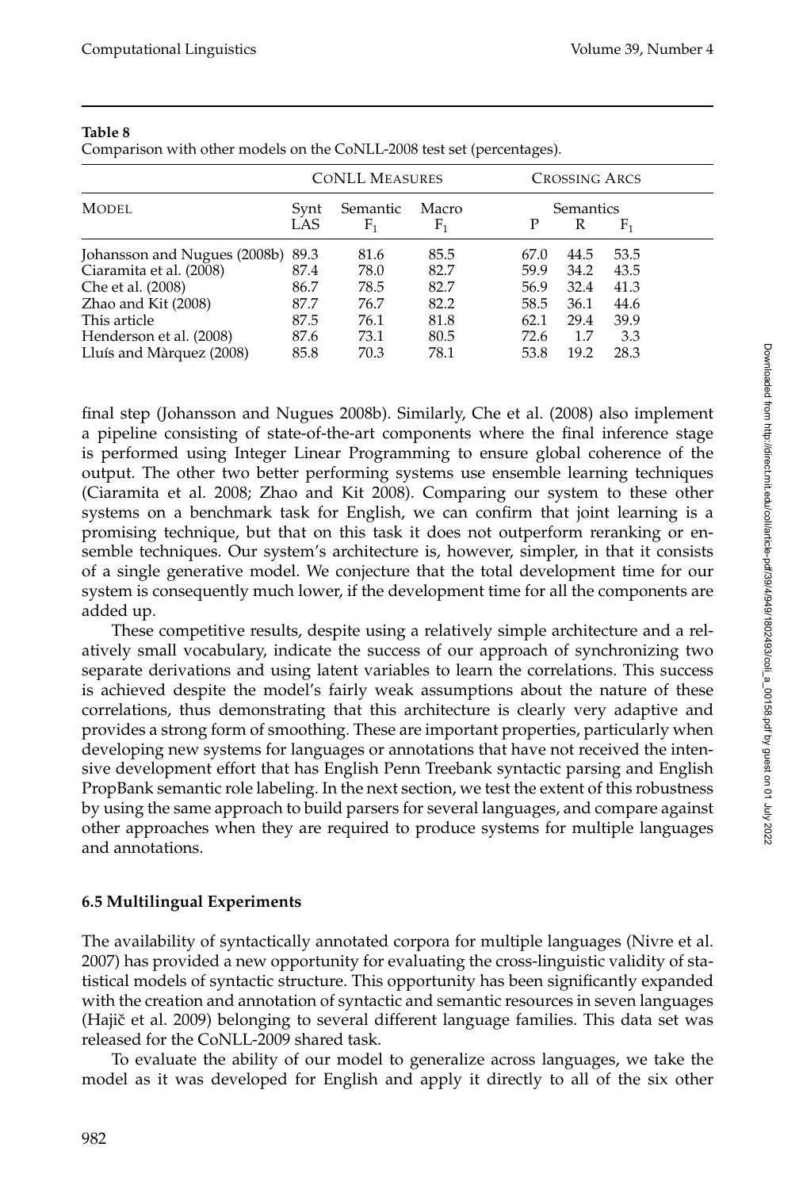**Table 8**

Comparison with other models on the CoNLL-2008 test set (percentages).

| Model | CoNLL Measures | | | Crossing Arcs | | |
|---|---|---|---|---|---|---|
| | Synt LAS | Semantic $F_1$ | Macro $F_1$ | Semantics P | R | $F_1$ |
| Johansson and Nugues (2008b) | 89.3 | 81.6 | 85.5 | 67.0 | 44.5 | 53.5 |
| Ciaramita et al. (2008) | 87.4 | 78.0 | 82.7 | 59.9 | 34.2 | 43.5 |
| Che et al. (2008) | 86.7 | 78.5 | 82.7 | 56.9 | 32.4 | 41.3 |
| Zhao and Kit (2008) | 87.7 | 76.7 | 82.2 | 58.5 | 36.1 | 44.6 |
| This article | 87.5 | 76.1 | 81.8 | 62.1 | 29.4 | 39.9 |
| Henderson et al. (2008) | 87.6 | 73.1 | 80.5 | 72.6 | 1.7 | 3.3 |
| Lluís and Màrquez (2008) | 85.8 | 70.3 | 78.1 | 53.8 | 19.2 | 28.3 |

final step (Johansson and Nugues 2008b). Similarly, Che et al. (2008) also implement a pipeline consisting of state-of-the-art components where the final inference stage is performed using Integer Linear Programming to ensure global coherence of the output. The other two better performing systems use ensemble learning techniques (Ciaramita et al. 2008; Zhao and Kit 2008). Comparing our system to these other systems on a benchmark task for English, we can confirm that joint learning is a promising technique, but that on this task it does not outperform reranking or ensemble techniques. Our system's architecture is, however, simpler, in that it consists of a single generative model. We conjecture that the total development time for our system is consequently much lower, if the development time for all the components are added up.

These competitive results, despite using a relatively simple architecture and a relatively small vocabulary, indicate the success of our approach of synchronizing two separate derivations and using latent variables to learn the correlations. This success is achieved despite the model's fairly weak assumptions about the nature of these correlations, thus demonstrating that this architecture is clearly very adaptive and provides a strong form of smoothing. These are important properties, particularly when developing new systems for languages or annotations that have not received the intensive development effort that has English Penn Treebank syntactic parsing and English PropBank semantic role labeling. In the next section, we test the extent of this robustness by using the same approach to build parsers for several languages, and compare against other approaches when they are required to produce systems for multiple languages and annotations.

### 6.5 Multilingual Experiments

The availability of syntactically annotated corpora for multiple languages (Nivre et al. 2007) has provided a new opportunity for evaluating the cross-linguistic validity of statistical models of syntactic structure. This opportunity has been significantly expanded with the creation and annotation of syntactic and semantic resources in seven languages (Hajič et al. 2009) belonging to several different language families. This data set was released for the CoNLL-2009 shared task.

To evaluate the ability of our model to generalize across languages, we take the model as it was developed for English and apply it directly to all of the six other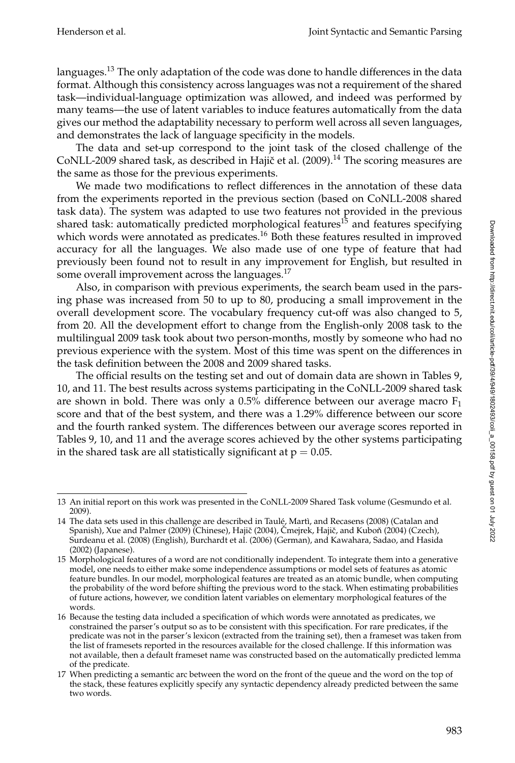languages.[13] The only adaptation of the code was done to handle differences in the data format. Although this consistency across languages was not a requirement of the shared task—individual-language optimization was allowed, and indeed was performed by many teams—the use of latent variables to induce features automatically from the data gives our method the adaptability necessary to perform well across all seven languages, and demonstrates the lack of language specificity in the models.

The data and set-up correspond to the joint task of the closed challenge of the CoNLL-2009 shared task, as described in Hajič et al. (2009).[14] The scoring measures are the same as those for the previous experiments.

We made two modifications to reflect differences in the annotation of these data from the experiments reported in the previous section (based on CoNLL-2008 shared task data). The system was adapted to use two features not provided in the previous shared task: automatically predicted morphological features[15] and features specifying which words were annotated as predicates.[16] Both these features resulted in improved accuracy for all the languages. We also made use of one type of feature that had previously been found not to result in any improvement for English, but resulted in some overall improvement across the languages.[17]

Also, in comparison with previous experiments, the search beam used in the parsing phase was increased from 50 to up to 80, producing a small improvement in the overall development score. The vocabulary frequency cut-off was also changed to 5, from 20. All the development effort to change from the English-only 2008 task to the multilingual 2009 task took about two person-months, mostly by someone who had no previous experience with the system. Most of this time was spent on the differences in the task definition between the 2008 and 2009 shared tasks.

The official results on the testing set and out of domain data are shown in Tables 9, 10, and 11. The best results across systems participating in the CoNLL-2009 shared task are shown in bold. There was only a 0.5% difference between our average macro $F_1$ score and that of the best system, and there was a 1.29% difference between our score and the fourth ranked system. The differences between our average scores reported in Tables 9, 10, and 11 and the average scores achieved by the other systems participating in the shared task are all statistically significant at $p = 0.05$.

---

13 An initial report on this work was presented in the CoNLL-2009 Shared Task volume (Gesmundo et al. 2009).

14 The data sets used in this challenge are described in Taulé, Martì, and Recasens (2008) (Catalan and Spanish), Xue and Palmer (2009) (Chinese), Hajič (2004), Čmejrek, Hajič, and Kuboň (2004) (Czech), Surdeanu et al. (2008) (English), Burchardt et al. (2006) (German), and Kawahara, Sadao, and Hasida (2002) (Japanese).

15 Morphological features of a word are not conditionally independent. To integrate them into a generative model, one needs to either make some independence assumptions or model sets of features as atomic feature bundles. In our model, morphological features are treated as an atomic bundle, when computing the probability of the word before shifting the previous word to the stack. When estimating probabilities of future actions, however, we condition latent variables on elementary morphological features of the words.

16 Because the testing data included a specification of which words were annotated as predicates, we constrained the parser's output so as to be consistent with this specification. For rare predicates, if the predicate was not in the parser's lexicon (extracted from the training set), then a frameset was taken from the list of framesets reported in the resources available for the closed challenge. If this information was not available, then a default frameset name was constructed based on the automatically predicted lemma of the predicate.

17 When predicting a semantic arc between the word on the front of the queue and the word on the top of the stack, these features explicitly specify any syntactic dependency already predicted between the same two words.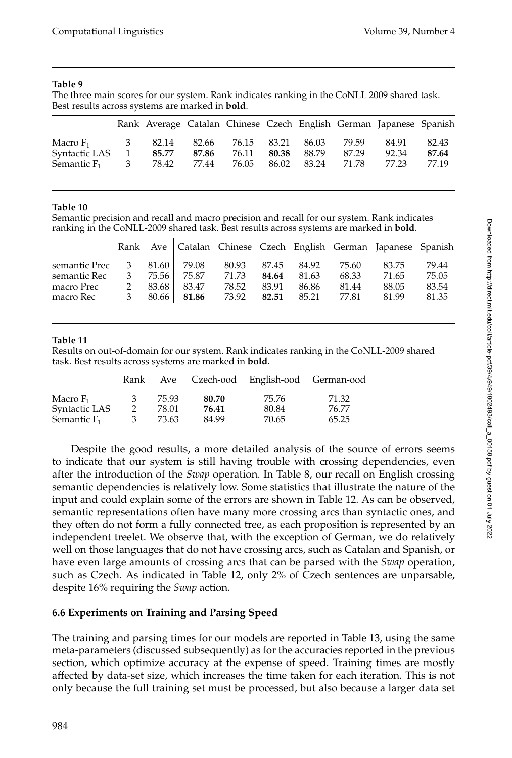**Table 9**
The three main scores for our system. Rank indicates ranking in the CoNLL 2009 shared task. Best results across systems are marked in **bold**.

| | Rank | Average | Catalan | Chinese | Czech | English | German | Japanese | Spanish |
|---|---|---|---|---|---|---|---|---|---|
| Macro $F_1$ | 3 | 82.14 | 82.66 | 76.15 | 83.21 | 86.03 | 79.59 | 84.91 | 82.43 |
| Syntactic LAS | 1 | **85.77** | **87.86** | 76.11 | **80.38** | 88.79 | 87.29 | 92.34 | **87.64** |
| Semantic $F_1$ | 3 | 78.42 | 77.44 | 76.05 | 86.02 | 83.24 | 71.78 | 77.23 | 77.19 |

**Table 10**
Semantic precision and recall and macro precision and recall for our system. Rank indicates ranking in the CoNLL-2009 shared task. Best results across systems are marked in **bold**.

| | Rank | Ave | Catalan | Chinese | Czech | English | German | Japanese | Spanish |
|---|---|---|---|---|---|---|---|---|---|
| semantic Prec | 3 | 81.60 | 79.08 | 80.93 | 87.45 | 84.92 | 75.60 | 83.75 | 79.44 |
| semantic Rec | 3 | 75.56 | 75.87 | 71.73 | **84.64** | 81.63 | 68.33 | 71.65 | 75.05 |
| macro Prec | 2 | 83.68 | 83.47 | 78.52 | 83.91 | 86.86 | 81.44 | 88.05 | 83.54 |
| macro Rec | 3 | 80.66 | **81.86** | 73.92 | **82.51** | 85.21 | 77.81 | 81.99 | 81.35 |

**Table 11**
Results on out-of-domain for our system. Rank indicates ranking in the CoNLL-2009 shared task. Best results across systems are marked in **bold**.

| | Rank | Ave | Czech-ood | English-ood | German-ood |
|---|---|---|---|---|---|
| Macro $F_1$ | 3 | 75.93 | **80.70** | 75.76 | 71.32 |
| Syntactic LAS | 2 | 78.01 | **76.41** | 80.84 | 76.77 |
| Semantic $F_1$ | 3 | 73.63 | 84.99 | 70.65 | 65.25 |

Despite the good results, a more detailed analysis of the source of errors seems to indicate that our system is still having trouble with crossing dependencies, even after the introduction of the *Swap* operation. In Table 8, our recall on English crossing semantic dependencies is relatively low. Some statistics that illustrate the nature of the input and could explain some of the errors are shown in Table 12. As can be observed, semantic representations often have many more crossing arcs than syntactic ones, and they often do not form a fully connected tree, as each proposition is represented by an independent treelet. We observe that, with the exception of German, we do relatively well on those languages that do not have crossing arcs, such as Catalan and Spanish, or have even large amounts of crossing arcs that can be parsed with the *Swap* operation, such as Czech. As indicated in Table 12, only 2% of Czech sentences are unparsable, despite 16% requiring the *Swap* action.

### 6.6 Experiments on Training and Parsing Speed

The training and parsing times for our models are reported in Table 13, using the same meta-parameters (discussed subsequently) as for the accuracies reported in the previous section, which optimize accuracy at the expense of speed. Training times are mostly affected by data-set size, which increases the time taken for each iteration. This is not only because the full training set must be processed, but also because a larger data set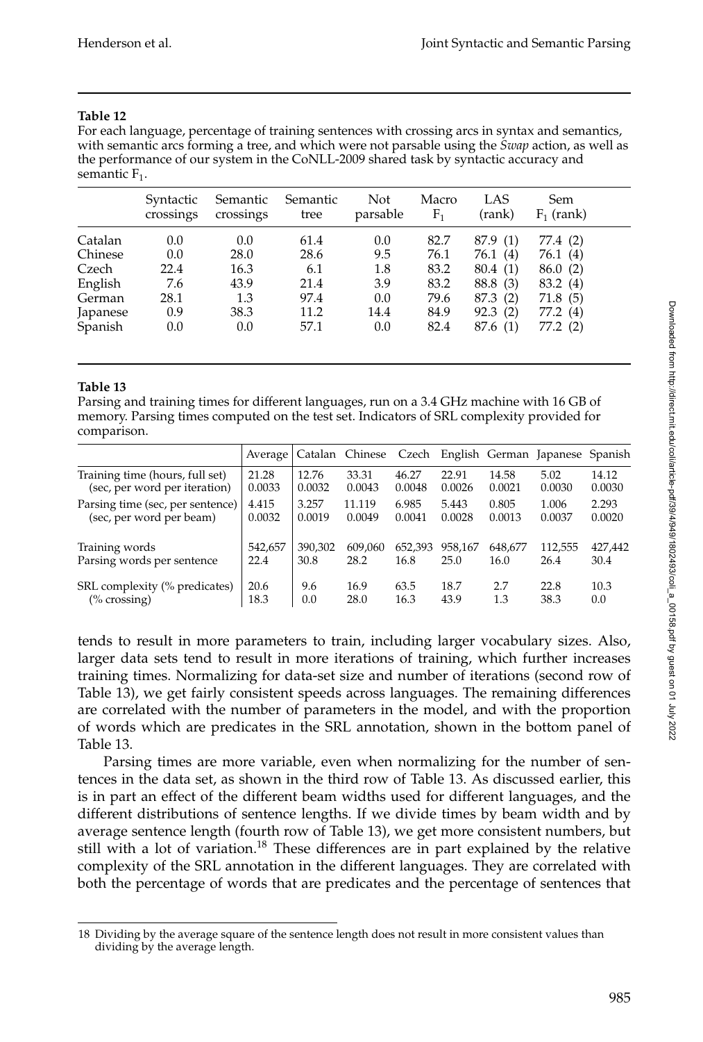**Table 12**

For each language, percentage of training sentences with crossing arcs in syntax and semantics, with semantic arcs forming a tree, and which were not parsable using the *Swap* action, as well as the performance of our system in the CoNLL-2009 shared task by syntactic accuracy and semantic $F_1$.

| | Syntactic crossings | Semantic crossings | Semantic tree | Not parsable | Macro $F_1$ | LAS (rank) | Sem $F_1$ (rank) |
|---|---|---|---|---|---|---|---|
| Catalan | 0.0 | 0.0 | 61.4 | 0.0 | 82.7 | 87.9 (1) | 77.4 (2) |
| Chinese | 0.0 | 28.0 | 28.6 | 9.5 | 76.1 | 76.1 (4) | 76.1 (4) |
| Czech | 22.4 | 16.3 | 6.1 | 1.8 | 83.2 | 80.4 (1) | 86.0 (2) |
| English | 7.6 | 43.9 | 21.4 | 3.9 | 83.2 | 88.8 (3) | 83.2 (4) |
| German | 28.1 | 1.3 | 97.4 | 0.0 | 79.6 | 87.3 (2) | 71.8 (5) |
| Japanese | 0.9 | 38.3 | 11.2 | 14.4 | 84.9 | 92.3 (2) | 77.2 (4) |
| Spanish | 0.0 | 0.0 | 57.1 | 0.0 | 82.4 | 87.6 (1) | 77.2 (2) |

**Table 13**

Parsing and training times for different languages, run on a 3.4 GHz machine with 16 GB of memory. Parsing times computed on the test set. Indicators of SRL complexity provided for comparison.

| | Average | Catalan | Chinese | Czech | English | German | Japanese | Spanish |
|---|---|---|---|---|---|---|---|---|
| Training time (hours, full set) | 21.28 | 12.76 | 33.31 | 46.27 | 22.91 | 14.58 | 5.02 | 14.12 |
| (sec, per word per iteration) | 0.0033 | 0.0032 | 0.0043 | 0.0048 | 0.0026 | 0.0021 | 0.0030 | 0.0030 |
| Parsing time (sec, per sentence) | 4.415 | 3.257 | 11.119 | 6.985 | 5.443 | 0.805 | 1.006 | 2.293 |
| (sec, per word per beam) | 0.0032 | 0.0019 | 0.0049 | 0.0041 | 0.0028 | 0.0013 | 0.0037 | 0.0020 |
| Training words | 542,657 | 390,302 | 609,060 | 652,393 | 958,167 | 648,677 | 112,555 | 427,442 |
| Parsing words per sentence | 22.4 | 30.8 | 28.2 | 16.8 | 25.0 | 16.0 | 26.4 | 30.4 |
| SRL complexity (% predicates) | 20.6 | 9.6 | 16.9 | 63.5 | 18.7 | 2.7 | 22.8 | 10.3 |
| (% crossing) | 18.3 | 0.0 | 28.0 | 16.3 | 43.9 | 1.3 | 38.3 | 0.0 |

tends to result in more parameters to train, including larger vocabulary sizes. Also, larger data sets tend to result in more iterations of training, which further increases training times. Normalizing for data-set size and number of iterations (second row of Table 13), we get fairly consistent speeds across languages. The remaining differences are correlated with the number of parameters in the model, and with the proportion of words which are predicates in the SRL annotation, shown in the bottom panel of Table 13.

Parsing times are more variable, even when normalizing for the number of sentences in the data set, as shown in the third row of Table 13. As discussed earlier, this is in part an effect of the different beam widths used for different languages, and the different distributions of sentence lengths. If we divide times by beam width and by average sentence length (fourth row of Table 13), we get more consistent numbers, but still with a lot of variation.[18] These differences are in part explained by the relative complexity of the SRL annotation in the different languages. They are correlated with both the percentage of words that are predicates and the percentage of sentences that

18 Dividing by the average square of the sentence length does not result in more consistent values than dividing by the average length.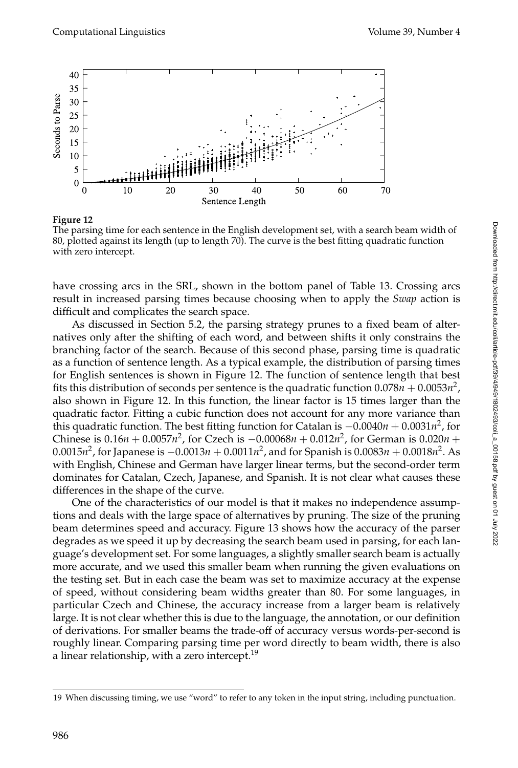**Figure 12**
The parsing time for each sentence in the English development set, with a search beam width of 80, plotted against its length (up to length 70). The curve is the best fitting quadratic function with zero intercept.

have crossing arcs in the SRL, shown in the bottom panel of Table 13. Crossing arcs result in increased parsing times because choosing when to apply the *Swap* action is difficult and complicates the search space.

As discussed in Section 5.2, the parsing strategy prunes to a fixed beam of alternatives only after the shifting of each word, and between shifts it only constrains the branching factor of the search. Because of this second phase, parsing time is quadratic as a function of sentence length. As a typical example, the distribution of parsing times for English sentences is shown in Figure 12. The function of sentence length that best fits this distribution of seconds per sentence is the quadratic function $0.078n + 0.0053n^2$, also shown in Figure 12. In this function, the linear factor is 15 times larger than the quadratic factor. Fitting a cubic function does not account for any more variance than this quadratic function. The best fitting function for Catalan is $-0.0040n + 0.0031n^2$, for Chinese is $0.16n + 0.0057n^2$, for Czech is $-0.00068n + 0.012n^2$, for German is $0.020n + 0.0015n^2$, for Japanese is $-0.0013n + 0.0011n^2$, and for Spanish is $0.0083n + 0.0018n^2$. As with English, Chinese and German have larger linear terms, but the second-order term dominates for Catalan, Czech, Japanese, and Spanish. It is not clear what causes these differences in the shape of the curve.

One of the characteristics of our model is that it makes no independence assumptions and deals with the large space of alternatives by pruning. The size of the pruning beam determines speed and accuracy. Figure 13 shows how the accuracy of the parser degrades as we speed it up by decreasing the search beam used in parsing, for each language's development set. For some languages, a slightly smaller search beam is actually more accurate, and we used this smaller beam when running the given evaluations on the testing set. But in each case the beam was set to maximize accuracy at the expense of speed, without considering beam widths greater than 80. For some languages, in particular Czech and Chinese, the accuracy increase from a larger beam is relatively large. It is not clear whether this is due to the language, the annotation, or our definition of derivations. For smaller beams the trade-off of accuracy versus words-per-second is roughly linear. Comparing parsing time per word directly to beam width, there is also a linear relationship, with a zero intercept.[19]

---

19 When discussing timing, we use "word" to refer to any token in the input string, including punctuation.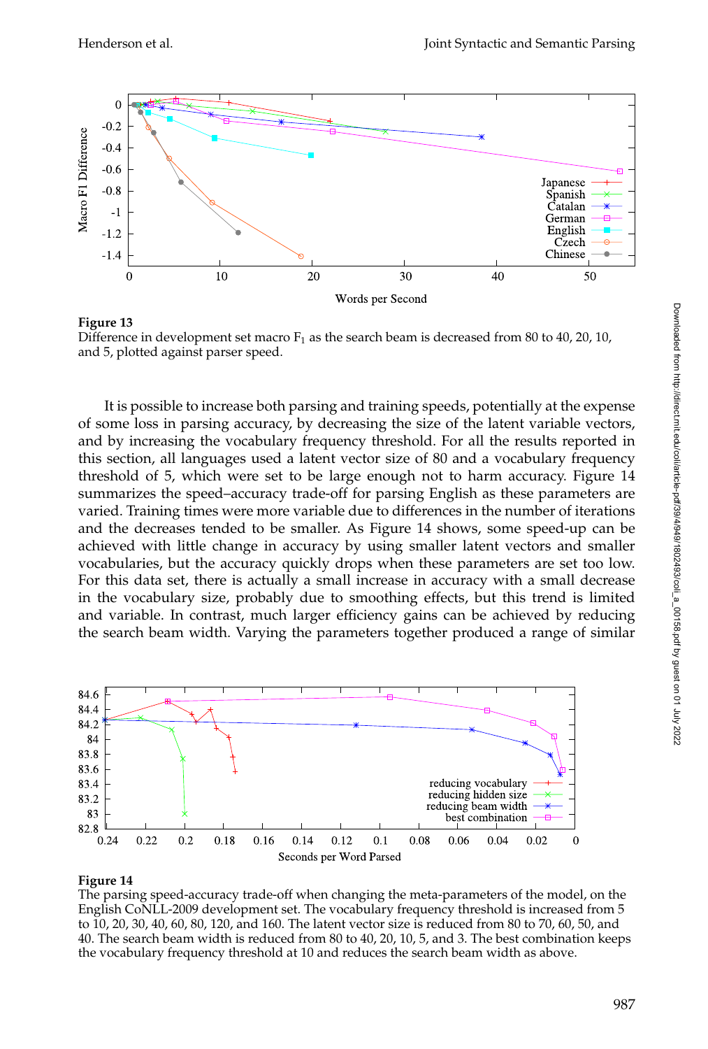**Figure 13**
Difference in development set macro $F_1$ as the search beam is decreased from 80 to 40, 20, 10, and 5, plotted against parser speed.

It is possible to increase both parsing and training speeds, potentially at the expense of some loss in parsing accuracy, by decreasing the size of the latent variable vectors, and by increasing the vocabulary frequency threshold. For all the results reported in this section, all languages used a latent vector size of 80 and a vocabulary frequency threshold of 5, which were set to be large enough not to harm accuracy. Figure 14 summarizes the speed–accuracy trade-off for parsing English as these parameters are varied. Training times were more variable due to differences in the number of iterations and the decreases tended to be smaller. As Figure 14 shows, some speed-up can be achieved with little change in accuracy by using smaller latent vectors and smaller vocabularies, but the accuracy quickly drops when these parameters are set too low. For this data set, there is actually a small increase in accuracy with a small decrease in the vocabulary size, probably due to smoothing effects, but this trend is limited and variable. In contrast, much larger efficiency gains can be achieved by reducing the search beam width. Varying the parameters together produced a range of similar

**Figure 14**
The parsing speed-accuracy trade-off when changing the meta-parameters of the model, on the English CoNLL-2009 development set. The vocabulary frequency threshold is increased from 5 to 10, 20, 30, 40, 60, 80, 120, and 160. The latent vector size is reduced from 80 to 70, 60, 50, and 40. The search beam width is reduced from 80 to 40, 20, 10, 5, and 3. The best combination keeps the vocabulary frequency threshold at 10 and reduces the search beam width as above.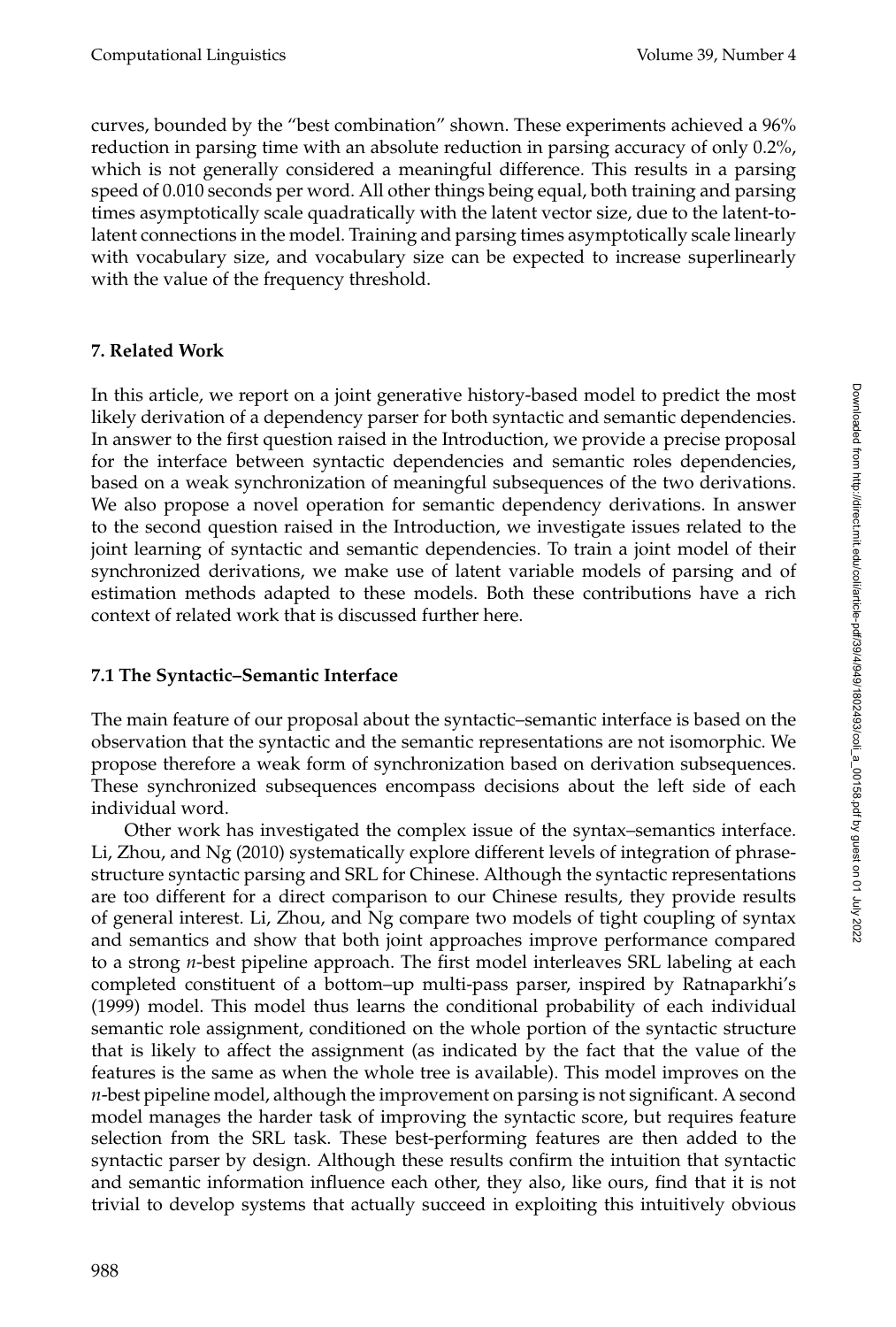curves, bounded by the "best combination" shown. These experiments achieved a 96% reduction in parsing time with an absolute reduction in parsing accuracy of only 0.2%, which is not generally considered a meaningful difference. This results in a parsing speed of 0.010 seconds per word. All other things being equal, both training and parsing times asymptotically scale quadratically with the latent vector size, due to the latent-to-latent connections in the model. Training and parsing times asymptotically scale linearly with vocabulary size, and vocabulary size can be expected to increase superlinearly with the value of the frequency threshold.

## 7. Related Work

In this article, we report on a joint generative history-based model to predict the most likely derivation of a dependency parser for both syntactic and semantic dependencies. In answer to the first question raised in the Introduction, we provide a precise proposal for the interface between syntactic dependencies and semantic roles dependencies, based on a weak synchronization of meaningful subsequences of the two derivations. We also propose a novel operation for semantic dependency derivations. In answer to the second question raised in the Introduction, we investigate issues related to the joint learning of syntactic and semantic dependencies. To train a joint model of their synchronized derivations, we make use of latent variable models of parsing and of estimation methods adapted to these models. Both these contributions have a rich context of related work that is discussed further here.

### 7.1 The Syntactic–Semantic Interface

The main feature of our proposal about the syntactic–semantic interface is based on the observation that the syntactic and the semantic representations are not isomorphic. We propose therefore a weak form of synchronization based on derivation subsequences. These synchronized subsequences encompass decisions about the left side of each individual word.

Other work has investigated the complex issue of the syntax–semantics interface. Li, Zhou, and Ng (2010) systematically explore different levels of integration of phrase-structure syntactic parsing and SRL for Chinese. Although the syntactic representations are too different for a direct comparison to our Chinese results, they provide results of general interest. Li, Zhou, and Ng compare two models of tight coupling of syntax and semantics and show that both joint approaches improve performance compared to a strong *n*-best pipeline approach. The first model interleaves SRL labeling at each completed constituent of a bottom–up multi-pass parser, inspired by Ratnaparkhi's (1999) model. This model thus learns the conditional probability of each individual semantic role assignment, conditioned on the whole portion of the syntactic structure that is likely to affect the assignment (as indicated by the fact that the value of the features is the same as when the whole tree is available). This model improves on the *n*-best pipeline model, although the improvement on parsing is not significant. A second model manages the harder task of improving the syntactic score, but requires feature selection from the SRL task. These best-performing features are then added to the syntactic parser by design. Although these results confirm the intuition that syntactic and semantic information influence each other, they also, like ours, find that it is not trivial to develop systems that actually succeed in exploiting this intuitively obvious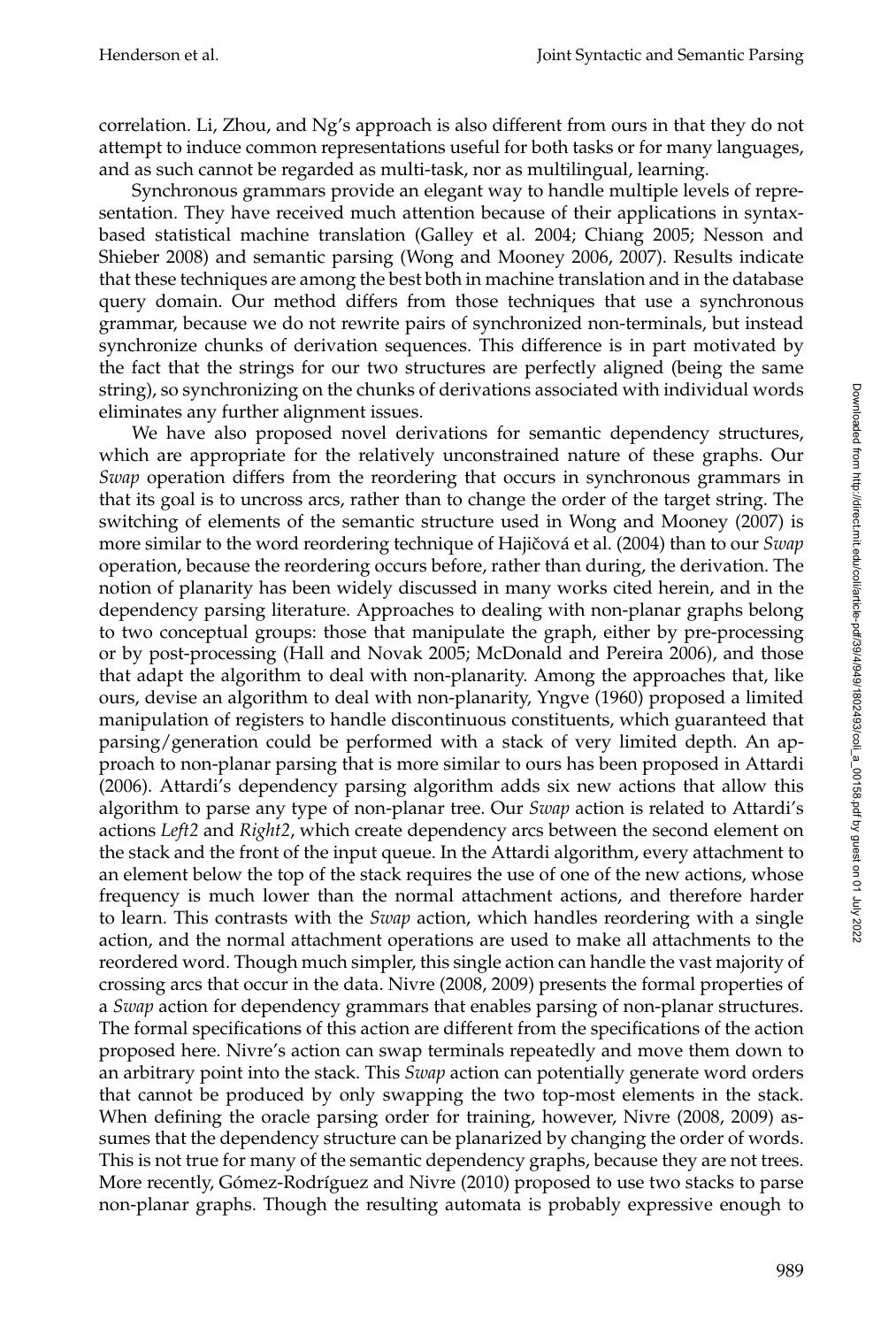correlation. Li, Zhou, and Ng's approach is also different from ours in that they do not attempt to induce common representations useful for both tasks or for many languages, and as such cannot be regarded as multi-task, nor as multilingual, learning.

Synchronous grammars provide an elegant way to handle multiple levels of representation. They have received much attention because of their applications in syntax-based statistical machine translation (Galley et al. 2004; Chiang 2005; Nesson and Shieber 2008) and semantic parsing (Wong and Mooney 2006, 2007). Results indicate that these techniques are among the best both in machine translation and in the database query domain. Our method differs from those techniques that use a synchronous grammar, because we do not rewrite pairs of synchronized non-terminals, but instead synchronize chunks of derivation sequences. This difference is in part motivated by the fact that the strings for our two structures are perfectly aligned (being the same string), so synchronizing on the chunks of derivations associated with individual words eliminates any further alignment issues.

We have also proposed novel derivations for semantic dependency structures, which are appropriate for the relatively unconstrained nature of these graphs. Our *Swap* operation differs from the reordering that occurs in synchronous grammars in that its goal is to uncross arcs, rather than to change the order of the target string. The switching of elements of the semantic structure used in Wong and Mooney (2007) is more similar to the word reordering technique of Hajičová et al. (2004) than to our *Swap* operation, because the reordering occurs before, rather than during, the derivation. The notion of planarity has been widely discussed in many works cited herein, and in the dependency parsing literature. Approaches to dealing with non-planar graphs belong to two conceptual groups: those that manipulate the graph, either by pre-processing or by post-processing (Hall and Novak 2005; McDonald and Pereira 2006), and those that adapt the algorithm to deal with non-planarity. Among the approaches that, like ours, devise an algorithm to deal with non-planarity, Yngve (1960) proposed a limited manipulation of registers to handle discontinuous constituents, which guaranteed that parsing/generation could be performed with a stack of very limited depth. An approach to non-planar parsing that is more similar to ours has been proposed in Attardi (2006). Attardi's dependency parsing algorithm adds six new actions that allow this algorithm to parse any type of non-planar tree. Our *Swap* action is related to Attardi's actions *Left2* and *Right2*, which create dependency arcs between the second element on the stack and the front of the input queue. In the Attardi algorithm, every attachment to an element below the top of the stack requires the use of one of the new actions, whose frequency is much lower than the normal attachment actions, and therefore harder to learn. This contrasts with the *Swap* action, which handles reordering with a single action, and the normal attachment operations are used to make all attachments to the reordered word. Though much simpler, this single action can handle the vast majority of crossing arcs that occur in the data. Nivre (2008, 2009) presents the formal properties of a *Swap* action for dependency grammars that enables parsing of non-planar structures. The formal specifications of this action are different from the specifications of the action proposed here. Nivre's action can swap terminals repeatedly and move them down to an arbitrary point into the stack. This *Swap* action can potentially generate word orders that cannot be produced by only swapping the two top-most elements in the stack. When defining the oracle parsing order for training, however, Nivre (2008, 2009) assumes that the dependency structure can be planarized by changing the order of words. This is not true for many of the semantic dependency graphs, because they are not trees. More recently, Gómez-Rodríguez and Nivre (2010) proposed to use two stacks to parse non-planar graphs. Though the resulting automata is probably expressive enough to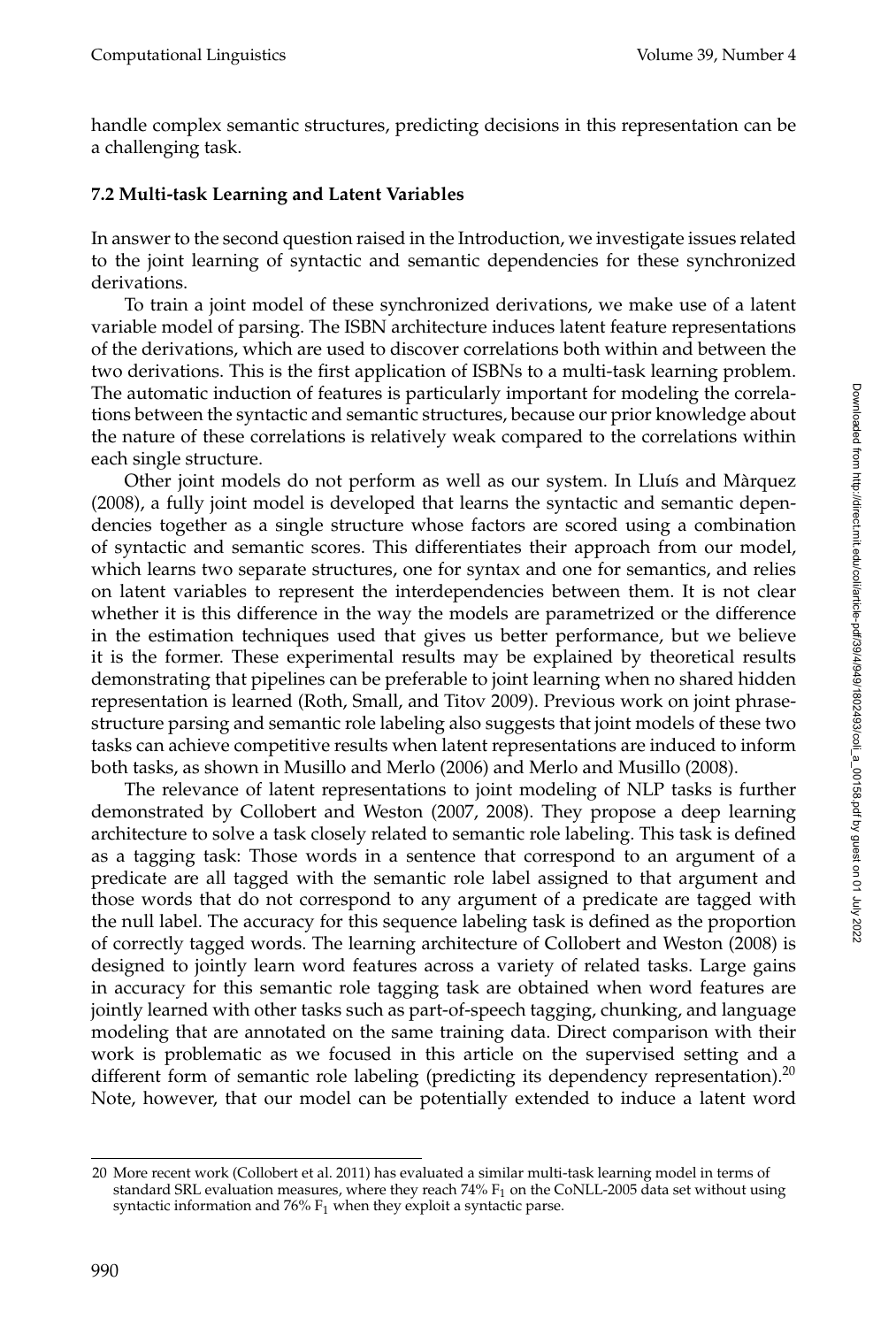handle complex semantic structures, predicting decisions in this representation can be a challenging task.

### 7.2 Multi-task Learning and Latent Variables

In answer to the second question raised in the Introduction, we investigate issues related to the joint learning of syntactic and semantic dependencies for these synchronized derivations.

To train a joint model of these synchronized derivations, we make use of a latent variable model of parsing. The ISBN architecture induces latent feature representations of the derivations, which are used to discover correlations both within and between the two derivations. This is the first application of ISBNs to a multi-task learning problem. The automatic induction of features is particularly important for modeling the correlations between the syntactic and semantic structures, because our prior knowledge about the nature of these correlations is relatively weak compared to the correlations within each single structure.

Other joint models do not perform as well as our system. In Lluís and Màrquez (2008), a fully joint model is developed that learns the syntactic and semantic dependencies together as a single structure whose factors are scored using a combination of syntactic and semantic scores. This differentiates their approach from our model, which learns two separate structures, one for syntax and one for semantics, and relies on latent variables to represent the interdependencies between them. It is not clear whether it is this difference in the way the models are parametrized or the difference in the estimation techniques used that gives us better performance, but we believe it is the former. These experimental results may be explained by theoretical results demonstrating that pipelines can be preferable to joint learning when no shared hidden representation is learned (Roth, Small, and Titov 2009). Previous work on joint phrase-structure parsing and semantic role labeling also suggests that joint models of these two tasks can achieve competitive results when latent representations are induced to inform both tasks, as shown in Musillo and Merlo (2006) and Merlo and Musillo (2008).

The relevance of latent representations to joint modeling of NLP tasks is further demonstrated by Collobert and Weston (2007, 2008). They propose a deep learning architecture to solve a task closely related to semantic role labeling. This task is defined as a tagging task: Those words in a sentence that correspond to an argument of a predicate are all tagged with the semantic role label assigned to that argument and those words that do not correspond to any argument of a predicate are tagged with the null label. The accuracy for this sequence labeling task is defined as the proportion of correctly tagged words. The learning architecture of Collobert and Weston (2008) is designed to jointly learn word features across a variety of related tasks. Large gains in accuracy for this semantic role tagging task are obtained when word features are jointly learned with other tasks such as part-of-speech tagging, chunking, and language modeling that are annotated on the same training data. Direct comparison with their work is problematic as we focused in this article on the supervised setting and a different form of semantic role labeling (predicting its dependency representation).[20] Note, however, that our model can be potentially extended to induce a latent word

---

20 More recent work (Collobert et al. 2011) has evaluated a similar multi-task learning model in terms of standard SRL evaluation measures, where they reach 74% $F_1$ on the CoNLL-2005 data set without using syntactic information and 76% $F_1$ when they exploit a syntactic parse.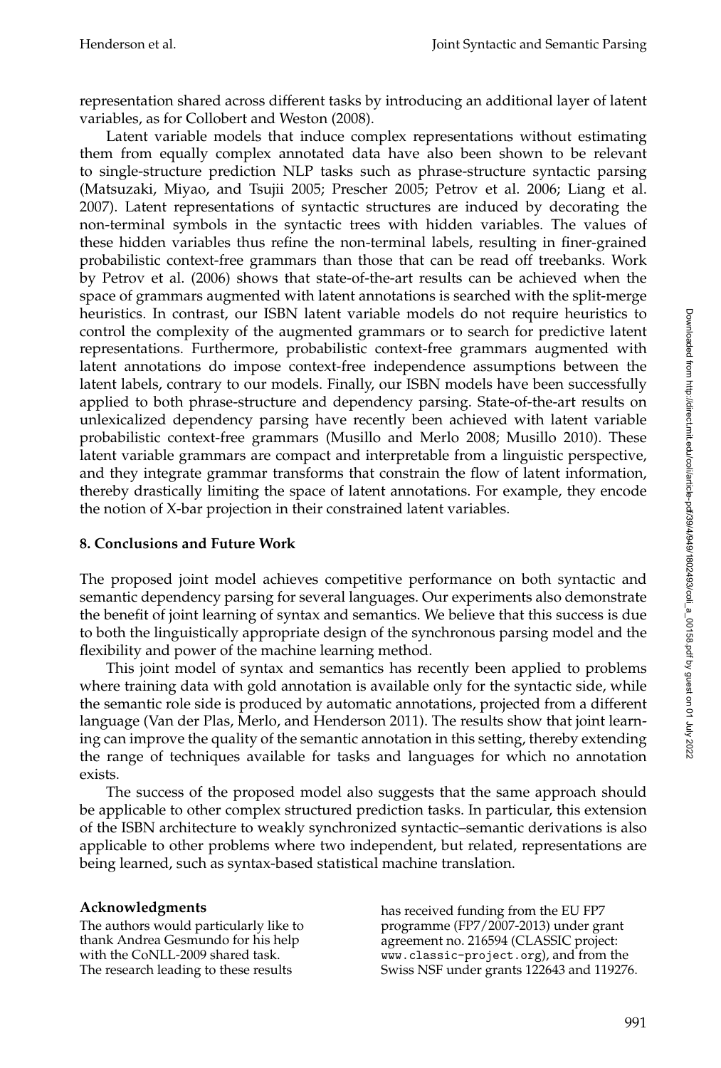representation shared across different tasks by introducing an additional layer of latent variables, as for Collobert and Weston (2008).

Latent variable models that induce complex representations without estimating them from equally complex annotated data have also been shown to be relevant to single-structure prediction NLP tasks such as phrase-structure syntactic parsing (Matsuzaki, Miyao, and Tsujii 2005; Prescher 2005; Petrov et al. 2006; Liang et al. 2007). Latent representations of syntactic structures are induced by decorating the non-terminal symbols in the syntactic trees with hidden variables. The values of these hidden variables thus refine the non-terminal labels, resulting in finer-grained probabilistic context-free grammars than those that can be read off treebanks. Work by Petrov et al. (2006) shows that state-of-the-art results can be achieved when the space of grammars augmented with latent annotations is searched with the split-merge heuristics. In contrast, our ISBN latent variable models do not require heuristics to control the complexity of the augmented grammars or to search for predictive latent representations. Furthermore, probabilistic context-free grammars augmented with latent annotations do impose context-free independence assumptions between the latent labels, contrary to our models. Finally, our ISBN models have been successfully applied to both phrase-structure and dependency parsing. State-of-the-art results on unlexicalized dependency parsing have recently been achieved with latent variable probabilistic context-free grammars (Musillo and Merlo 2008; Musillo 2010). These latent variable grammars are compact and interpretable from a linguistic perspective, and they integrate grammar transforms that constrain the flow of latent information, thereby drastically limiting the space of latent annotations. For example, they encode the notion of X-bar projection in their constrained latent variables.

## 8. Conclusions and Future Work

The proposed joint model achieves competitive performance on both syntactic and semantic dependency parsing for several languages. Our experiments also demonstrate the benefit of joint learning of syntax and semantics. We believe that this success is due to both the linguistically appropriate design of the synchronous parsing model and the flexibility and power of the machine learning method.

This joint model of syntax and semantics has recently been applied to problems where training data with gold annotation is available only for the syntactic side, while the semantic role side is produced by automatic annotations, projected from a different language (Van der Plas, Merlo, and Henderson 2011). The results show that joint learning can improve the quality of the semantic annotation in this setting, thereby extending the range of techniques available for tasks and languages for which no annotation exists.

The success of the proposed model also suggests that the same approach should be applicable to other complex structured prediction tasks. In particular, this extension of the ISBN architecture to weakly synchronized syntactic–semantic derivations is also applicable to other problems where two independent, but related, representations are being learned, such as syntax-based statistical machine translation.

### Acknowledgments

The authors would particularly like to thank Andrea Gesmundo for his help with the CoNLL-2009 shared task. The research leading to these results has received funding from the EU FP7 programme (FP7/2007-2013) under grant agreement no. 216594 (CLASSIC project: www.classic-project.org), and from the Swiss NSF under grants 122643 and 119276.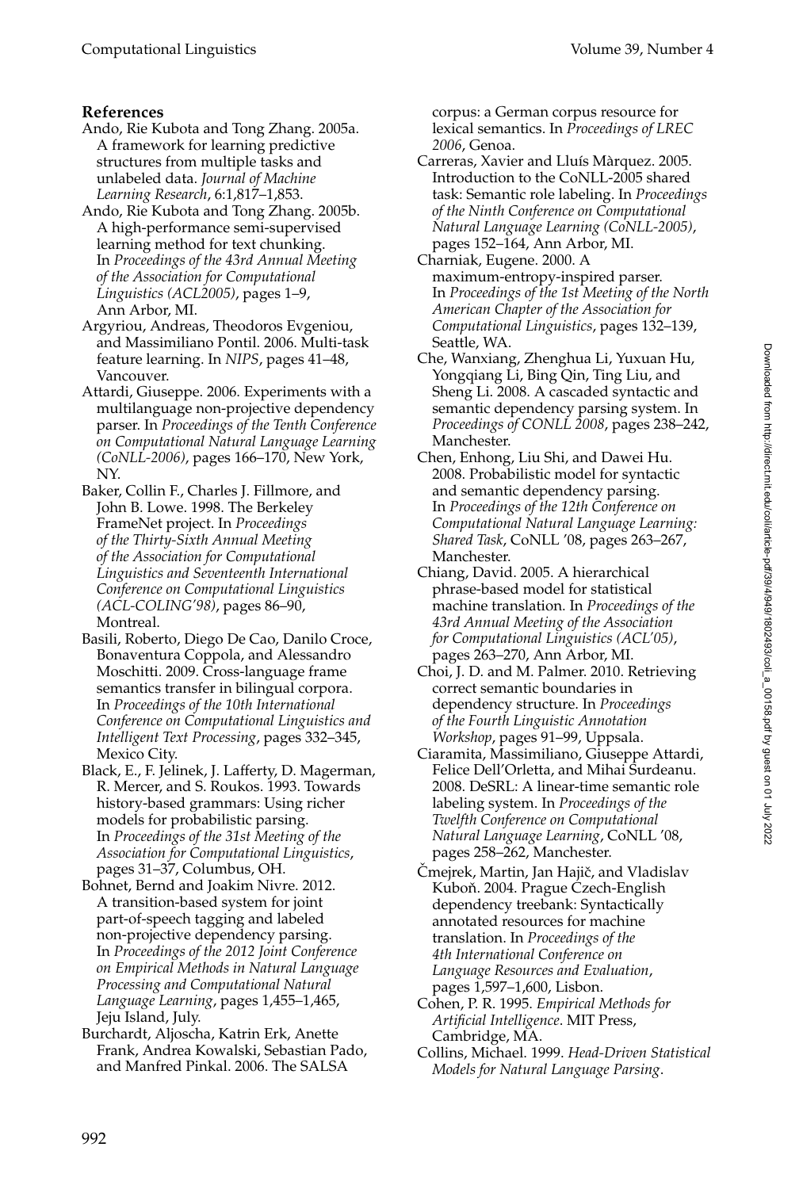## References

Ando, Rie Kubota and Tong Zhang. 2005a. A framework for learning predictive structures from multiple tasks and unlabeled data. *Journal of Machine Learning Research*, 6:1,817–1,853.

Ando, Rie Kubota and Tong Zhang. 2005b. A high-performance semi-supervised learning method for text chunking. In *Proceedings of the 43rd Annual Meeting of the Association for Computational Linguistics (ACL2005)*, pages 1–9, Ann Arbor, MI.

Argyriou, Andreas, Theodoros Evgeniou, and Massimiliano Pontil. 2006. Multi-task feature learning. In *NIPS*, pages 41–48, Vancouver.

Attardi, Giuseppe. 2006. Experiments with a multilanguage non-projective dependency parser. In *Proceedings of the Tenth Conference on Computational Natural Language Learning (CoNLL-2006)*, pages 166–170, New York, NY.

Baker, Collin F., Charles J. Fillmore, and John B. Lowe. 1998. The Berkeley FrameNet project. In *Proceedings of the Thirty-Sixth Annual Meeting of the Association for Computational Linguistics and Seventeenth International Conference on Computational Linguistics (ACL-COLING'98)*, pages 86–90, Montreal.

Basili, Roberto, Diego De Cao, Danilo Croce, Bonaventura Coppola, and Alessandro Moschitti. 2009. Cross-language frame semantics transfer in bilingual corpora. In *Proceedings of the 10th International Conference on Computational Linguistics and Intelligent Text Processing*, pages 332–345, Mexico City.

Black, E., F. Jelinek, J. Lafferty, D. Magerman, R. Mercer, and S. Roukos. 1993. Towards history-based grammars: Using richer models for probabilistic parsing. In *Proceedings of the 31st Meeting of the Association for Computational Linguistics*, pages 31–37, Columbus, OH.

Bohnet, Bernd and Joakim Nivre. 2012. A transition-based system for joint part-of-speech tagging and labeled non-projective dependency parsing. In *Proceedings of the 2012 Joint Conference on Empirical Methods in Natural Language Processing and Computational Natural Language Learning*, pages 1,455–1,465, Jeju Island, July.

Burchardt, Aljoscha, Katrin Erk, Anette Frank, Andrea Kowalski, Sebastian Pado, and Manfred Pinkal. 2006. The SALSA corpus: a German corpus resource for lexical semantics. In *Proceedings of LREC 2006*, Genoa.

Carreras, Xavier and Lluís Màrquez. 2005. Introduction to the CoNLL-2005 shared task: Semantic role labeling. In *Proceedings of the Ninth Conference on Computational Natural Language Learning (CoNLL-2005)*, pages 152–164, Ann Arbor, MI.

Charniak, Eugene. 2000. A maximum-entropy-inspired parser. In *Proceedings of the 1st Meeting of the North American Chapter of the Association for Computational Linguistics*, pages 132–139, Seattle, WA.

Che, Wanxiang, Zhenghua Li, Yuxuan Hu, Yongqiang Li, Bing Qin, Ting Liu, and Sheng Li. 2008. A cascaded syntactic and semantic dependency parsing system. In *Proceedings of CONLL 2008*, pages 238–242, Manchester.

Chen, Enhong, Liu Shi, and Dawei Hu. 2008. Probabilistic model for syntactic and semantic dependency parsing. In *Proceedings of the 12th Conference on Computational Natural Language Learning: Shared Task*, CoNLL '08, pages 263–267, Manchester.

Chiang, David. 2005. A hierarchical phrase-based model for statistical machine translation. In *Proceedings of the 43rd Annual Meeting of the Association for Computational Linguistics (ACL'05)*, pages 263–270, Ann Arbor, MI.

Choi, J. D. and M. Palmer. 2010. Retrieving correct semantic boundaries in dependency structure. In *Proceedings of the Fourth Linguistic Annotation Workshop*, pages 91–99, Uppsala.

Ciaramita, Massimiliano, Giuseppe Attardi, Felice Dell'Orletta, and Mihai Surdeanu. 2008. DeSRL: A linear-time semantic role labeling system. In *Proceedings of the Twelfth Conference on Computational Natural Language Learning*, CoNLL '08, pages 258–262, Manchester.

Čmejrek, Martin, Jan Hajič, and Vladislav Kuboň. 2004. Prague Czech-English dependency treebank: Syntactically annotated resources for machine translation. In *Proceedings of the 4th International Conference on Language Resources and Evaluation*, pages 1,597–1,600, Lisbon.

Cohen, P. R. 1995. *Empirical Methods for Artificial Intelligence*. MIT Press, Cambridge, MA.

Collins, Michael. 1999. *Head-Driven Statistical Models for Natural Language Parsing*.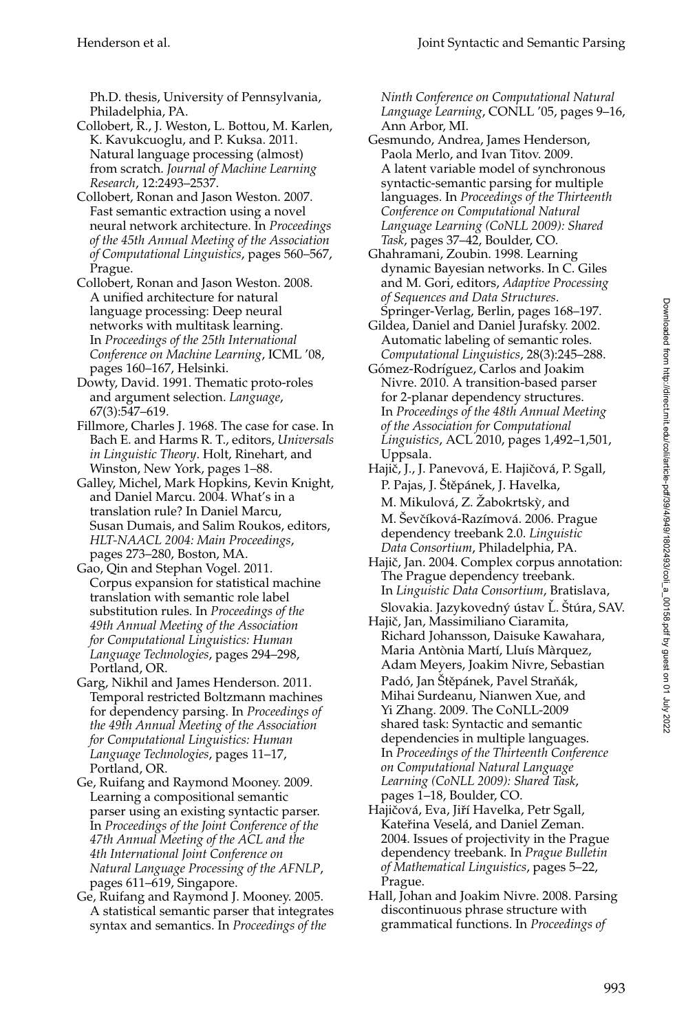Ph.D. thesis, University of Pennsylvania, Philadelphia, PA.

Collobert, R., J. Weston, L. Bottou, M. Karlen, K. Kavukcuoglu, and P. Kuksa. 2011. Natural language processing (almost) from scratch. *Journal of Machine Learning Research*, 12:2493–2537.

Collobert, Ronan and Jason Weston. 2007. Fast semantic extraction using a novel neural network architecture. In *Proceedings of the 45th Annual Meeting of the Association of Computational Linguistics*, pages 560–567, Prague.

Collobert, Ronan and Jason Weston. 2008. A unified architecture for natural language processing: Deep neural networks with multitask learning. In *Proceedings of the 25th International Conference on Machine Learning*, ICML '08, pages 160–167, Helsinki.

Dowty, David. 1991. Thematic proto-roles and argument selection. *Language*, 67(3):547–619.

Fillmore, Charles J. 1968. The case for case. In Bach E. and Harms R. T., editors, *Universals in Linguistic Theory*. Holt, Rinehart, and Winston, New York, pages 1–88.

Galley, Michel, Mark Hopkins, Kevin Knight, and Daniel Marcu. 2004. What's in a translation rule? In Daniel Marcu, Susan Dumais, and Salim Roukos, editors, *HLT-NAACL 2004: Main Proceedings*, pages 273–280, Boston, MA.

Gao, Qin and Stephan Vogel. 2011. Corpus expansion for statistical machine translation with semantic role label substitution rules. In *Proceedings of the 49th Annual Meeting of the Association for Computational Linguistics: Human Language Technologies*, pages 294–298, Portland, OR.

Garg, Nikhil and James Henderson. 2011. Temporal restricted Boltzmann machines for dependency parsing. In *Proceedings of the 49th Annual Meeting of the Association for Computational Linguistics: Human Language Technologies*, pages 11–17, Portland, OR.

Ge, Ruifang and Raymond Mooney. 2009. Learning a compositional semantic parser using an existing syntactic parser. In *Proceedings of the Joint Conference of the 47th Annual Meeting of the ACL and the 4th International Joint Conference on Natural Language Processing of the AFNLP*, pages 611–619, Singapore.

Ge, Ruifang and Raymond J. Mooney. 2005. A statistical semantic parser that integrates syntax and semantics. In *Proceedings of the Ninth Conference on Computational Natural Language Learning*, CONLL '05, pages 9–16, Ann Arbor, MI.

Gesmundo, Andrea, James Henderson, Paola Merlo, and Ivan Titov. 2009. A latent variable model of synchronous syntactic-semantic parsing for multiple languages. In *Proceedings of the Thirteenth Conference on Computational Natural Language Learning (CoNLL 2009): Shared Task*, pages 37–42, Boulder, CO.

Ghahramani, Zoubin. 1998. Learning dynamic Bayesian networks. In C. Giles and M. Gori, editors, *Adaptive Processing of Sequences and Data Structures*. Springer-Verlag, Berlin, pages 168–197.

Gildea, Daniel and Daniel Jurafsky. 2002. Automatic labeling of semantic roles. *Computational Linguistics*, 28(3):245–288.

Gómez-Rodríguez, Carlos and Joakim Nivre. 2010. A transition-based parser for 2-planar dependency structures. In *Proceedings of the 48th Annual Meeting of the Association for Computational Linguistics*, ACL 2010, pages 1,492–1,501, Uppsala.

Hajič, J., J. Panevová, E. Hajičová, P. Sgall, P. Pajas, J. Štěpánek, J. Havelka, M. Mikulová, Z. Žabokrtskỳ, and M. Ševčíková-Razímová. 2006. Prague dependency treebank 2.0. *Linguistic Data Consortium*, Philadelphia, PA.

Hajič, Jan. 2004. Complex corpus annotation: The Prague dependency treebank. In *Linguistic Data Consortium*, Bratislava, Slovakia. Jazykovedný ústav Ľ. Štúra, SAV.

Hajič, Jan, Massimiliano Ciaramita, Richard Johansson, Daisuke Kawahara, Maria Antònia Martí, Lluís Màrquez, Adam Meyers, Joakim Nivre, Sebastian Padó, Jan Štěpánek, Pavel Straňák, Mihai Surdeanu, Nianwen Xue, and Yi Zhang. 2009. The CoNLL-2009 shared task: Syntactic and semantic dependencies in multiple languages. In *Proceedings of the Thirteenth Conference on Computational Natural Language Learning (CoNLL 2009): Shared Task*, pages 1–18, Boulder, CO.

Hajičová, Eva, Jiří Havelka, Petr Sgall, Kateřina Veselá, and Daniel Zeman. 2004. Issues of projectivity in the Prague dependency treebank. In *Prague Bulletin of Mathematical Linguistics*, pages 5–22, Prague.

Hall, Johan and Joakim Nivre. 2008. Parsing discontinuous phrase structure with grammatical functions. In *Proceedings of*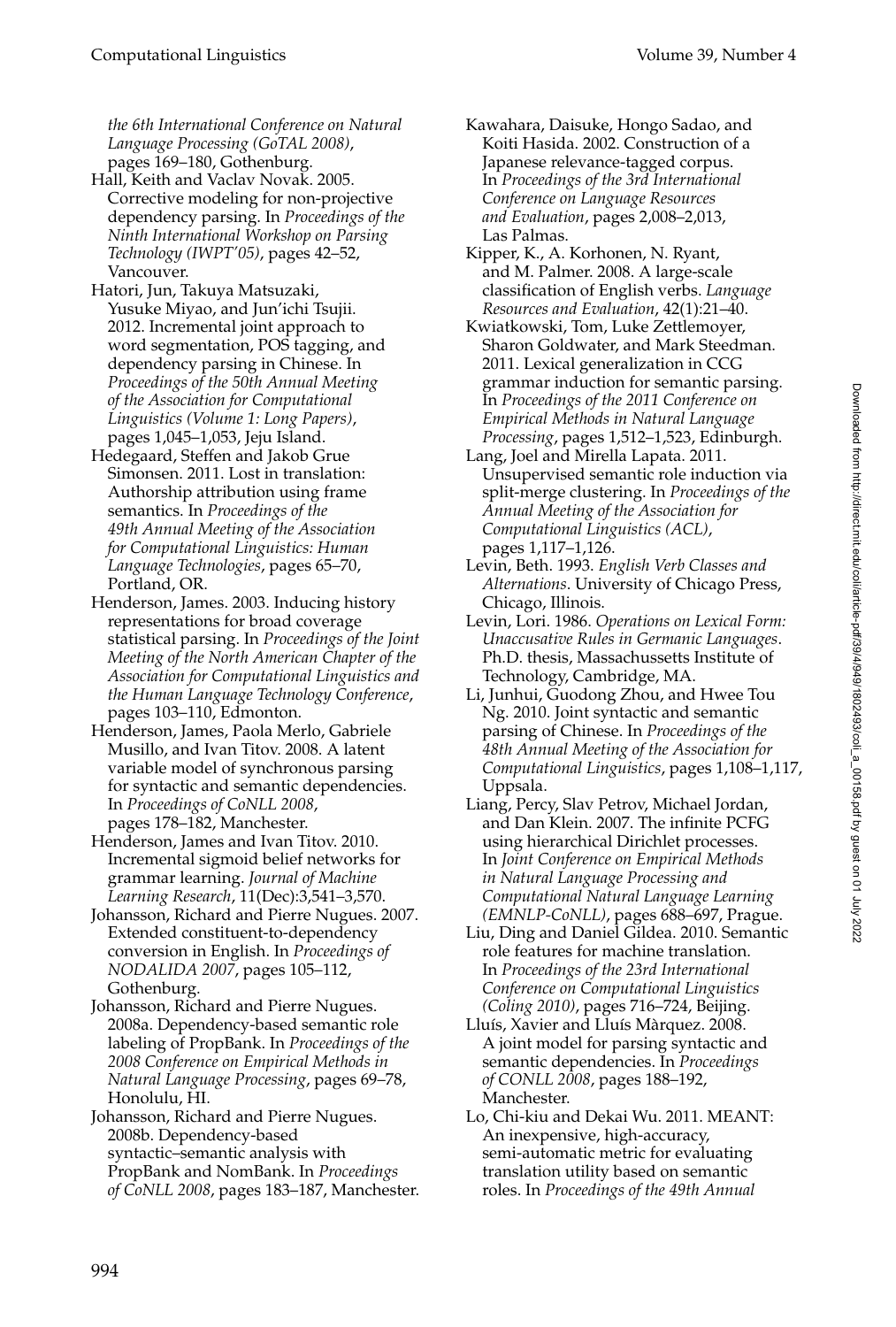*the 6th International Conference on Natural Language Processing (GoTAL 2008)*, pages 169–180, Gothenburg.

Hall, Keith and Vaclav Novak. 2005. Corrective modeling for non-projective dependency parsing. In *Proceedings of the Ninth International Workshop on Parsing Technology (IWPT'05)*, pages 42–52, Vancouver.

Hatori, Jun, Takuya Matsuzaki, Yusuke Miyao, and Jun'ichi Tsujii. 2012. Incremental joint approach to word segmentation, POS tagging, and dependency parsing in Chinese. In *Proceedings of the 50th Annual Meeting of the Association for Computational Linguistics (Volume 1: Long Papers)*, pages 1,045–1,053, Jeju Island.

Hedegaard, Steffen and Jakob Grue Simonsen. 2011. Lost in translation: Authorship attribution using frame semantics. In *Proceedings of the 49th Annual Meeting of the Association for Computational Linguistics: Human Language Technologies*, pages 65–70, Portland, OR.

Henderson, James. 2003. Inducing history representations for broad coverage statistical parsing. In *Proceedings of the Joint Meeting of the North American Chapter of the Association for Computational Linguistics and the Human Language Technology Conference*, pages 103–110, Edmonton.

Henderson, James, Paola Merlo, Gabriele Musillo, and Ivan Titov. 2008. A latent variable model of synchronous parsing for syntactic and semantic dependencies. In *Proceedings of CoNLL 2008*, pages 178–182, Manchester.

Henderson, James and Ivan Titov. 2010. Incremental sigmoid belief networks for grammar learning. *Journal of Machine Learning Research*, 11(Dec):3,541–3,570.

Johansson, Richard and Pierre Nugues. 2007. Extended constituent-to-dependency conversion in English. In *Proceedings of NODALIDA 2007*, pages 105–112, Gothenburg.

Johansson, Richard and Pierre Nugues. 2008a. Dependency-based semantic role labeling of PropBank. In *Proceedings of the 2008 Conference on Empirical Methods in Natural Language Processing*, pages 69–78, Honolulu, HI.

Johansson, Richard and Pierre Nugues. 2008b. Dependency-based syntactic–semantic analysis with PropBank and NomBank. In *Proceedings of CoNLL 2008*, pages 183–187, Manchester.

Kawahara, Daisuke, Hongo Sadao, and Koiti Hasida. 2002. Construction of a Japanese relevance-tagged corpus. In *Proceedings of the 3rd International Conference on Language Resources and Evaluation*, pages 2,008–2,013, Las Palmas.

Kipper, K., A. Korhonen, N. Ryant, and M. Palmer. 2008. A large-scale classification of English verbs. *Language Resources and Evaluation*, 42(1):21–40.

Kwiatkowski, Tom, Luke Zettlemoyer, Sharon Goldwater, and Mark Steedman. 2011. Lexical generalization in CCG grammar induction for semantic parsing. In *Proceedings of the 2011 Conference on Empirical Methods in Natural Language Processing*, pages 1,512–1,523, Edinburgh.

Lang, Joel and Mirella Lapata. 2011. Unsupervised semantic role induction via split-merge clustering. In *Proceedings of the Annual Meeting of the Association for Computational Linguistics (ACL)*, pages 1,117–1,126.

Levin, Beth. 1993. *English Verb Classes and Alternations*. University of Chicago Press, Chicago, Illinois.

Levin, Lori. 1986. *Operations on Lexical Form: Unaccusative Rules in Germanic Languages*. Ph.D. thesis, Massachussetts Institute of Technology, Cambridge, MA.

Li, Junhui, Guodong Zhou, and Hwee Tou Ng. 2010. Joint syntactic and semantic parsing of Chinese. In *Proceedings of the 48th Annual Meeting of the Association for Computational Linguistics*, pages 1,108–1,117, Uppsala.

Liang, Percy, Slav Petrov, Michael Jordan, and Dan Klein. 2007. The infinite PCFG using hierarchical Dirichlet processes. In *Joint Conference on Empirical Methods in Natural Language Processing and Computational Natural Language Learning (EMNLP-CoNLL)*, pages 688–697, Prague.

Liu, Ding and Daniel Gildea. 2010. Semantic role features for machine translation. In *Proceedings of the 23rd International Conference on Computational Linguistics (Coling 2010)*, pages 716–724, Beijing.

Lluís, Xavier and Lluís Màrquez. 2008. A joint model for parsing syntactic and semantic dependencies. In *Proceedings of CONLL 2008*, pages 188–192, Manchester.

Lo, Chi-kiu and Dekai Wu. 2011. MEANT: An inexpensive, high-accuracy, semi-automatic metric for evaluating translation utility based on semantic roles. In *Proceedings of the 49th Annual*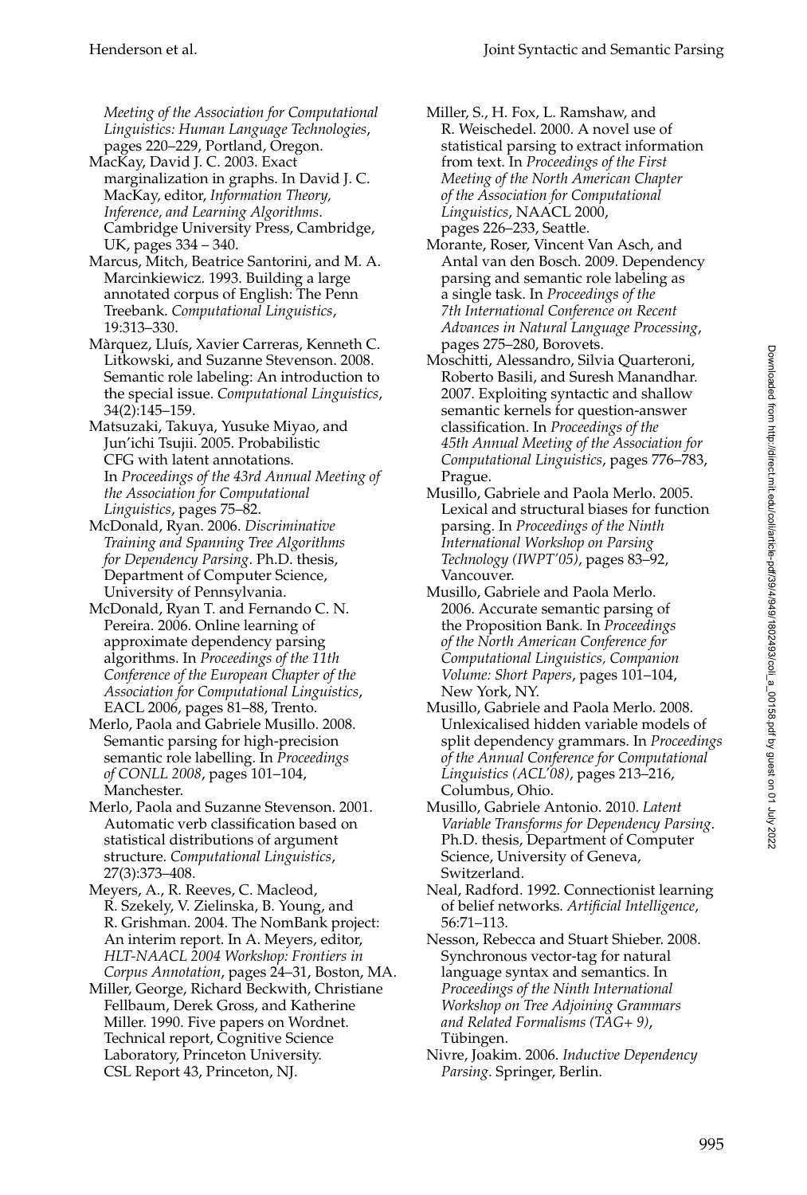*Meeting of the Association for Computational Linguistics: Human Language Technologies*, pages 220–229, Portland, Oregon.

MacKay, David J. C. 2003. Exact marginalization in graphs. In David J. C. MacKay, editor, *Information Theory, Inference, and Learning Algorithms*. Cambridge University Press, Cambridge, UK, pages 334 – 340.

Marcus, Mitch, Beatrice Santorini, and M. A. Marcinkiewicz. 1993. Building a large annotated corpus of English: The Penn Treebank. *Computational Linguistics*, 19:313–330.

Màrquez, Lluís, Xavier Carreras, Kenneth C. Litkowski, and Suzanne Stevenson. 2008. Semantic role labeling: An introduction to the special issue. *Computational Linguistics*, 34(2):145–159.

Matsuzaki, Takuya, Yusuke Miyao, and Jun'ichi Tsujii. 2005. Probabilistic CFG with latent annotations. In *Proceedings of the 43rd Annual Meeting of the Association for Computational Linguistics*, pages 75–82.

McDonald, Ryan. 2006. *Discriminative Training and Spanning Tree Algorithms for Dependency Parsing*. Ph.D. thesis, Department of Computer Science, University of Pennsylvania.

McDonald, Ryan T. and Fernando C. N. Pereira. 2006. Online learning of approximate dependency parsing algorithms. In *Proceedings of the 11th Conference of the European Chapter of the Association for Computational Linguistics*, EACL 2006, pages 81–88, Trento.

Merlo, Paola and Gabriele Musillo. 2008. Semantic parsing for high-precision semantic role labelling. In *Proceedings of CONLL 2008*, pages 101–104, Manchester.

Merlo, Paola and Suzanne Stevenson. 2001. Automatic verb classification based on statistical distributions of argument structure. *Computational Linguistics*, 27(3):373–408.

Meyers, A., R. Reeves, C. Macleod, R. Szekely, V. Zielinska, B. Young, and R. Grishman. 2004. The NomBank project: An interim report. In A. Meyers, editor, *HLT-NAACL 2004 Workshop: Frontiers in Corpus Annotation*, pages 24–31, Boston, MA.

Miller, George, Richard Beckwith, Christiane Fellbaum, Derek Gross, and Katherine Miller. 1990. Five papers on Wordnet. Technical report, Cognitive Science Laboratory, Princeton University. CSL Report 43, Princeton, NJ.

Miller, S., H. Fox, L. Ramshaw, and R. Weischedel. 2000. A novel use of statistical parsing to extract information from text. In *Proceedings of the First Meeting of the North American Chapter of the Association for Computational Linguistics*, NAACL 2000, pages 226–233, Seattle.

Morante, Roser, Vincent Van Asch, and Antal van den Bosch. 2009. Dependency parsing and semantic role labeling as a single task. In *Proceedings of the 7th International Conference on Recent Advances in Natural Language Processing*, pages 275–280, Borovets.

Moschitti, Alessandro, Silvia Quarteroni, Roberto Basili, and Suresh Manandhar. 2007. Exploiting syntactic and shallow semantic kernels for question-answer classification. In *Proceedings of the 45th Annual Meeting of the Association for Computational Linguistics*, pages 776–783, Prague.

Musillo, Gabriele and Paola Merlo. 2005. Lexical and structural biases for function parsing. In *Proceedings of the Ninth International Workshop on Parsing Technology (IWPT'05)*, pages 83–92, Vancouver.

Musillo, Gabriele and Paola Merlo. 2006. Accurate semantic parsing of the Proposition Bank. In *Proceedings of the North American Conference for Computational Linguistics, Companion Volume: Short Papers*, pages 101–104, New York, NY.

Musillo, Gabriele and Paola Merlo. 2008. Unlexicalised hidden variable models of split dependency grammars. In *Proceedings of the Annual Conference for Computational Linguistics (ACL'08)*, pages 213–216, Columbus, Ohio.

Musillo, Gabriele Antonio. 2010. *Latent Variable Transforms for Dependency Parsing*. Ph.D. thesis, Department of Computer Science, University of Geneva, Switzerland.

Neal, Radford. 1992. Connectionist learning of belief networks. *Artificial Intelligence*, 56:71–113.

Nesson, Rebecca and Stuart Shieber. 2008. Synchronous vector-tag for natural language syntax and semantics. In *Proceedings of the Ninth International Workshop on Tree Adjoining Grammars and Related Formalisms (TAG+ 9)*, Tübingen.

Nivre, Joakim. 2006. *Inductive Dependency Parsing*. Springer, Berlin.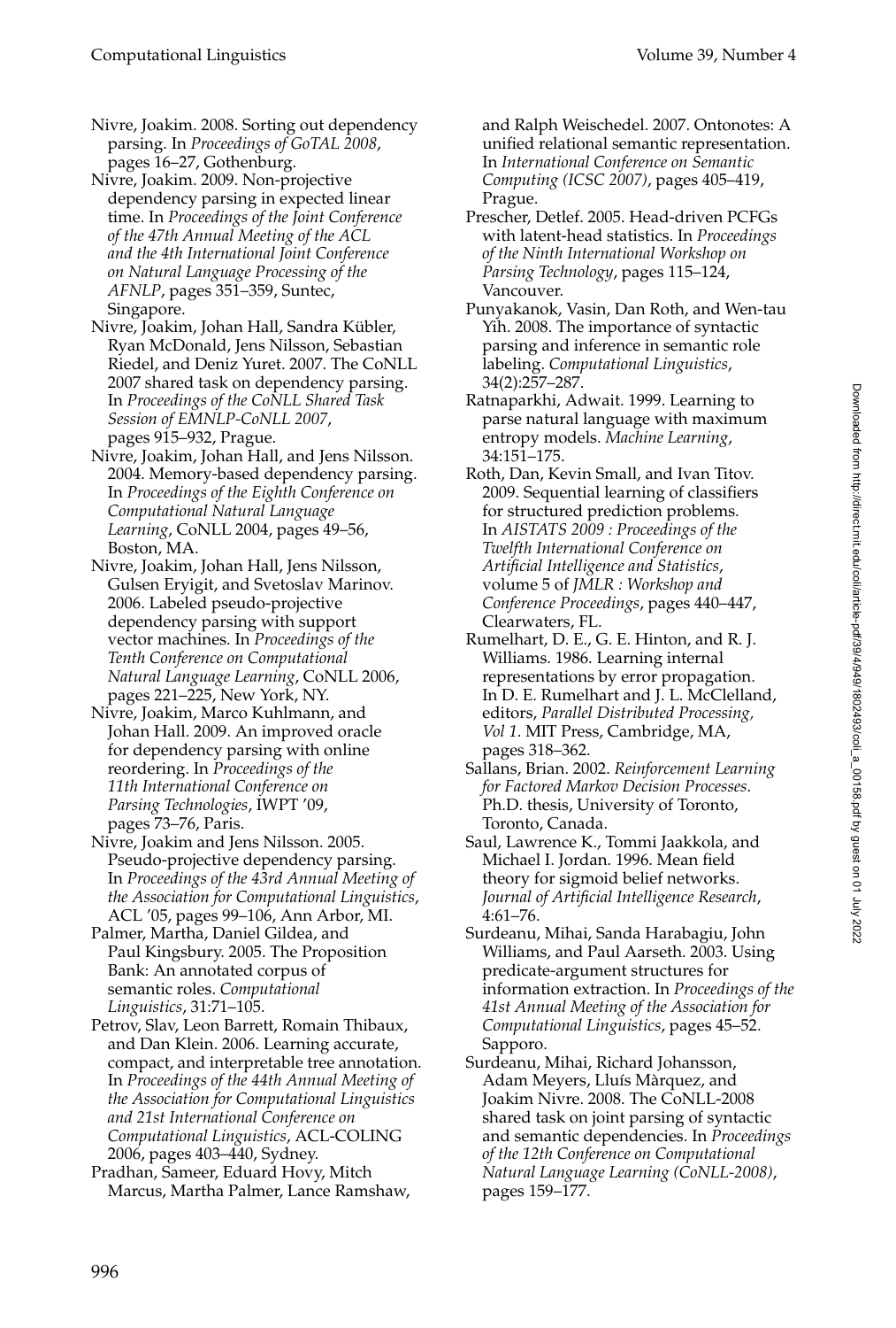Nivre, Joakim. 2008. Sorting out dependency parsing. In *Proceedings of GoTAL 2008*, pages 16–27, Gothenburg.

Nivre, Joakim. 2009. Non-projective dependency parsing in expected linear time. In *Proceedings of the Joint Conference of the 47th Annual Meeting of the ACL and the 4th International Joint Conference on Natural Language Processing of the AFNLP*, pages 351–359, Suntec, Singapore.

Nivre, Joakim, Johan Hall, Sandra Kübler, Ryan McDonald, Jens Nilsson, Sebastian Riedel, and Deniz Yuret. 2007. The CoNLL 2007 shared task on dependency parsing. In *Proceedings of the CoNLL Shared Task Session of EMNLP-CoNLL 2007*, pages 915–932, Prague.

Nivre, Joakim, Johan Hall, and Jens Nilsson. 2004. Memory-based dependency parsing. In *Proceedings of the Eighth Conference on Computational Natural Language Learning*, CoNLL 2004, pages 49–56, Boston, MA.

Nivre, Joakim, Johan Hall, Jens Nilsson, Gulsen Eryigit, and Svetoslav Marinov. 2006. Labeled pseudo-projective dependency parsing with support vector machines. In *Proceedings of the Tenth Conference on Computational Natural Language Learning*, CoNLL 2006, pages 221–225, New York, NY.

Nivre, Joakim, Marco Kuhlmann, and Johan Hall. 2009. An improved oracle for dependency parsing with online reordering. In *Proceedings of the 11th International Conference on Parsing Technologies*, IWPT '09, pages 73–76, Paris.

Nivre, Joakim and Jens Nilsson. 2005. Pseudo-projective dependency parsing. In *Proceedings of the 43rd Annual Meeting of the Association for Computational Linguistics*, ACL '05, pages 99–106, Ann Arbor, MI.

Palmer, Martha, Daniel Gildea, and Paul Kingsbury. 2005. The Proposition Bank: An annotated corpus of semantic roles. *Computational Linguistics*, 31:71–105.

Petrov, Slav, Leon Barrett, Romain Thibaux, and Dan Klein. 2006. Learning accurate, compact, and interpretable tree annotation. In *Proceedings of the 44th Annual Meeting of the Association for Computational Linguistics and 21st International Conference on Computational Linguistics*, ACL-COLING 2006, pages 403–440, Sydney.

Pradhan, Sameer, Eduard Hovy, Mitch Marcus, Martha Palmer, Lance Ramshaw, and Ralph Weischedel. 2007. Ontonotes: A unified relational semantic representation. In *International Conference on Semantic Computing (ICSC 2007)*, pages 405–419, Prague.

Prescher, Detlef. 2005. Head-driven PCFGs with latent-head statistics. In *Proceedings of the Ninth International Workshop on Parsing Technology*, pages 115–124, Vancouver.

Punyakanok, Vasin, Dan Roth, and Wen-tau Yih. 2008. The importance of syntactic parsing and inference in semantic role labeling. *Computational Linguistics*, 34(2):257–287.

Ratnaparkhi, Adwait. 1999. Learning to parse natural language with maximum entropy models. *Machine Learning*, 34:151–175.

Roth, Dan, Kevin Small, and Ivan Titov. 2009. Sequential learning of classifiers for structured prediction problems. In *AISTATS 2009 : Proceedings of the Twelfth International Conference on Artificial Intelligence and Statistics*, volume 5 of *JMLR : Workshop and Conference Proceedings*, pages 440–447, Clearwaters, FL.

Rumelhart, D. E., G. E. Hinton, and R. J. Williams. 1986. Learning internal representations by error propagation. In D. E. Rumelhart and J. L. McClelland, editors, *Parallel Distributed Processing, Vol 1*. MIT Press, Cambridge, MA, pages 318–362.

Sallans, Brian. 2002. *Reinforcement Learning for Factored Markov Decision Processes*. Ph.D. thesis, University of Toronto, Toronto, Canada.

Saul, Lawrence K., Tommi Jaakkola, and Michael I. Jordan. 1996. Mean field theory for sigmoid belief networks. *Journal of Artificial Intelligence Research*, 4:61–76.

Surdeanu, Mihai, Sanda Harabagiu, John Williams, and Paul Aarseth. 2003. Using predicate-argument structures for information extraction. In *Proceedings of the 41st Annual Meeting of the Association for Computational Linguistics*, pages 45–52. Sapporo.

Surdeanu, Mihai, Richard Johansson, Adam Meyers, Lluís Màrquez, and Joakim Nivre. 2008. The CoNLL-2008 shared task on joint parsing of syntactic and semantic dependencies. In *Proceedings of the 12th Conference on Computational Natural Language Learning (CoNLL-2008)*, pages 159–177.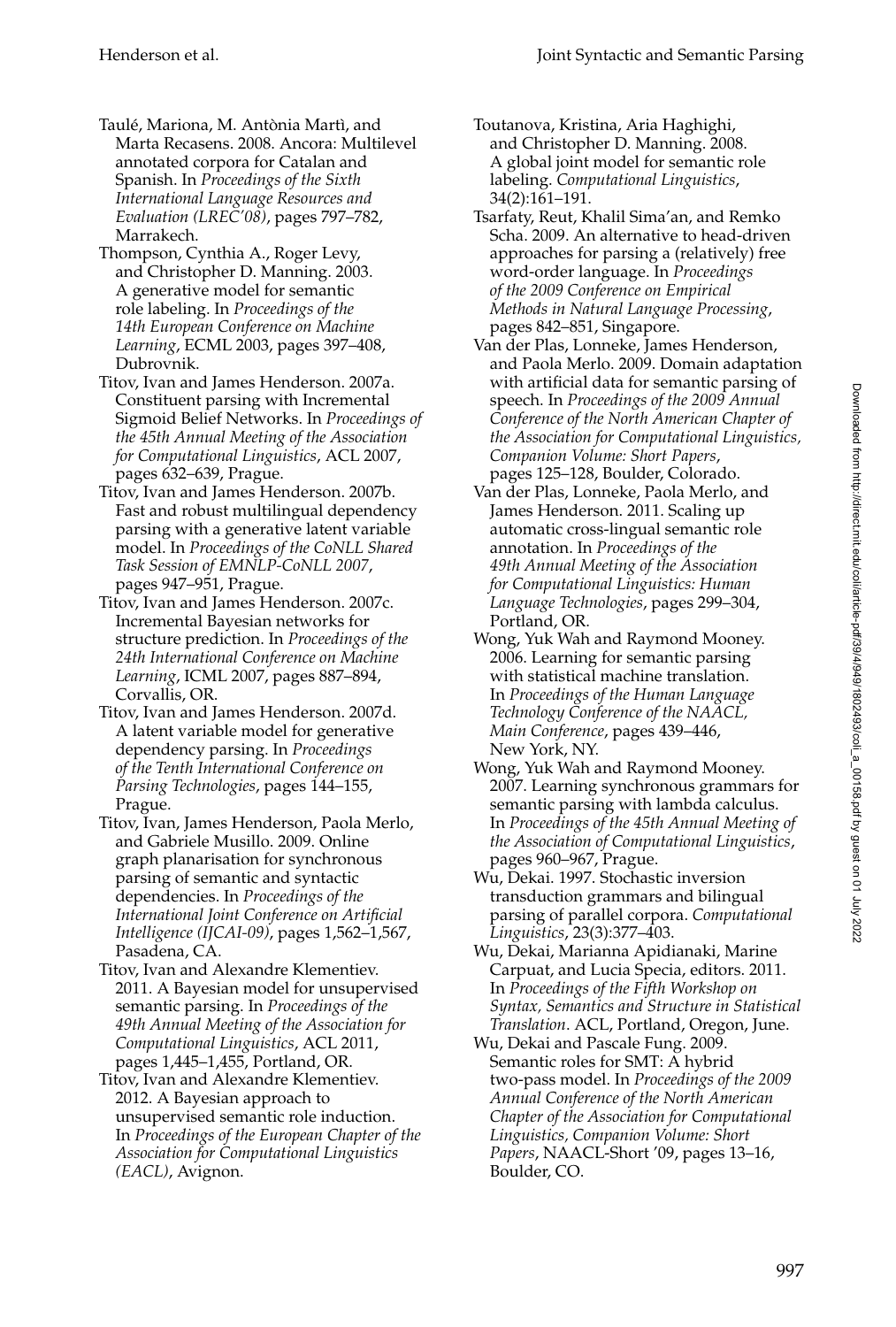Taulé, Mariona, M. Antònia Martì, and Marta Recasens. 2008. Ancora: Multilevel annotated corpora for Catalan and Spanish. In *Proceedings of the Sixth International Language Resources and Evaluation (LREC'08)*, pages 797–782, Marrakech.

Thompson, Cynthia A., Roger Levy, and Christopher D. Manning. 2003. A generative model for semantic role labeling. In *Proceedings of the 14th European Conference on Machine Learning*, ECML 2003, pages 397–408, Dubrovnik.

Titov, Ivan and James Henderson. 2007a. Constituent parsing with Incremental Sigmoid Belief Networks. In *Proceedings of the 45th Annual Meeting of the Association for Computational Linguistics*, ACL 2007, pages 632–639, Prague.

Titov, Ivan and James Henderson. 2007b. Fast and robust multilingual dependency parsing with a generative latent variable model. In *Proceedings of the CoNLL Shared Task Session of EMNLP-CoNLL 2007*, pages 947–951, Prague.

Titov, Ivan and James Henderson. 2007c. Incremental Bayesian networks for structure prediction. In *Proceedings of the 24th International Conference on Machine Learning*, ICML 2007, pages 887–894, Corvallis, OR.

Titov, Ivan and James Henderson. 2007d. A latent variable model for generative dependency parsing. In *Proceedings of the Tenth International Conference on Parsing Technologies*, pages 144–155, Prague.

Titov, Ivan, James Henderson, Paola Merlo, and Gabriele Musillo. 2009. Online graph planarisation for synchronous parsing of semantic and syntactic dependencies. In *Proceedings of the International Joint Conference on Artificial Intelligence (IJCAI-09)*, pages 1,562–1,567, Pasadena, CA.

Titov, Ivan and Alexandre Klementiev. 2011. A Bayesian model for unsupervised semantic parsing. In *Proceedings of the 49th Annual Meeting of the Association for Computational Linguistics*, ACL 2011, pages 1,445–1,455, Portland, OR.

Titov, Ivan and Alexandre Klementiev. 2012. A Bayesian approach to unsupervised semantic role induction. In *Proceedings of the European Chapter of the Association for Computational Linguistics (EACL)*, Avignon.

Toutanova, Kristina, Aria Haghighi, and Christopher D. Manning. 2008. A global joint model for semantic role labeling. *Computational Linguistics*, 34(2):161–191.

Tsarfaty, Reut, Khalil Sima'an, and Remko Scha. 2009. An alternative to head-driven approaches for parsing a (relatively) free word-order language. In *Proceedings of the 2009 Conference on Empirical Methods in Natural Language Processing*, pages 842–851, Singapore.

Van der Plas, Lonneke, James Henderson, and Paola Merlo. 2009. Domain adaptation with artificial data for semantic parsing of speech. In *Proceedings of the 2009 Annual Conference of the North American Chapter of the Association for Computational Linguistics, Companion Volume: Short Papers*, pages 125–128, Boulder, Colorado.

Van der Plas, Lonneke, Paola Merlo, and James Henderson. 2011. Scaling up automatic cross-lingual semantic role annotation. In *Proceedings of the 49th Annual Meeting of the Association for Computational Linguistics: Human Language Technologies*, pages 299–304, Portland, OR.

Wong, Yuk Wah and Raymond Mooney. 2006. Learning for semantic parsing with statistical machine translation. In *Proceedings of the Human Language Technology Conference of the NAACL, Main Conference*, pages 439–446, New York, NY.

Wong, Yuk Wah and Raymond Mooney. 2007. Learning synchronous grammars for semantic parsing with lambda calculus. In *Proceedings of the 45th Annual Meeting of the Association of Computational Linguistics*, pages 960–967, Prague.

Wu, Dekai. 1997. Stochastic inversion transduction grammars and bilingual parsing of parallel corpora. *Computational Linguistics*, 23(3):377–403.

Wu, Dekai, Marianna Apidianaki, Marine Carpuat, and Lucia Specia, editors. 2011. In *Proceedings of the Fifth Workshop on Syntax, Semantics and Structure in Statistical Translation*. ACL, Portland, Oregon, June.

Wu, Dekai and Pascale Fung. 2009. Semantic roles for SMT: A hybrid two-pass model. In *Proceedings of the 2009 Annual Conference of the North American Chapter of the Association for Computational Linguistics, Companion Volume: Short Papers*, NAACL-Short '09, pages 13–16, Boulder, CO.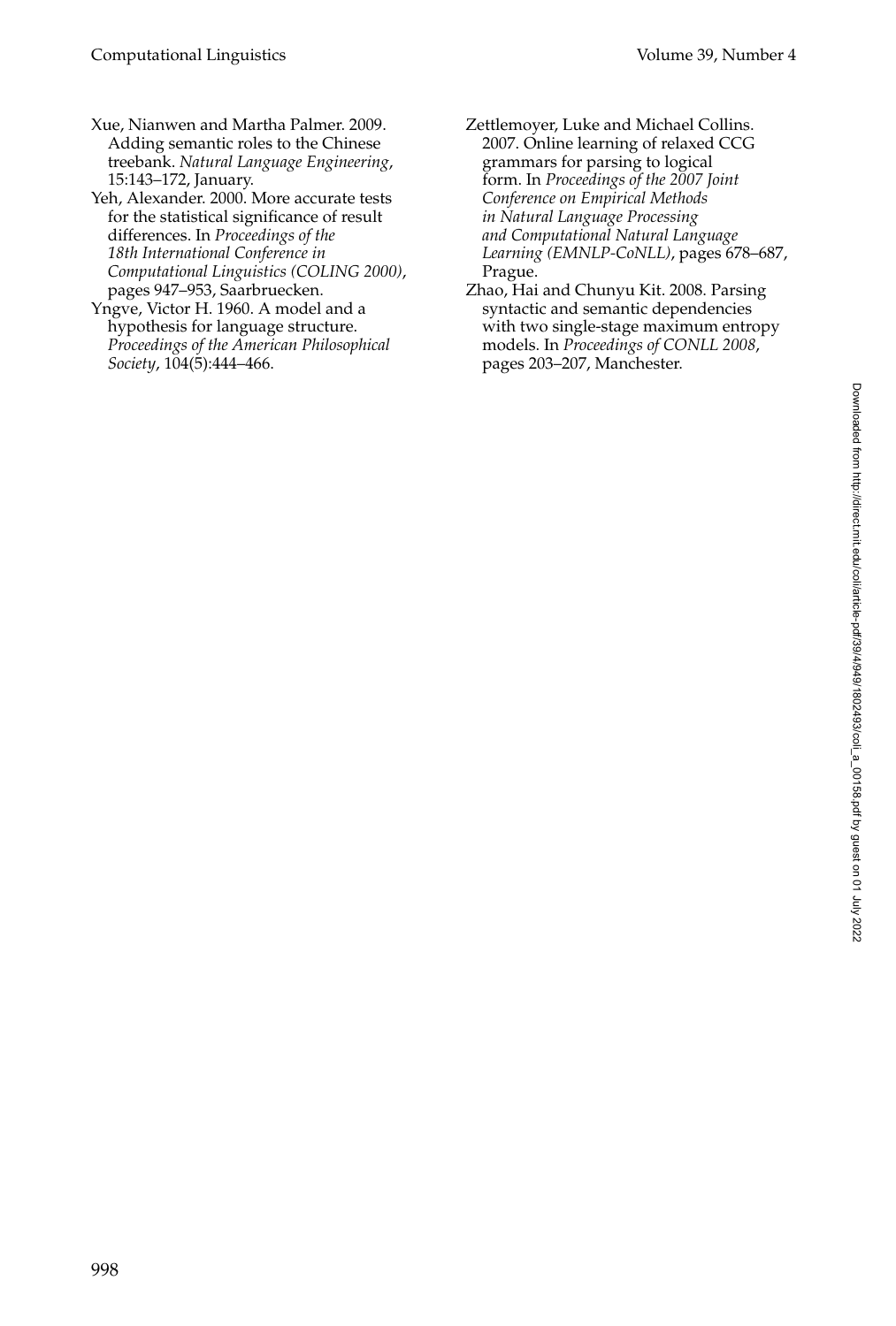Xue, Nianwen and Martha Palmer. 2009. Adding semantic roles to the Chinese treebank. *Natural Language Engineering*, 15:143–172, January.

Yeh, Alexander. 2000. More accurate tests for the statistical significance of result differences. In *Proceedings of the 18th International Conference in Computational Linguistics (COLING 2000)*, pages 947–953, Saarbruecken.

Yngve, Victor H. 1960. A model and a hypothesis for language structure. *Proceedings of the American Philosophical Society*, 104(5):444–466.

Zettlemoyer, Luke and Michael Collins. 2007. Online learning of relaxed CCG grammars for parsing to logical form. In *Proceedings of the 2007 Joint Conference on Empirical Methods in Natural Language Processing and Computational Natural Language Learning (EMNLP-CoNLL)*, pages 678–687, Prague.

Zhao, Hai and Chunyu Kit. 2008. Parsing syntactic and semantic dependencies with two single-stage maximum entropy models. In *Proceedings of CONLL 2008*, pages 203–207, Manchester.